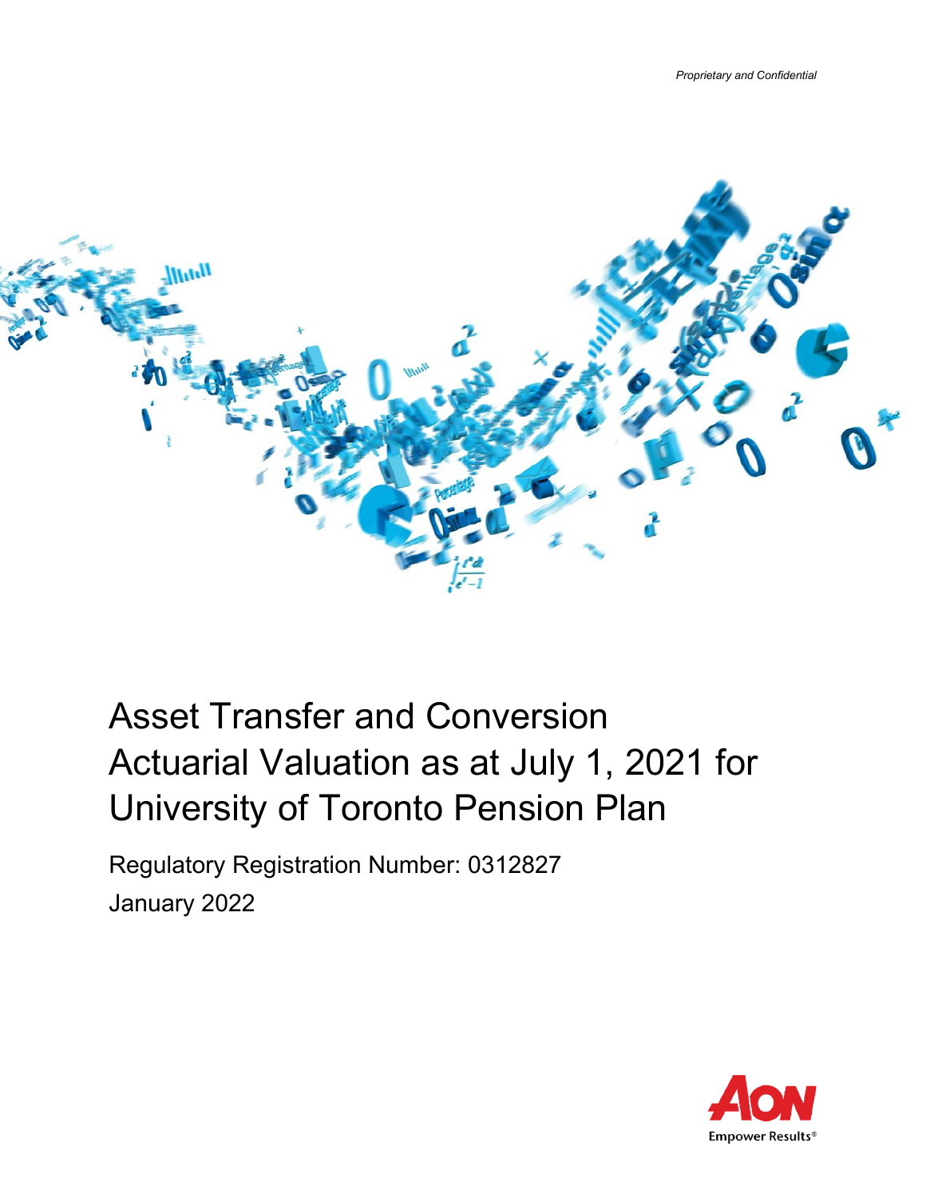*Proprietary and Confidential*

# Asset Transfer and Conversion Actuarial Valuation as at July 1, 2021 for University of Toronto Pension Plan

Regulatory Registration Number: 0312827

January 2022

Aon
Empower Results®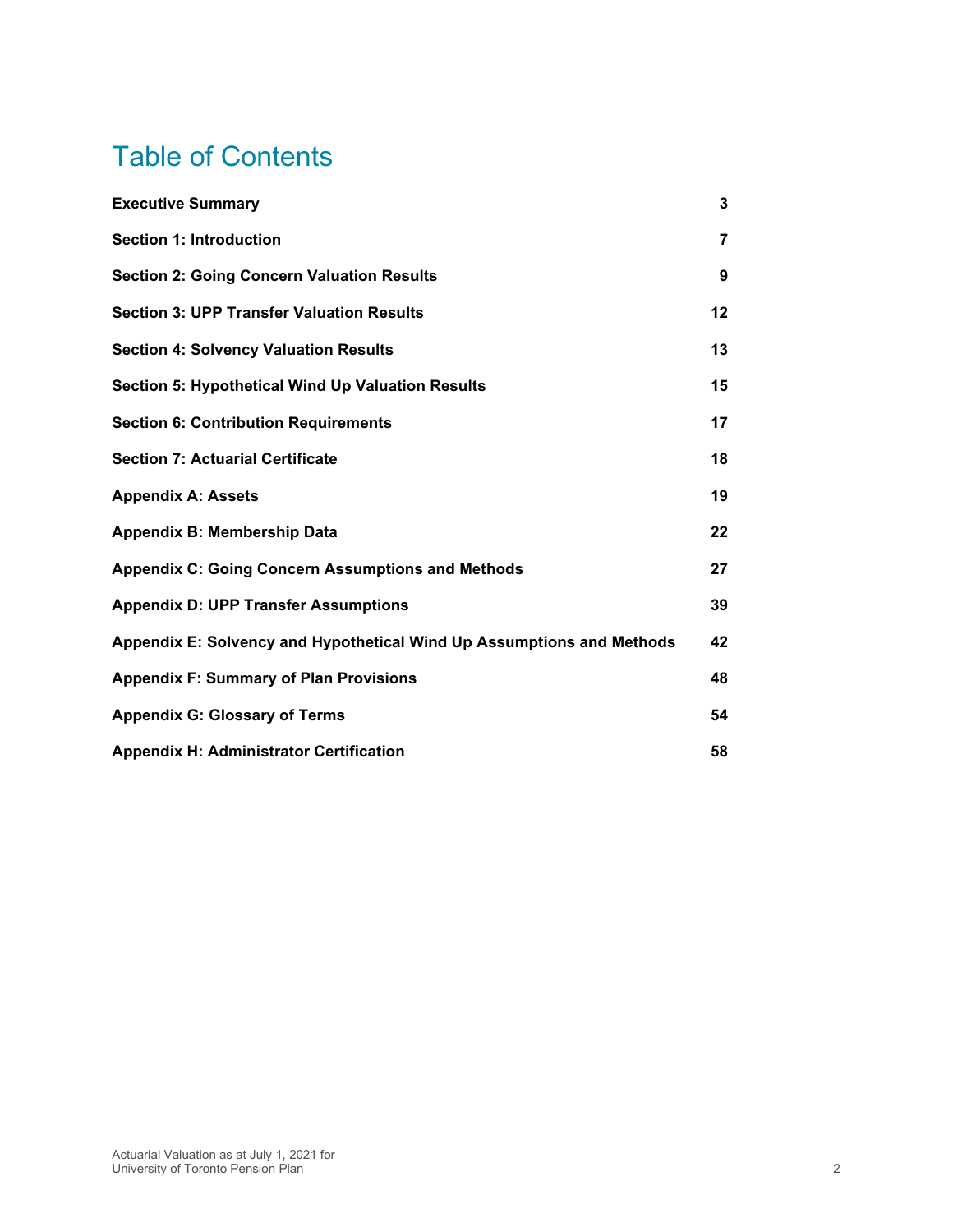# Table of Contents

| | |
|---|---|
| **Executive Summary** | **3** |
| **Section 1: Introduction** | **7** |
| **Section 2: Going Concern Valuation Results** | **9** |
| **Section 3: UPP Transfer Valuation Results** | **12** |
| **Section 4: Solvency Valuation Results** | **13** |
| **Section 5: Hypothetical Wind Up Valuation Results** | **15** |
| **Section 6: Contribution Requirements** | **17** |
| **Section 7: Actuarial Certificate** | **18** |
| **Appendix A: Assets** | **19** |
| **Appendix B: Membership Data** | **22** |
| **Appendix C: Going Concern Assumptions and Methods** | **27** |
| **Appendix D: UPP Transfer Assumptions** | **39** |
| **Appendix E: Solvency and Hypothetical Wind Up Assumptions and Methods** | **42** |
| **Appendix F: Summary of Plan Provisions** | **48** |
| **Appendix G: Glossary of Terms** | **54** |
| **Appendix H: Administrator Certification** | **58** |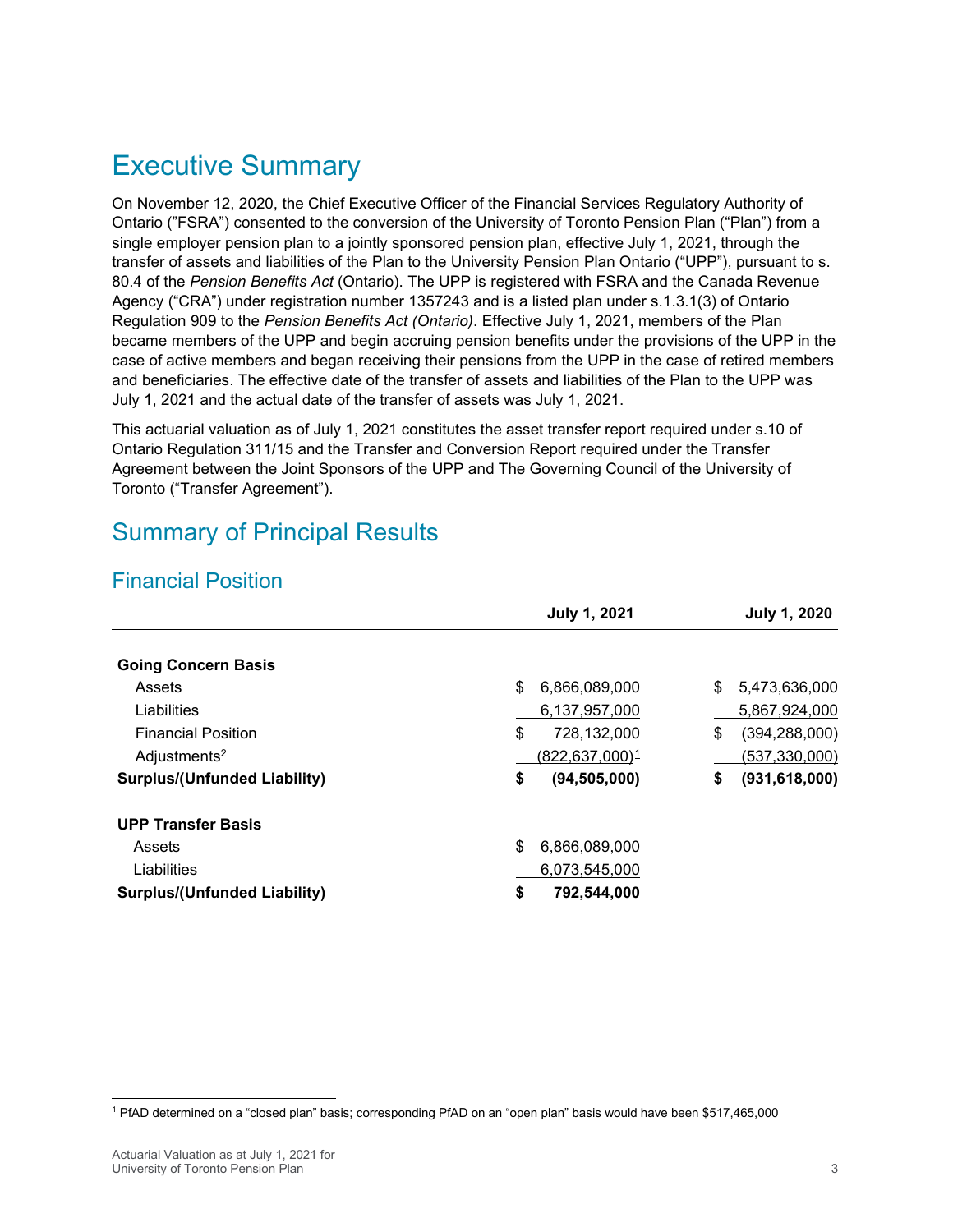# Executive Summary

On November 12, 2020, the Chief Executive Officer of the Financial Services Regulatory Authority of Ontario ("FSRA") consented to the conversion of the University of Toronto Pension Plan ("Plan") from a single employer pension plan to a jointly sponsored pension plan, effective July 1, 2021, through the transfer of assets and liabilities of the Plan to the University Pension Plan Ontario ("UPP"), pursuant to s. 80.4 of the *Pension Benefits Act* (Ontario). The UPP is registered with FSRA and the Canada Revenue Agency ("CRA") under registration number 1357243 and is a listed plan under s.1.3.1(3) of Ontario Regulation 909 to the *Pension Benefits Act (Ontario)*. Effective July 1, 2021, members of the Plan became members of the UPP and begin accruing pension benefits under the provisions of the UPP in the case of active members and began receiving their pensions from the UPP in the case of retired members and beneficiaries. The effective date of the transfer of assets and liabilities of the Plan to the UPP was July 1, 2021 and the actual date of the transfer of assets was July 1, 2021.

This actuarial valuation as of July 1, 2021 constitutes the asset transfer report required under s.10 of Ontario Regulation 311/15 and the Transfer and Conversion Report required under the Transfer Agreement between the Joint Sponsors of the UPP and The Governing Council of the University of Toronto ("Transfer Agreement").

# Summary of Principal Results

## Financial Position

| | July 1, 2021 | July 1, 2020 |
|---|---|---|
| **Going Concern Basis** | | |
| Assets | $ 6,866,089,000 | $ 5,473,636,000 |
| Liabilities | 6,137,957,000 | 5,867,924,000 |
| Financial Position | $ 728,132,000 | $ (394,288,000) |
| Adjustments[2] | (822,637,000)[1] | (537,330,000) |
| **Surplus/(Unfunded Liability)** | **$ (94,505,000)** | **$ (931,618,000)** |
| **UPP Transfer Basis** | | |
| Assets | $ 6,866,089,000 | |
| Liabilities | 6,073,545,000 | |
| **Surplus/(Unfunded Liability)** | **$ 792,544,000** | |

[1] PfAD determined on a "closed plan" basis; corresponding PfAD on an "open plan" basis would have been $517,465,000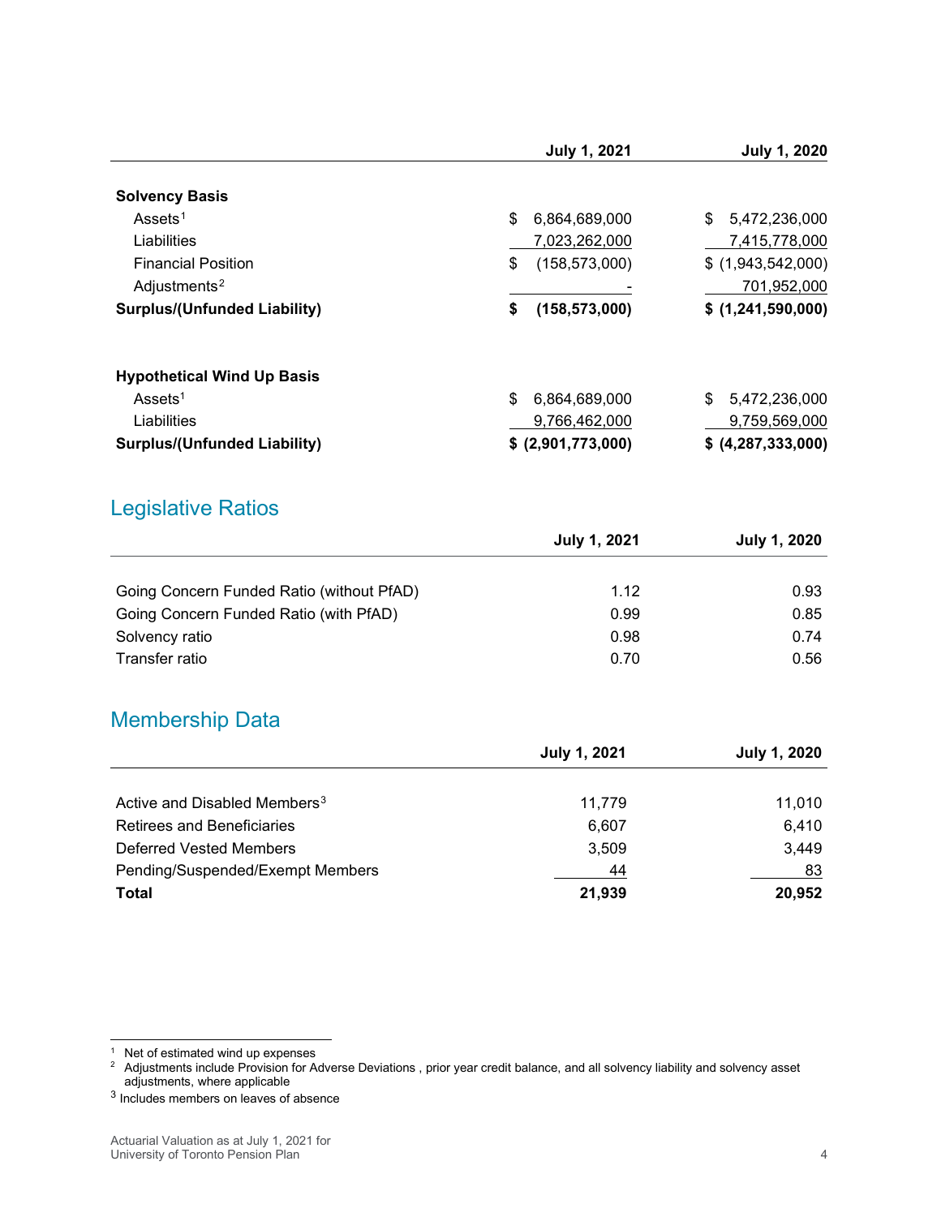| | July 1, 2021 | July 1, 2020 |
|---|---|---|
| **Solvency Basis** | | |
| Assets[1] | $ 6,864,689,000 | $ 5,472,236,000 |
| Liabilities | 7,023,262,000 | 7,415,778,000 |
| Financial Position | $ (158,573,000) | $ (1,943,542,000) |
| Adjustments[2] | - | 701,952,000 |
| **Surplus/(Unfunded Liability)** | **$ (158,573,000)** | **$ (1,241,590,000)** |
| | | |
| **Hypothetical Wind Up Basis** | | |
| Assets[1] | $ 6,864,689,000 | $ 5,472,236,000 |
| Liabilities | 9,766,462,000 | 9,759,569,000 |
| **Surplus/(Unfunded Liability)** | **$ (2,901,773,000)** | **$ (4,287,333,000)** |

## Legislative Ratios

| | July 1, 2021 | July 1, 2020 |
|---|---|---|
| Going Concern Funded Ratio (without PfAD) | 1.12 | 0.93 |
| Going Concern Funded Ratio (with PfAD) | 0.99 | 0.85 |
| Solvency ratio | 0.98 | 0.74 |
| Transfer ratio | 0.70 | 0.56 |

## Membership Data

| | July 1, 2021 | July 1, 2020 |
|---|---|---|
| Active and Disabled Members[3] | 11,779 | 11,010 |
| Retirees and Beneficiaries | 6,607 | 6,410 |
| Deferred Vested Members | 3,509 | 3,449 |
| Pending/Suspended/Exempt Members | 44 | 83 |
| **Total** | **21,939** | **20,952** |

[1] Net of estimated wind up expenses

[2] Adjustments include Provision for Adverse Deviations , prior year credit balance, and all solvency liability and solvency asset adjustments, where applicable

[3] Includes members on leaves of absence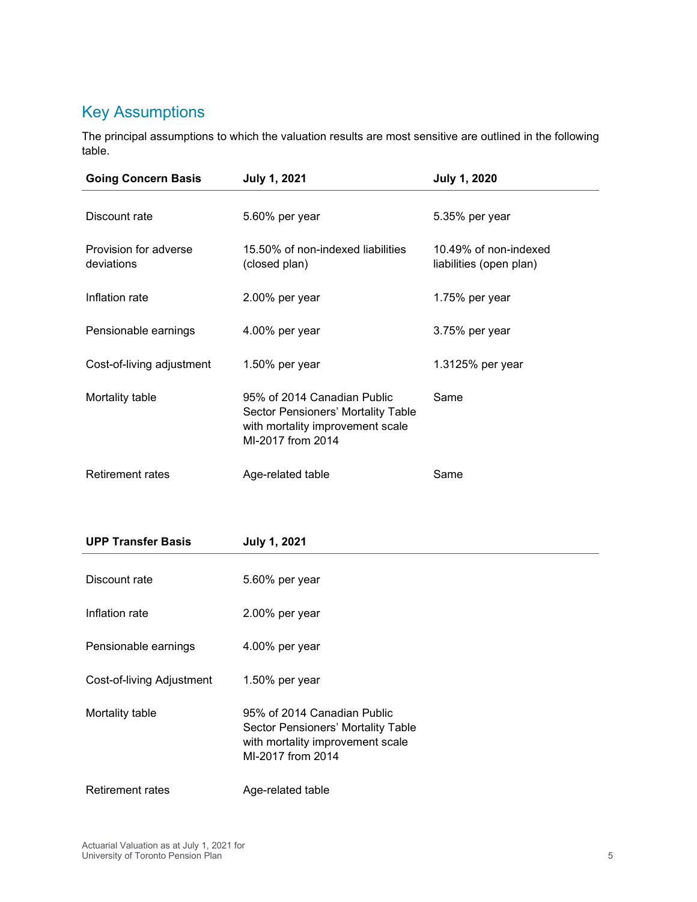## Key Assumptions

The principal assumptions to which the valuation results are most sensitive are outlined in the following table.

| Going Concern Basis | July 1, 2021 | July 1, 2020 |
|---|---|---|
| Discount rate | 5.60% per year | 5.35% per year |
| Provision for adverse deviations | 15.50% of non-indexed liabilities (closed plan) | 10.49% of non-indexed liabilities (open plan) |
| Inflation rate | 2.00% per year | 1.75% per year |
| Pensionable earnings | 4.00% per year | 3.75% per year |
| Cost-of-living adjustment | 1.50% per year | 1.3125% per year |
| Mortality table | 95% of 2014 Canadian Public Sector Pensioners' Mortality Table with mortality improvement scale MI-2017 from 2014 | Same |
| Retirement rates | Age-related table | Same |

| UPP Transfer Basis | July 1, 2021 |
|---|---|
| Discount rate | 5.60% per year |
| Inflation rate | 2.00% per year |
| Pensionable earnings | 4.00% per year |
| Cost-of-living Adjustment | 1.50% per year |
| Mortality table | 95% of 2014 Canadian Public Sector Pensioners' Mortality Table with mortality improvement scale MI-2017 from 2014 |
| Retirement rates | Age-related table |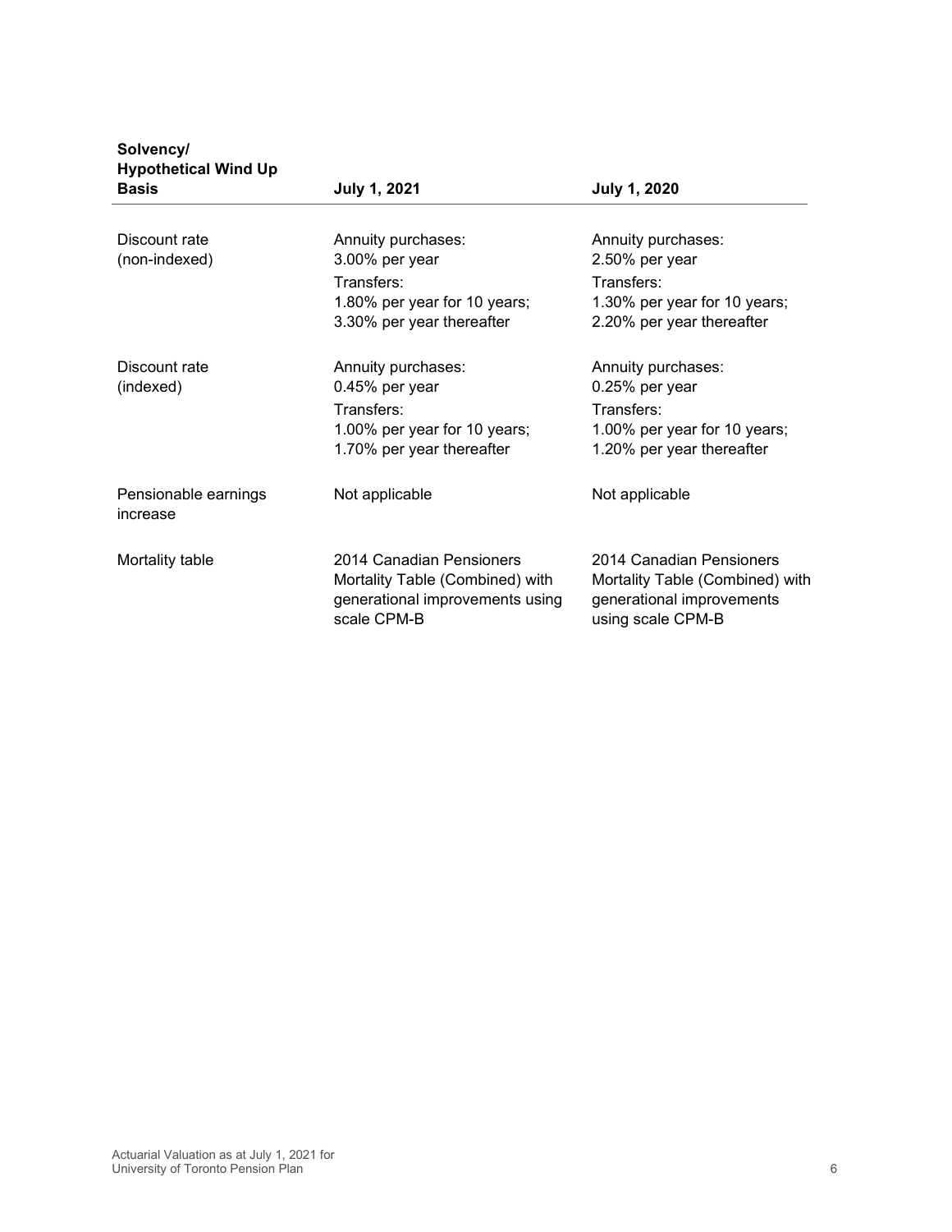| Solvency/ Hypothetical Wind Up Basis | July 1, 2021 | July 1, 2020 |
|---|---|---|
| Discount rate (non-indexed) | Annuity purchases: 3.00% per year<br>Transfers: 1.80% per year for 10 years; 3.30% per year thereafter | Annuity purchases: 2.50% per year<br>Transfers: 1.30% per year for 10 years; 2.20% per year thereafter |
| Discount rate (indexed) | Annuity purchases: 0.45% per year<br>Transfers: 1.00% per year for 10 years; 1.70% per year thereafter | Annuity purchases: 0.25% per year<br>Transfers: 1.00% per year for 10 years; 1.20% per year thereafter |
| Pensionable earnings increase | Not applicable | Not applicable |
| Mortality table | 2014 Canadian Pensioners Mortality Table (Combined) with generational improvements using scale CPM-B | 2014 Canadian Pensioners Mortality Table (Combined) with generational improvements using scale CPM-B |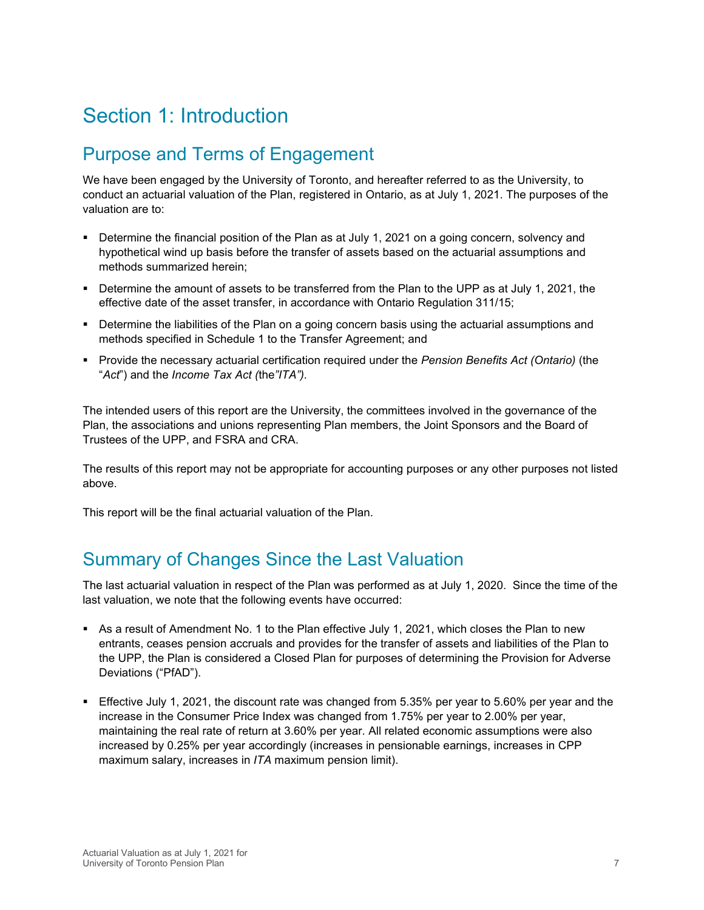# Section 1: Introduction

## Purpose and Terms of Engagement

We have been engaged by the University of Toronto, and hereafter referred to as the University, to conduct an actuarial valuation of the Plan, registered in Ontario, as at July 1, 2021. The purposes of the valuation are to:

- Determine the financial position of the Plan as at July 1, 2021 on a going concern, solvency and hypothetical wind up basis before the transfer of assets based on the actuarial assumptions and methods summarized herein;
- Determine the amount of assets to be transferred from the Plan to the UPP as at July 1, 2021, the effective date of the asset transfer, in accordance with Ontario Regulation 311/15;
- Determine the liabilities of the Plan on a going concern basis using the actuarial assumptions and methods specified in Schedule 1 to the Transfer Agreement; and
- Provide the necessary actuarial certification required under the *Pension Benefits Act (Ontario)* (the "*Act*") and the *Income Tax Act (*the*"ITA").*

The intended users of this report are the University, the committees involved in the governance of the Plan, the associations and unions representing Plan members, the Joint Sponsors and the Board of Trustees of the UPP, and FSRA and CRA.

The results of this report may not be appropriate for accounting purposes or any other purposes not listed above.

This report will be the final actuarial valuation of the Plan.

## Summary of Changes Since the Last Valuation

The last actuarial valuation in respect of the Plan was performed as at July 1, 2020. Since the time of the last valuation, we note that the following events have occurred:

- As a result of Amendment No. 1 to the Plan effective July 1, 2021, which closes the Plan to new entrants, ceases pension accruals and provides for the transfer of assets and liabilities of the Plan to the UPP, the Plan is considered a Closed Plan for purposes of determining the Provision for Adverse Deviations ("PfAD").
- Effective July 1, 2021, the discount rate was changed from 5.35% per year to 5.60% per year and the increase in the Consumer Price Index was changed from 1.75% per year to 2.00% per year, maintaining the real rate of return at 3.60% per year. All related economic assumptions were also increased by 0.25% per year accordingly (increases in pensionable earnings, increases in CPP maximum salary, increases in *ITA* maximum pension limit).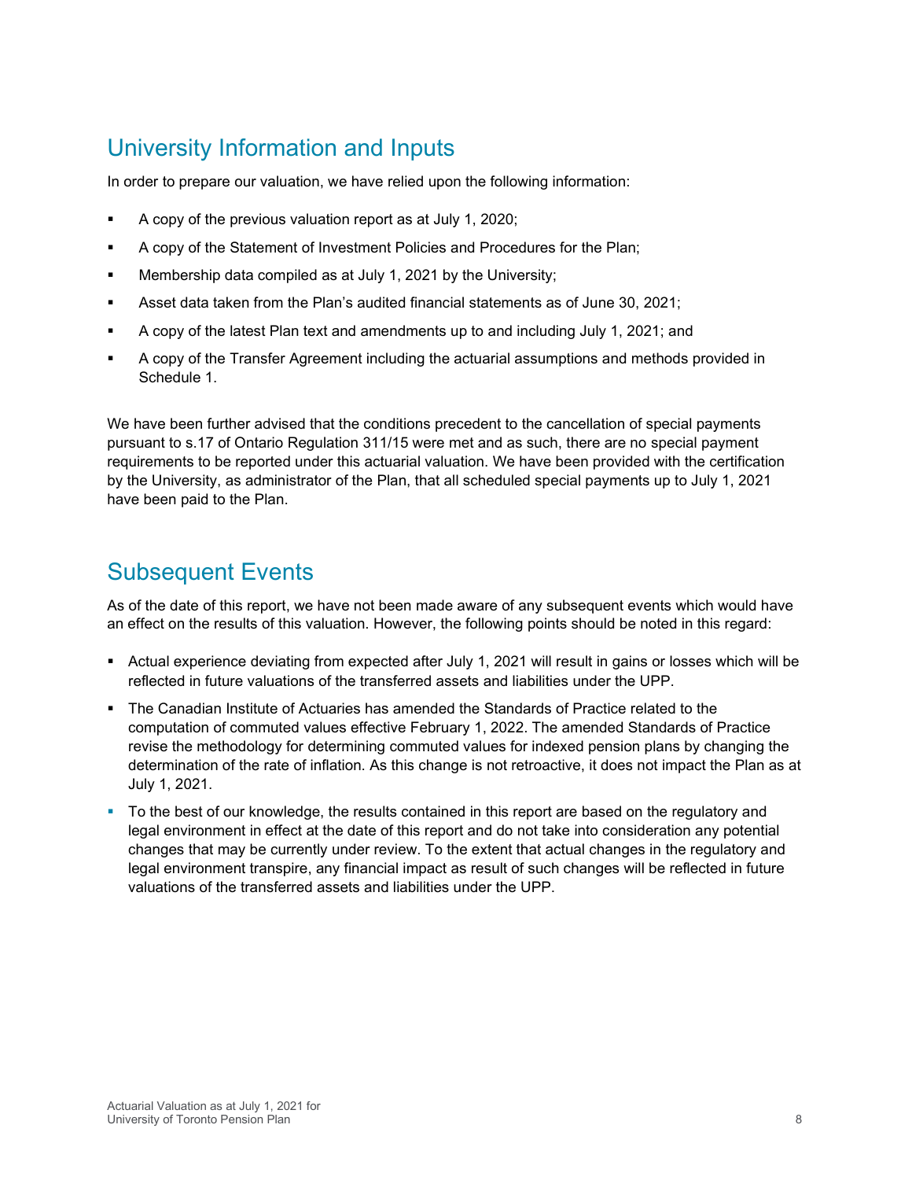## University Information and Inputs

In order to prepare our valuation, we have relied upon the following information:

- A copy of the previous valuation report as at July 1, 2020;
- A copy of the Statement of Investment Policies and Procedures for the Plan;
- Membership data compiled as at July 1, 2021 by the University;
- Asset data taken from the Plan's audited financial statements as of June 30, 2021;
- A copy of the latest Plan text and amendments up to and including July 1, 2021; and
- A copy of the Transfer Agreement including the actuarial assumptions and methods provided in Schedule 1.

We have been further advised that the conditions precedent to the cancellation of special payments pursuant to s.17 of Ontario Regulation 311/15 were met and as such, there are no special payment requirements to be reported under this actuarial valuation. We have been provided with the certification by the University, as administrator of the Plan, that all scheduled special payments up to July 1, 2021 have been paid to the Plan.

## Subsequent Events

As of the date of this report, we have not been made aware of any subsequent events which would have an effect on the results of this valuation. However, the following points should be noted in this regard:

- Actual experience deviating from expected after July 1, 2021 will result in gains or losses which will be reflected in future valuations of the transferred assets and liabilities under the UPP.
- The Canadian Institute of Actuaries has amended the Standards of Practice related to the computation of commuted values effective February 1, 2022. The amended Standards of Practice revise the methodology for determining commuted values for indexed pension plans by changing the determination of the rate of inflation. As this change is not retroactive, it does not impact the Plan as at July 1, 2021.
- To the best of our knowledge, the results contained in this report are based on the regulatory and legal environment in effect at the date of this report and do not take into consideration any potential changes that may be currently under review. To the extent that actual changes in the regulatory and legal environment transpire, any financial impact as result of such changes will be reflected in future valuations of the transferred assets and liabilities under the UPP.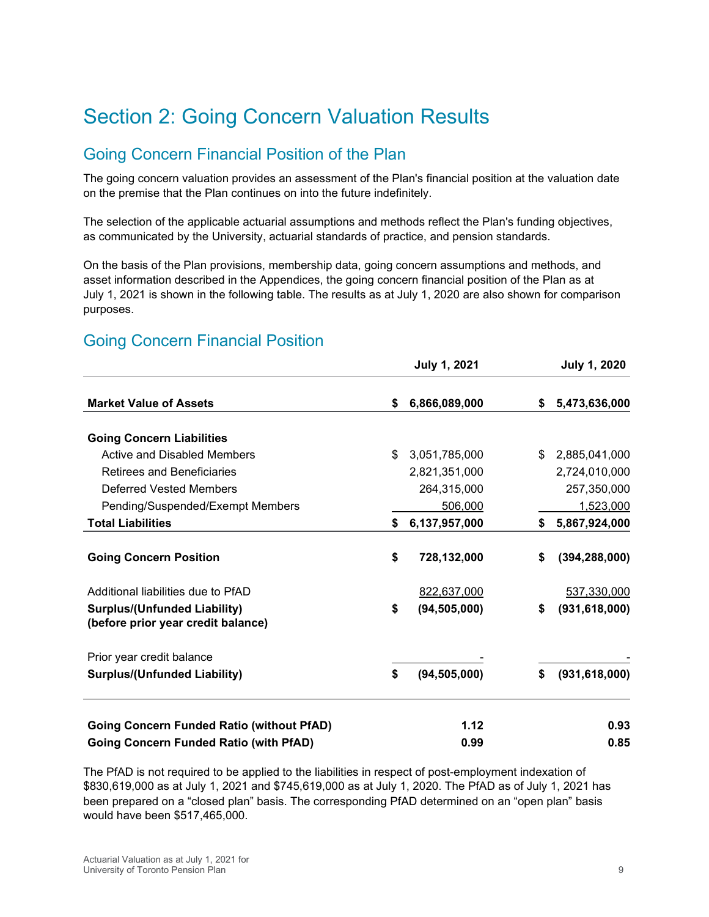# Section 2: Going Concern Valuation Results

## Going Concern Financial Position of the Plan

The going concern valuation provides an assessment of the Plan's financial position at the valuation date on the premise that the Plan continues on into the future indefinitely.

The selection of the applicable actuarial assumptions and methods reflect the Plan's funding objectives, as communicated by the University, actuarial standards of practice, and pension standards.

On the basis of the Plan provisions, membership data, going concern assumptions and methods, and asset information described in the Appendices, the going concern financial position of the Plan as at July 1, 2021 is shown in the following table. The results as at July 1, 2020 are also shown for comparison purposes.

## Going Concern Financial Position

| | July 1, 2021 | July 1, 2020 |
|---|---|---|
| **Market Value of Assets** | **$ 6,866,089,000** | **$ 5,473,636,000** |
| **Going Concern Liabilities** | | |
| Active and Disabled Members | $ 3,051,785,000 | $ 2,885,041,000 |
| Retirees and Beneficiaries | 2,821,351,000 | 2,724,010,000 |
| Deferred Vested Members | 264,315,000 | 257,350,000 |
| Pending/Suspended/Exempt Members | 506,000 | 1,523,000 |
| **Total Liabilities** | **$ 6,137,957,000** | **$ 5,867,924,000** |
| **Going Concern Position** | **$ 728,132,000** | **$ (394,288,000)** |
| Additional liabilities due to PfAD | 822,637,000 | 537,330,000 |
| **Surplus/(Unfunded Liability) (before prior year credit balance)** | **$ (94,505,000)** | **$ (931,618,000)** |
| Prior year credit balance | - | - |
| **Surplus/(Unfunded Liability)** | **$ (94,505,000)** | **$ (931,618,000)** |
| **Going Concern Funded Ratio (without PfAD)** | **1.12** | **0.93** |
| **Going Concern Funded Ratio (with PfAD)** | **0.99** | **0.85** |

The PfAD is not required to be applied to the liabilities in respect of post-employment indexation of $830,619,000 as at July 1, 2021 and $745,619,000 as at July 1, 2020. The PfAD as of July 1, 2021 has been prepared on a "closed plan" basis. The corresponding PfAD determined on an "open plan" basis would have been $517,465,000.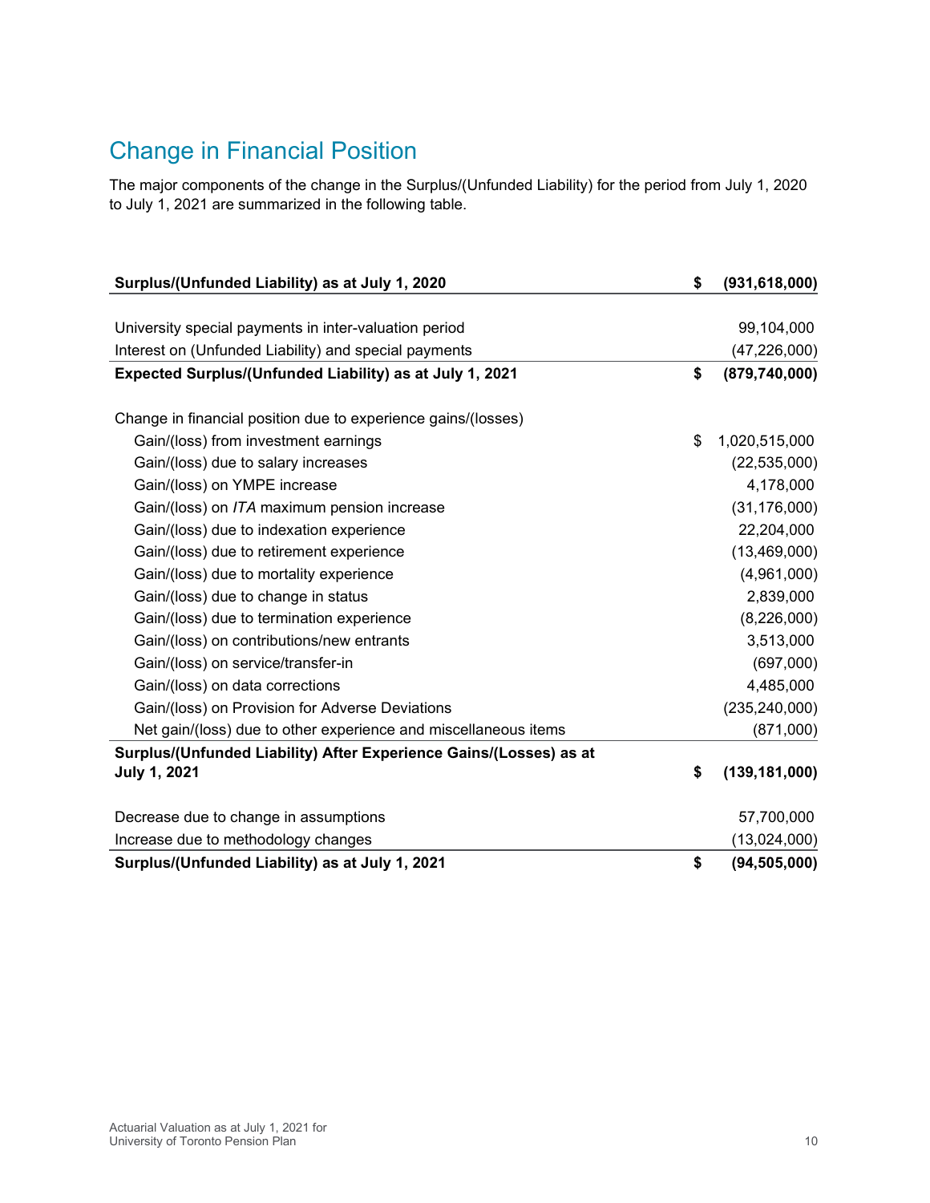## Change in Financial Position

The major components of the change in the Surplus/(Unfunded Liability) for the period from July 1, 2020 to July 1, 2021 are summarized in the following table.

| | | |
|---|---|---|
| **Surplus/(Unfunded Liability) as at July 1, 2020** | **$** | **(931,618,000)** |
| | | |
| University special payments in inter-valuation period | | 99,104,000 |
| Interest on (Unfunded Liability) and special payments | | (47,226,000) |
| **Expected Surplus/(Unfunded Liability) as at July 1, 2021** | **$** | **(879,740,000)** |
| | | |
| Change in financial position due to experience gains/(losses) | | |
| Gain/(loss) from investment earnings | $ | 1,020,515,000 |
| Gain/(loss) due to salary increases | | (22,535,000) |
| Gain/(loss) on YMPE increase | | 4,178,000 |
| Gain/(loss) on *ITA* maximum pension increase | | (31,176,000) |
| Gain/(loss) due to indexation experience | | 22,204,000 |
| Gain/(loss) due to retirement experience | | (13,469,000) |
| Gain/(loss) due to mortality experience | | (4,961,000) |
| Gain/(loss) due to change in status | | 2,839,000 |
| Gain/(loss) due to termination experience | | (8,226,000) |
| Gain/(loss) on contributions/new entrants | | 3,513,000 |
| Gain/(loss) on service/transfer-in | | (697,000) |
| Gain/(loss) on data corrections | | 4,485,000 |
| Gain/(loss) on Provision for Adverse Deviations | | (235,240,000) |
| Net gain/(loss) due to other experience and miscellaneous items | | (871,000) |
| **Surplus/(Unfunded Liability) After Experience Gains/(Losses) as at July 1, 2021** | **$** | **(139,181,000)** |
| | | |
| Decrease due to change in assumptions | | 57,700,000 |
| Increase due to methodology changes | | (13,024,000) |
| **Surplus/(Unfunded Liability) as at July 1, 2021** | **$** | **(94,505,000)** |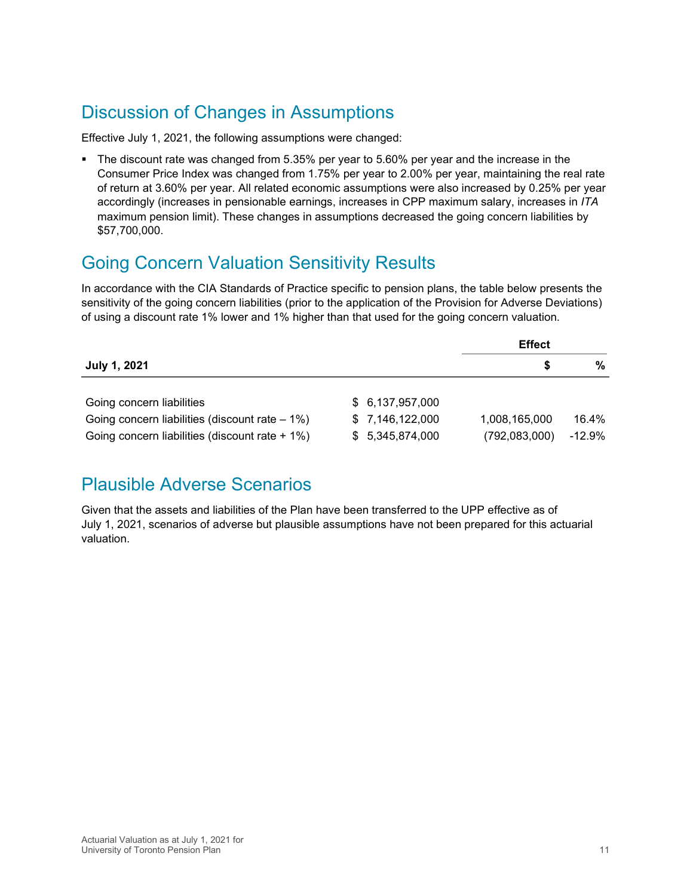## Discussion of Changes in Assumptions

Effective July 1, 2021, the following assumptions were changed:

- The discount rate was changed from 5.35% per year to 5.60% per year and the increase in the Consumer Price Index was changed from 1.75% per year to 2.00% per year, maintaining the real rate of return at 3.60% per year. All related economic assumptions were also increased by 0.25% per year accordingly (increases in pensionable earnings, increases in CPP maximum salary, increases in *ITA* maximum pension limit). These changes in assumptions decreased the going concern liabilities by $57,700,000.

## Going Concern Valuation Sensitivity Results

In accordance with the CIA Standards of Practice specific to pension plans, the table below presents the sensitivity of the going concern liabilities (prior to the application of the Provision for Adverse Deviations) of using a discount rate 1% lower and 1% higher than that used for the going concern valuation.

| | | Effect | |
|---|---|---|---|
| **July 1, 2021** | | **$** | **%** |
| Going concern liabilities | $ 6,137,957,000 | | |
| Going concern liabilities (discount rate – 1%) | $ 7,146,122,000 | 1,008,165,000 | 16.4% |
| Going concern liabilities (discount rate + 1%) | $ 5,345,874,000 | (792,083,000) | -12.9% |

## Plausible Adverse Scenarios

Given that the assets and liabilities of the Plan have been transferred to the UPP effective as of July 1, 2021, scenarios of adverse but plausible assumptions have not been prepared for this actuarial valuation.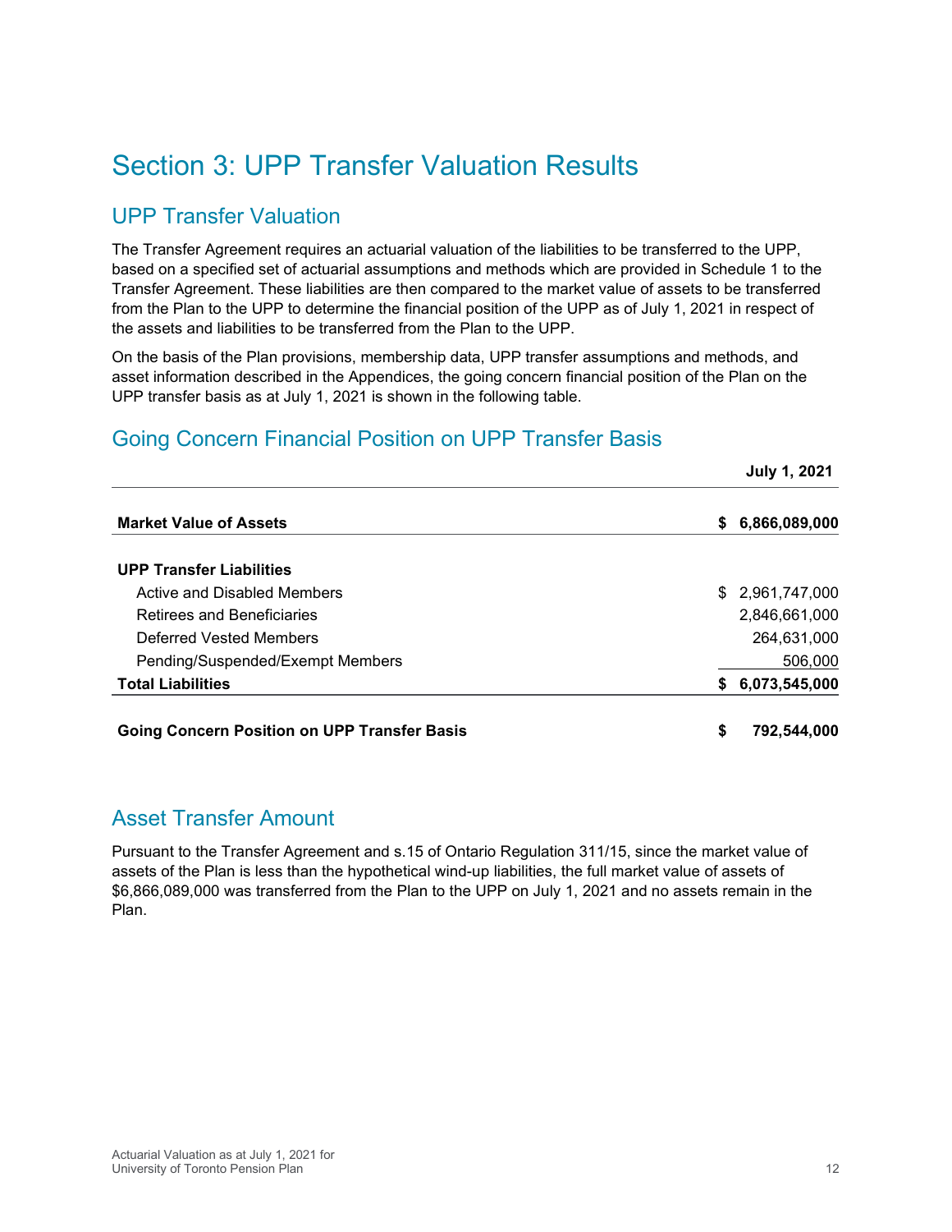# Section 3: UPP Transfer Valuation Results

## UPP Transfer Valuation

The Transfer Agreement requires an actuarial valuation of the liabilities to be transferred to the UPP, based on a specified set of actuarial assumptions and methods which are provided in Schedule 1 to the Transfer Agreement. These liabilities are then compared to the market value of assets to be transferred from the Plan to the UPP to determine the financial position of the UPP as of July 1, 2021 in respect of the assets and liabilities to be transferred from the Plan to the UPP.

On the basis of the Plan provisions, membership data, UPP transfer assumptions and methods, and asset information described in the Appendices, the going concern financial position of the Plan on the UPP transfer basis as at July 1, 2021 is shown in the following table.

## Going Concern Financial Position on UPP Transfer Basis

| | July 1, 2021 |
|---|---|
| **Market Value of Assets** | **$ 6,866,089,000** |
| **UPP Transfer Liabilities** | |
| Active and Disabled Members | $ 2,961,747,000 |
| Retirees and Beneficiaries | 2,846,661,000 |
| Deferred Vested Members | 264,631,000 |
| Pending/Suspended/Exempt Members | 506,000 |
| **Total Liabilities** | **$ 6,073,545,000** |
| **Going Concern Position on UPP Transfer Basis** | **$ 792,544,000** |

## Asset Transfer Amount

Pursuant to the Transfer Agreement and s.15 of Ontario Regulation 311/15, since the market value of assets of the Plan is less than the hypothetical wind-up liabilities, the full market value of assets of $6,866,089,000 was transferred from the Plan to the UPP on July 1, 2021 and no assets remain in the Plan.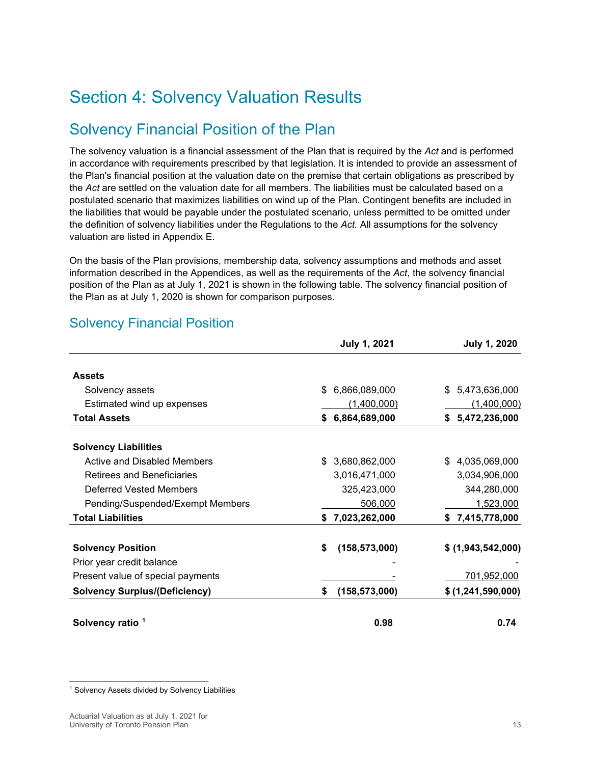# Section 4: Solvency Valuation Results

## Solvency Financial Position of the Plan

The solvency valuation is a financial assessment of the Plan that is required by the *Act* and is performed in accordance with requirements prescribed by that legislation. It is intended to provide an assessment of the Plan's financial position at the valuation date on the premise that certain obligations as prescribed by the *Act* are settled on the valuation date for all members. The liabilities must be calculated based on a postulated scenario that maximizes liabilities on wind up of the Plan. Contingent benefits are included in the liabilities that would be payable under the postulated scenario, unless permitted to be omitted under the definition of solvency liabilities under the Regulations to the *Act.* All assumptions for the solvency valuation are listed in Appendix E.

On the basis of the Plan provisions, membership data, solvency assumptions and methods and asset information described in the Appendices, as well as the requirements of the *Act*, the solvency financial position of the Plan as at July 1, 2021 is shown in the following table. The solvency financial position of the Plan as at July 1, 2020 is shown for comparison purposes.

### Solvency Financial Position

| | July 1, 2021 | July 1, 2020 |
|---|---|---|
| **Assets** | | |
| Solvency assets | $ 6,866,089,000 | $ 5,473,636,000 |
| Estimated wind up expenses | (1,400,000) | (1,400,000) |
| **Total Assets** | **$ 6,864,689,000** | **$ 5,472,236,000** |
| **Solvency Liabilities** | | |
| Active and Disabled Members | $ 3,680,862,000 | $ 4,035,069,000 |
| Retirees and Beneficiaries | 3,016,471,000 | 3,034,906,000 |
| Deferred Vested Members | 325,423,000 | 344,280,000 |
| Pending/Suspended/Exempt Members | 506,000 | 1,523,000 |
| **Total Liabilities** | **$ 7,023,262,000** | **$ 7,415,778,000** |
| **Solvency Position** | **$ (158,573,000)** | **$ (1,943,542,000)** |
| Prior year credit balance | - | - |
| Present value of special payments | - | 701,952,000 |
| **Solvency Surplus/(Deficiency)** | **$ (158,573,000)** | **$ (1,241,590,000)** |
| **Solvency ratio [1]** | **0.98** | **0.74** |

[1] Solvency Assets divided by Solvency Liabilities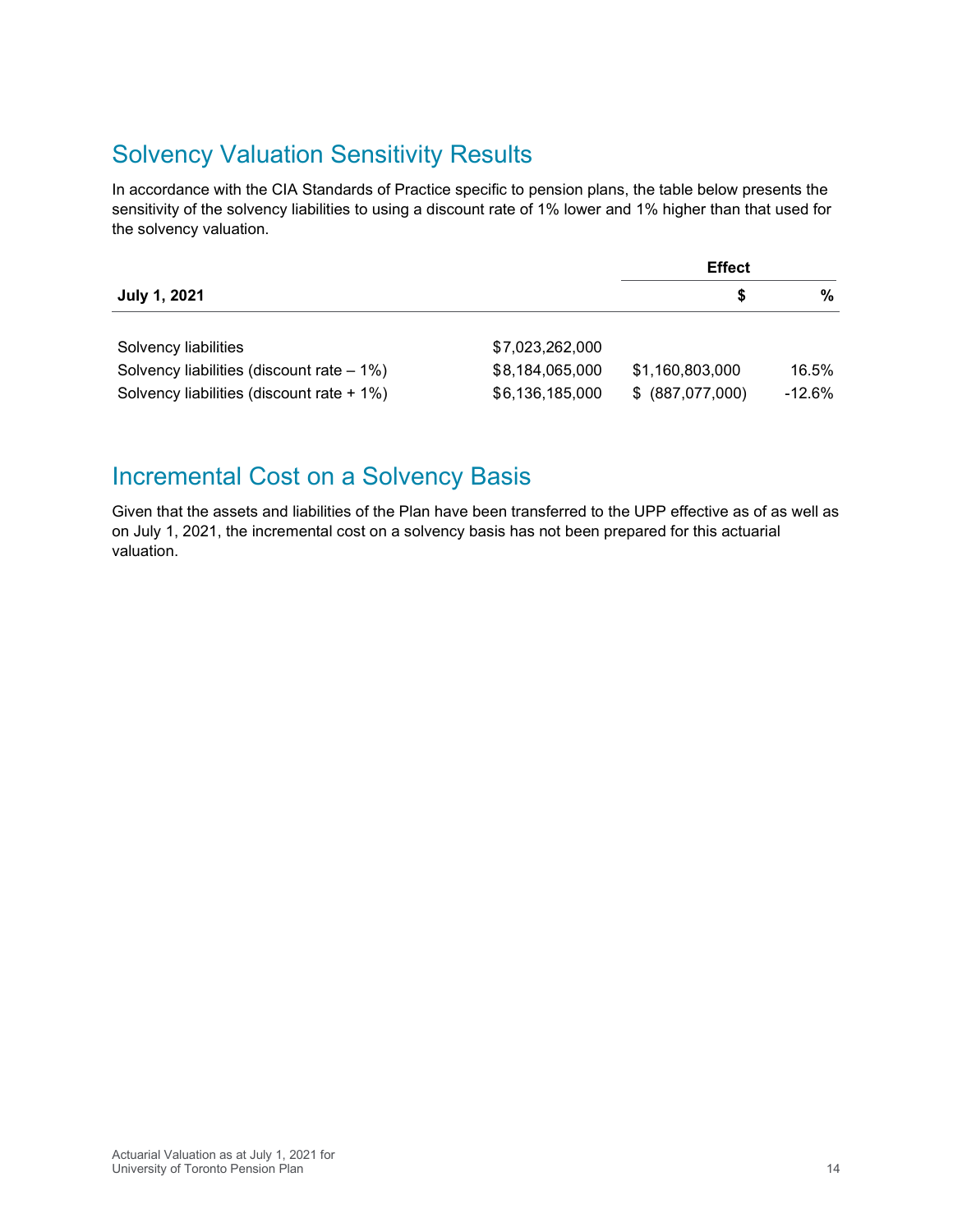## Solvency Valuation Sensitivity Results

In accordance with the CIA Standards of Practice specific to pension plans, the table below presents the sensitivity of the solvency liabilities to using a discount rate of 1% lower and 1% higher than that used for the solvency valuation.

| | | Effect | |
|---|---|---|---|
| **July 1, 2021** | | **$** | **%** |
| Solvency liabilities | $7,023,262,000 | | |
| Solvency liabilities (discount rate – 1%) | $8,184,065,000 | $1,160,803,000 | 16.5% |
| Solvency liabilities (discount rate + 1%) | $6,136,185,000 | $ (887,077,000) | -12.6% |

## Incremental Cost on a Solvency Basis

Given that the assets and liabilities of the Plan have been transferred to the UPP effective as of as well as on July 1, 2021, the incremental cost on a solvency basis has not been prepared for this actuarial valuation.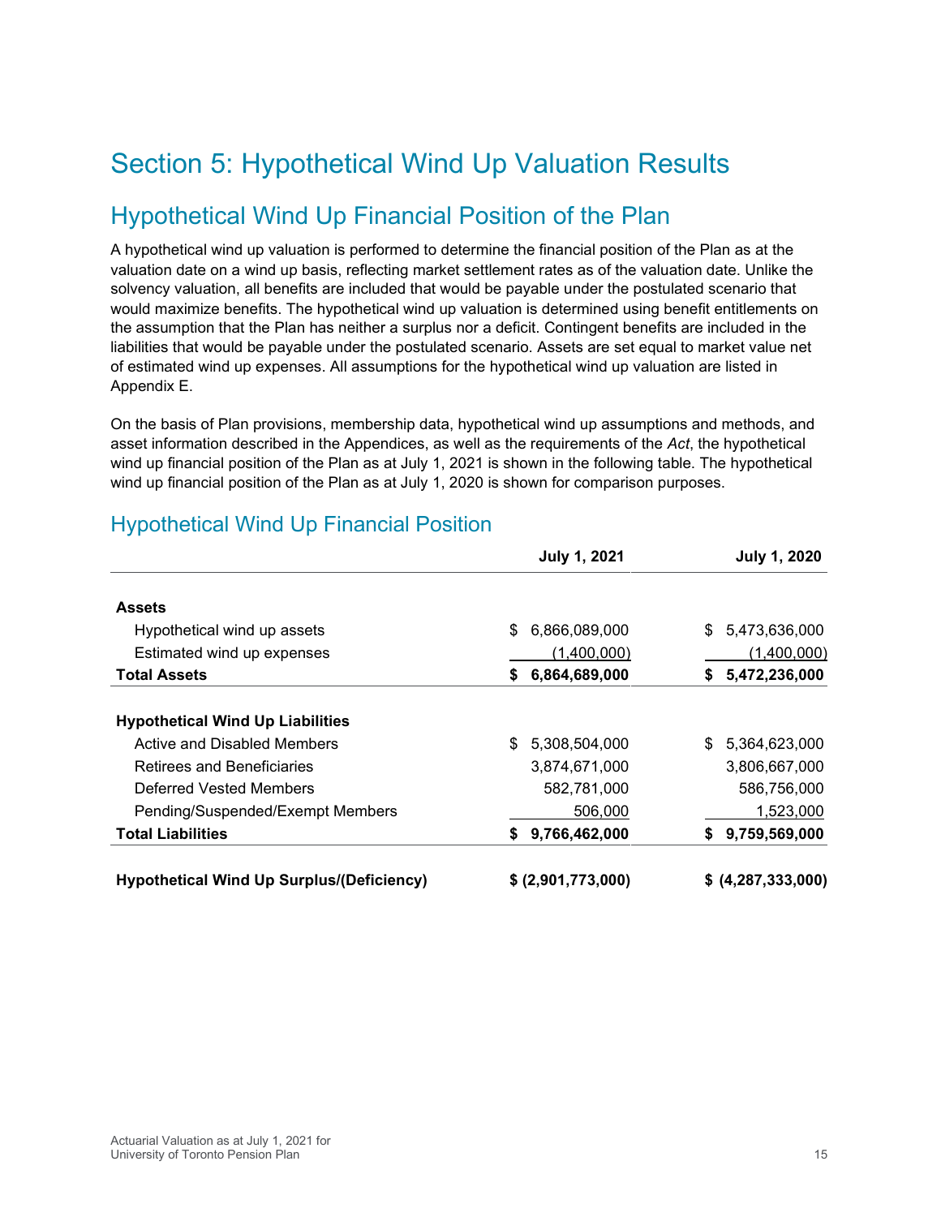# Section 5: Hypothetical Wind Up Valuation Results

## Hypothetical Wind Up Financial Position of the Plan

A hypothetical wind up valuation is performed to determine the financial position of the Plan as at the valuation date on a wind up basis, reflecting market settlement rates as of the valuation date. Unlike the solvency valuation, all benefits are included that would be payable under the postulated scenario that would maximize benefits. The hypothetical wind up valuation is determined using benefit entitlements on the assumption that the Plan has neither a surplus nor a deficit. Contingent benefits are included in the liabilities that would be payable under the postulated scenario. Assets are set equal to market value net of estimated wind up expenses. All assumptions for the hypothetical wind up valuation are listed in Appendix E.

On the basis of Plan provisions, membership data, hypothetical wind up assumptions and methods, and asset information described in the Appendices, as well as the requirements of the *Act*, the hypothetical wind up financial position of the Plan as at July 1, 2021 is shown in the following table. The hypothetical wind up financial position of the Plan as at July 1, 2020 is shown for comparison purposes.

## Hypothetical Wind Up Financial Position

| | July 1, 2021 | July 1, 2020 |
|---|---|---|
| **Assets** | | |
| Hypothetical wind up assets | $ 6,866,089,000 | $ 5,473,636,000 |
| Estimated wind up expenses | (1,400,000) | (1,400,000) |
| **Total Assets** | **$ 6,864,689,000** | **$ 5,472,236,000** |
| **Hypothetical Wind Up Liabilities** | | |
| Active and Disabled Members | $ 5,308,504,000 | $ 5,364,623,000 |
| Retirees and Beneficiaries | 3,874,671,000 | 3,806,667,000 |
| Deferred Vested Members | 582,781,000 | 586,756,000 |
| Pending/Suspended/Exempt Members | 506,000 | 1,523,000 |
| **Total Liabilities** | **$ 9,766,462,000** | **$ 9,759,569,000** |
| **Hypothetical Wind Up Surplus/(Deficiency)** | **$ (2,901,773,000)** | **$ (4,287,333,000)** |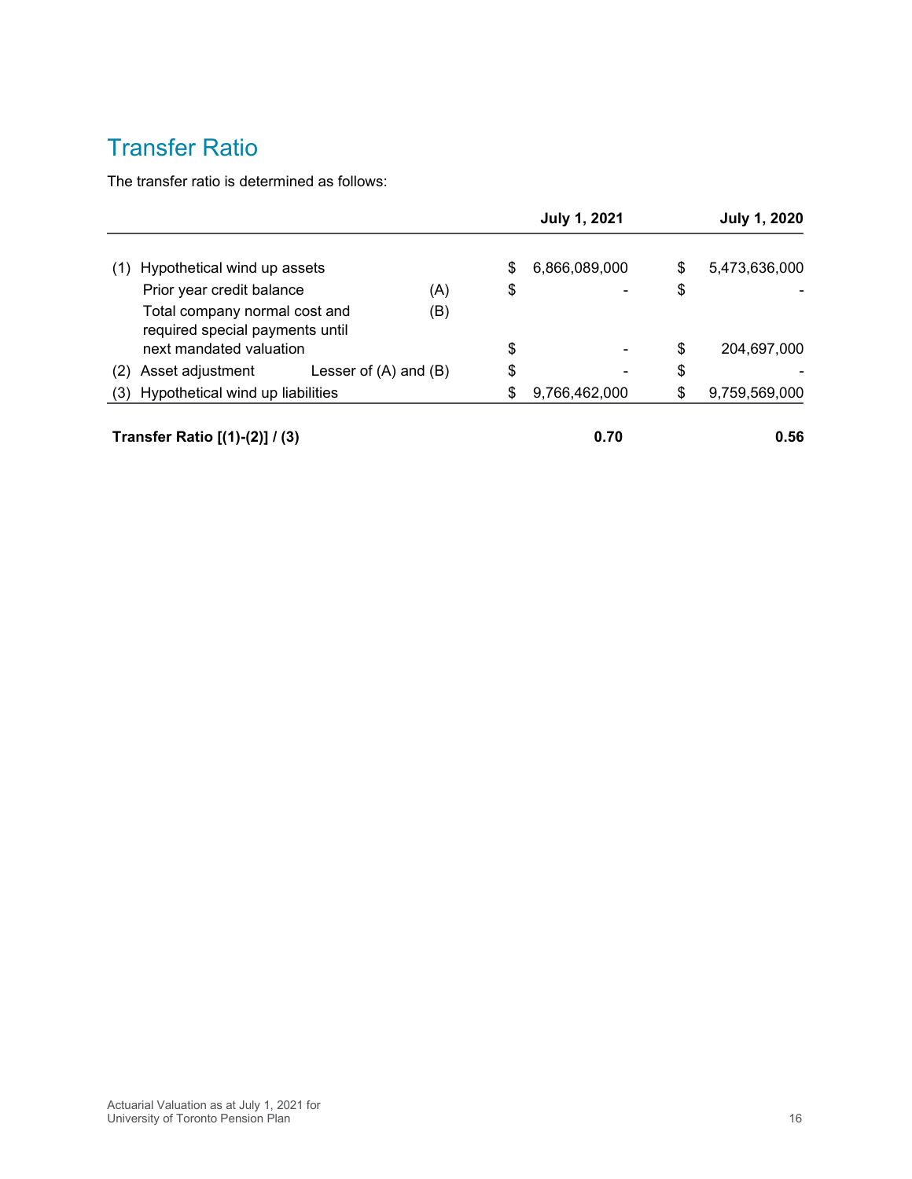## Transfer Ratio

The transfer ratio is determined as follows:

| | | | July 1, 2021 | July 1, 2020 |
|---|---|---|---|---|
| (1) | Hypothetical wind up assets | | $ 6,866,089,000 | $ 5,473,636,000 |
| | Prior year credit balance | (A) | $ - | $ - |
| | Total company normal cost and required special payments until next mandated valuation | (B) | $ - | $ 204,697,000 |
| (2) | Asset adjustment | Lesser of (A) and (B) | $ - | $ - |
| (3) | Hypothetical wind up liabilities | | $ 9,766,462,000 | $ 9,759,569,000 |
| **Transfer Ratio [(1)-(2)] / (3)** | | | **0.70** | **0.56** |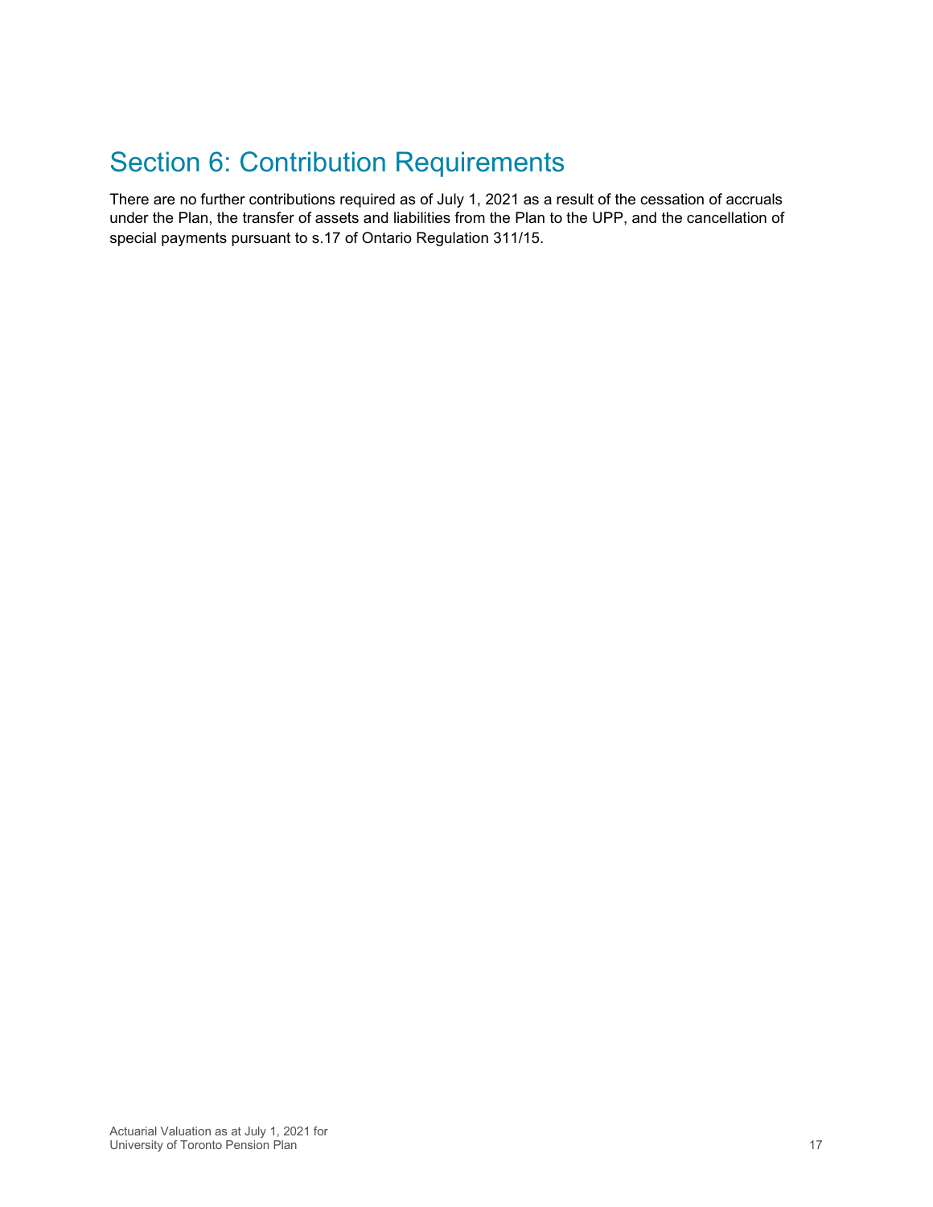# Section 6: Contribution Requirements

There are no further contributions required as of July 1, 2021 as a result of the cessation of accruals under the Plan, the transfer of assets and liabilities from the Plan to the UPP, and the cancellation of special payments pursuant to s.17 of Ontario Regulation 311/15.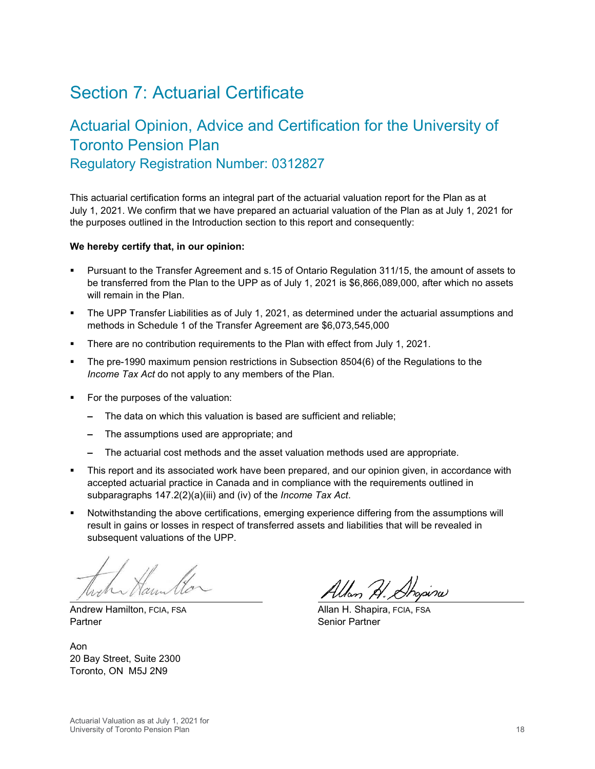# Section 7: Actuarial Certificate

## Actuarial Opinion, Advice and Certification for the University of Toronto Pension Plan

### Regulatory Registration Number: 0312827

This actuarial certification forms an integral part of the actuarial valuation report for the Plan as at July 1, 2021. We confirm that we have prepared an actuarial valuation of the Plan as at July 1, 2021 for the purposes outlined in the Introduction section to this report and consequently:

**We hereby certify that, in our opinion:**

- Pursuant to the Transfer Agreement and s.15 of Ontario Regulation 311/15, the amount of assets to be transferred from the Plan to the UPP as of July 1, 2021 is $6,866,089,000, after which no assets will remain in the Plan.
- The UPP Transfer Liabilities as of July 1, 2021, as determined under the actuarial assumptions and methods in Schedule 1 of the Transfer Agreement are $6,073,545,000
- There are no contribution requirements to the Plan with effect from July 1, 2021.
- The pre-1990 maximum pension restrictions in Subsection 8504(6) of the Regulations to the *Income Tax Act* do not apply to any members of the Plan.
- For the purposes of the valuation:
  - The data on which this valuation is based are sufficient and reliable;
  - The assumptions used are appropriate; and
  - The actuarial cost methods and the asset valuation methods used are appropriate.
- This report and its associated work have been prepared, and our opinion given, in accordance with accepted actuarial practice in Canada and in compliance with the requirements outlined in subparagraphs 147.2(2)(a)(iii) and (iv) of the *Income Tax Act*.
- Notwithstanding the above certifications, emerging experience differing from the assumptions will result in gains or losses in respect of transferred assets and liabilities that will be revealed in subsequent valuations of the UPP.

Andrew Hamilton, FCIA, FSA
Partner

Allan H. Shapira, FCIA, FSA
Senior Partner

Aon
20 Bay Street, Suite 2300
Toronto, ON M5J 2N9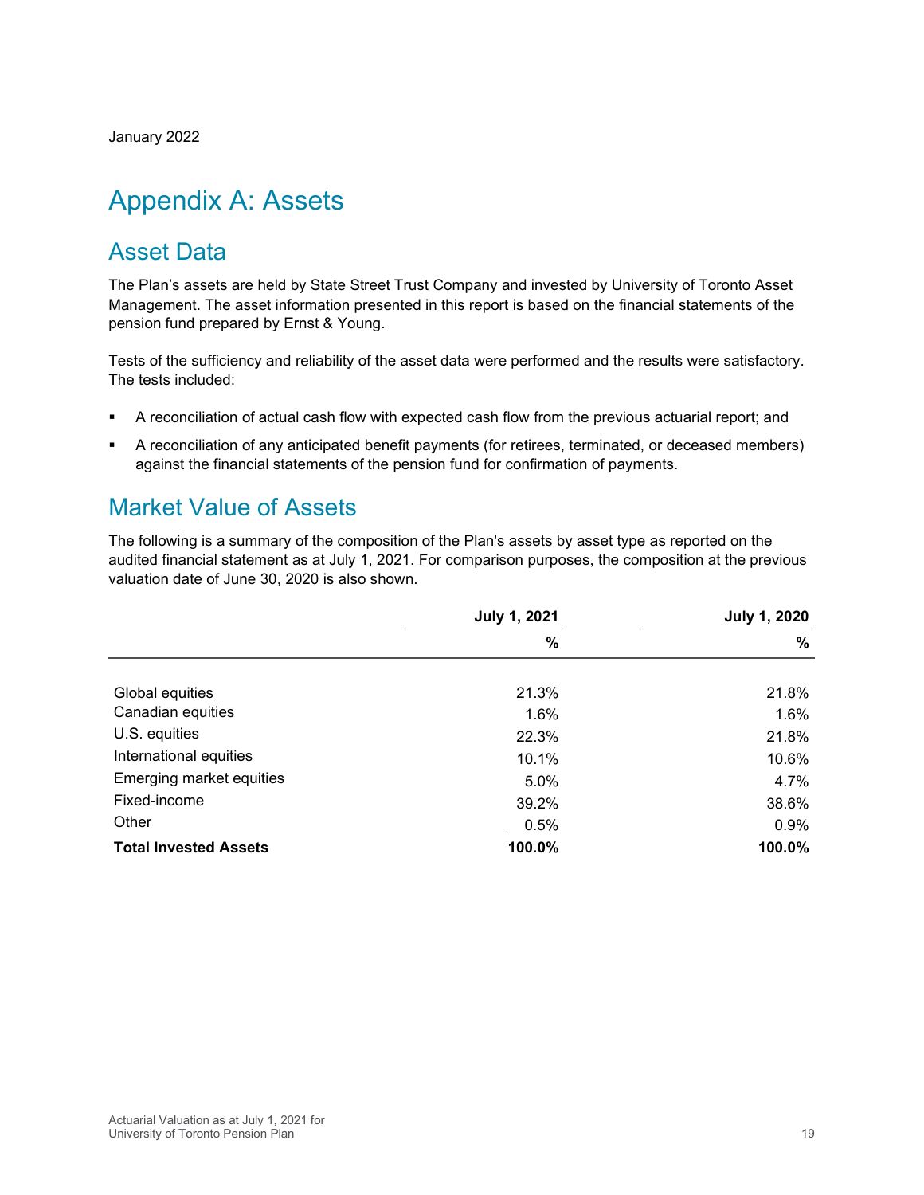January 2022

# Appendix A: Assets

## Asset Data

The Plan's assets are held by State Street Trust Company and invested by University of Toronto Asset Management. The asset information presented in this report is based on the financial statements of the pension fund prepared by Ernst & Young.

Tests of the sufficiency and reliability of the asset data were performed and the results were satisfactory. The tests included:

- A reconciliation of actual cash flow with expected cash flow from the previous actuarial report; and
- A reconciliation of any anticipated benefit payments (for retirees, terminated, or deceased members) against the financial statements of the pension fund for confirmation of payments.

## Market Value of Assets

The following is a summary of the composition of the Plan's assets by asset type as reported on the audited financial statement as at July 1, 2021. For comparison purposes, the composition at the previous valuation date of June 30, 2020 is also shown.

| | July 1, 2021 | July 1, 2020 |
|---|---|---|
| | % | % |
| Global equities | 21.3% | 21.8% |
| Canadian equities | 1.6% | 1.6% |
| U.S. equities | 22.3% | 21.8% |
| International equities | 10.1% | 10.6% |
| Emerging market equities | 5.0% | 4.7% |
| Fixed-income | 39.2% | 38.6% |
| Other | 0.5% | 0.9% |
| **Total Invested Assets** | **100.0%** | **100.0%** |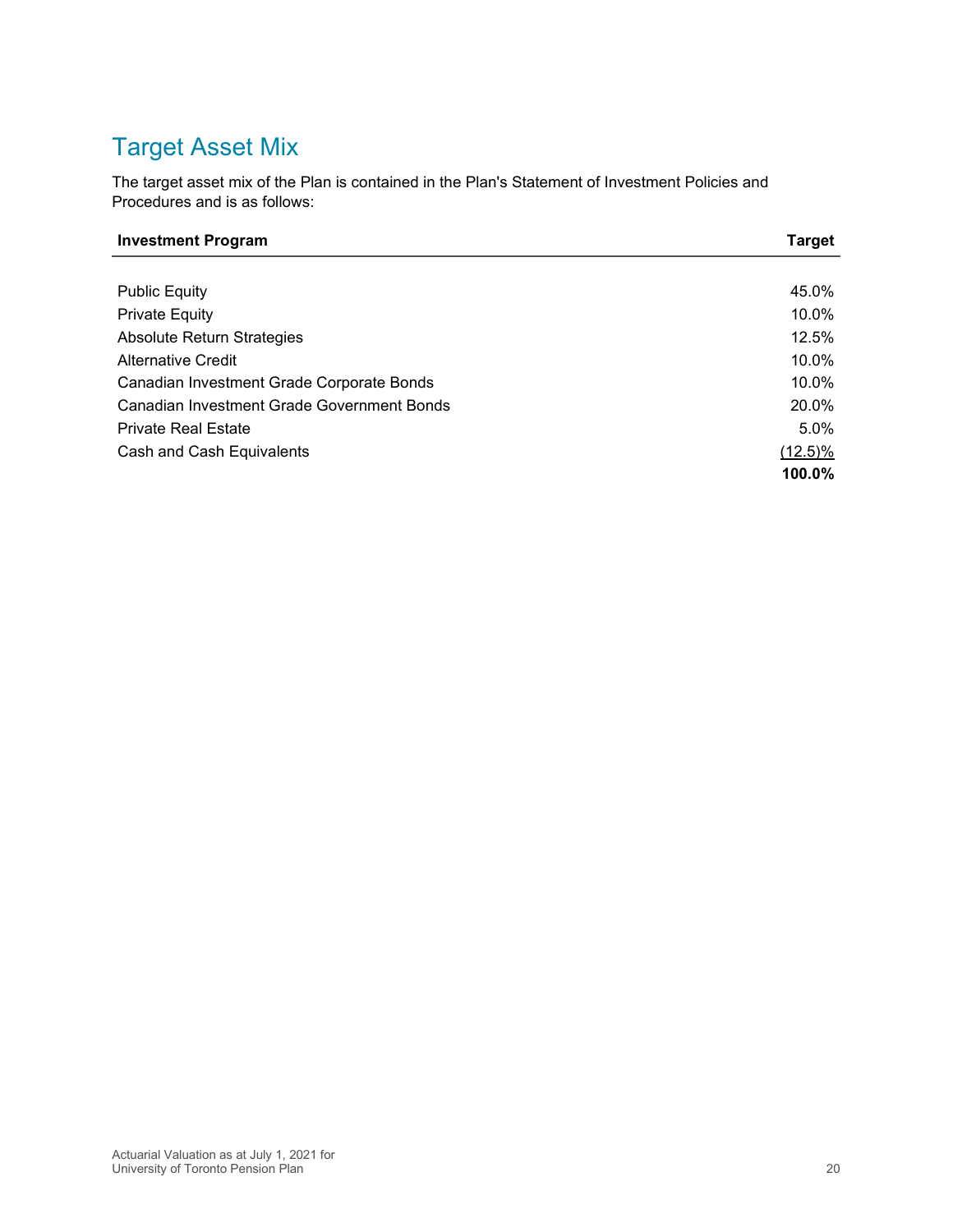## Target Asset Mix

The target asset mix of the Plan is contained in the Plan's Statement of Investment Policies and Procedures and is as follows:

| Investment Program | Target |
|---|---|
| Public Equity | 45.0% |
| Private Equity | 10.0% |
| Absolute Return Strategies | 12.5% |
| Alternative Credit | 10.0% |
| Canadian Investment Grade Corporate Bonds | 10.0% |
| Canadian Investment Grade Government Bonds | 20.0% |
| Private Real Estate | 5.0% |
| Cash and Cash Equivalents | (12.5)% |
| | **100.0%** |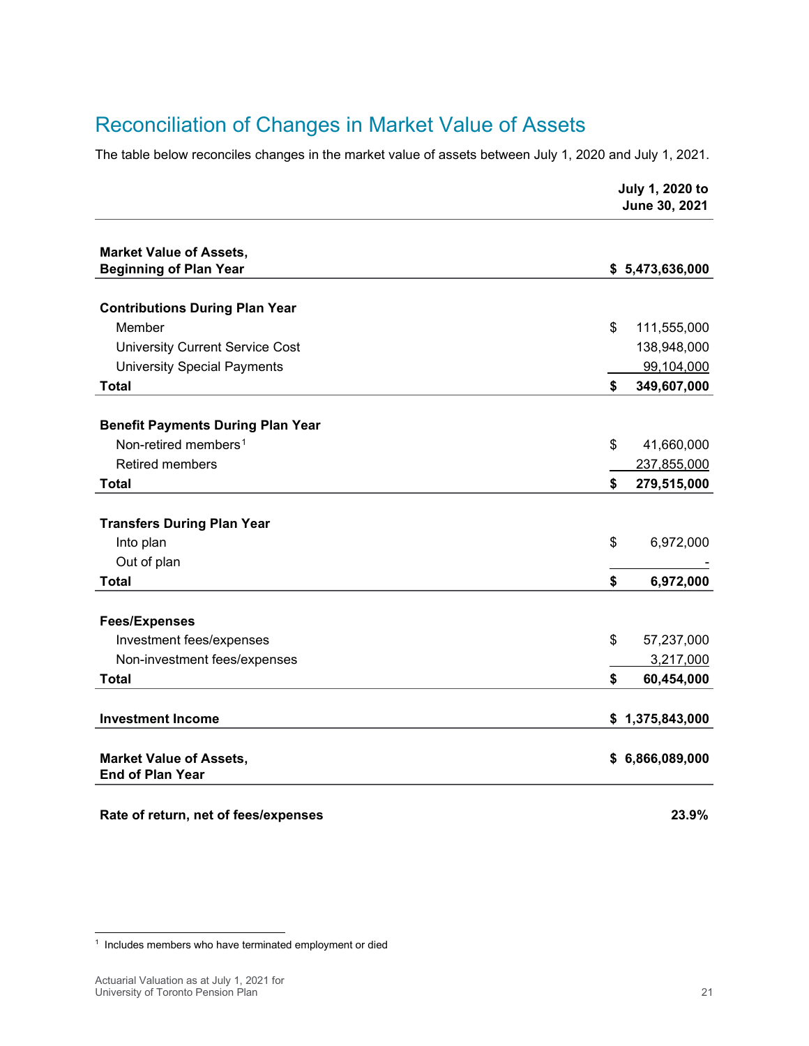## Reconciliation of Changes in Market Value of Assets

The table below reconciles changes in the market value of assets between July 1, 2020 and July 1, 2021.

| | July 1, 2020 to June 30, 2021 |
|---|---|
| **Market Value of Assets, Beginning of Plan Year** | **$ 5,473,636,000** |
| **Contributions During Plan Year** | |
| Member | $ 111,555,000 |
| University Current Service Cost | 138,948,000 |
| University Special Payments | 99,104,000 |
| **Total** | **$ 349,607,000** |
| **Benefit Payments During Plan Year** | |
| Non-retired members[1] | $ 41,660,000 |
| Retired members | 237,855,000 |
| **Total** | **$ 279,515,000** |
| **Transfers During Plan Year** | |
| Into plan | $ 6,972,000 |
| Out of plan | - |
| **Total** | **$ 6,972,000** |
| **Fees/Expenses** | |
| Investment fees/expenses | $ 57,237,000 |
| Non-investment fees/expenses | 3,217,000 |
| **Total** | **$ 60,454,000** |
| **Investment Income** | **$ 1,375,843,000** |
| **Market Value of Assets, End of Plan Year** | **$ 6,866,089,000** |
| **Rate of return, net of fees/expenses** | **23.9%** |

[1] Includes members who have terminated employment or died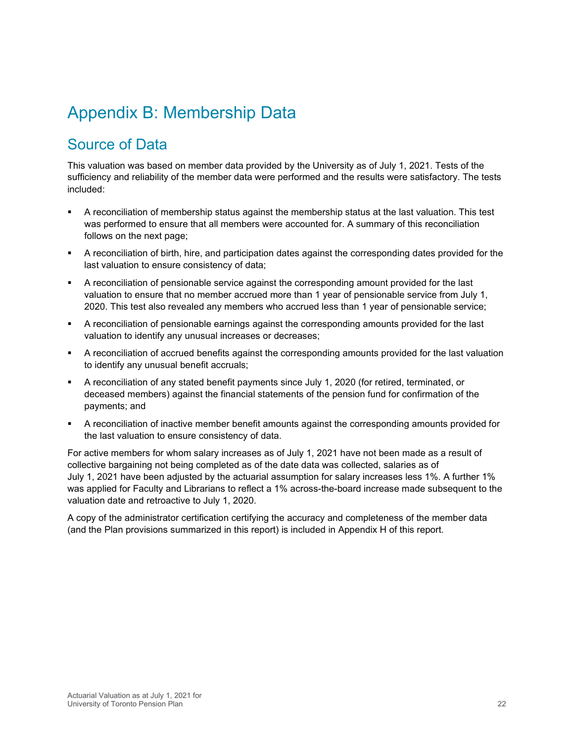# Appendix B: Membership Data

## Source of Data

This valuation was based on member data provided by the University as of July 1, 2021. Tests of the sufficiency and reliability of the member data were performed and the results were satisfactory. The tests included:

- A reconciliation of membership status against the membership status at the last valuation. This test was performed to ensure that all members were accounted for. A summary of this reconciliation follows on the next page;
- A reconciliation of birth, hire, and participation dates against the corresponding dates provided for the last valuation to ensure consistency of data;
- A reconciliation of pensionable service against the corresponding amount provided for the last valuation to ensure that no member accrued more than 1 year of pensionable service from July 1, 2020. This test also revealed any members who accrued less than 1 year of pensionable service;
- A reconciliation of pensionable earnings against the corresponding amounts provided for the last valuation to identify any unusual increases or decreases;
- A reconciliation of accrued benefits against the corresponding amounts provided for the last valuation to identify any unusual benefit accruals;
- A reconciliation of any stated benefit payments since July 1, 2020 (for retired, terminated, or deceased members) against the financial statements of the pension fund for confirmation of the payments; and
- A reconciliation of inactive member benefit amounts against the corresponding amounts provided for the last valuation to ensure consistency of data.

For active members for whom salary increases as of July 1, 2021 have not been made as a result of collective bargaining not being completed as of the date data was collected, salaries as of July 1, 2021 have been adjusted by the actuarial assumption for salary increases less 1%. A further 1% was applied for Faculty and Librarians to reflect a 1% across-the-board increase made subsequent to the valuation date and retroactive to July 1, 2020.

A copy of the administrator certification certifying the accuracy and completeness of the member data (and the Plan provisions summarized in this report) is included in Appendix H of this report.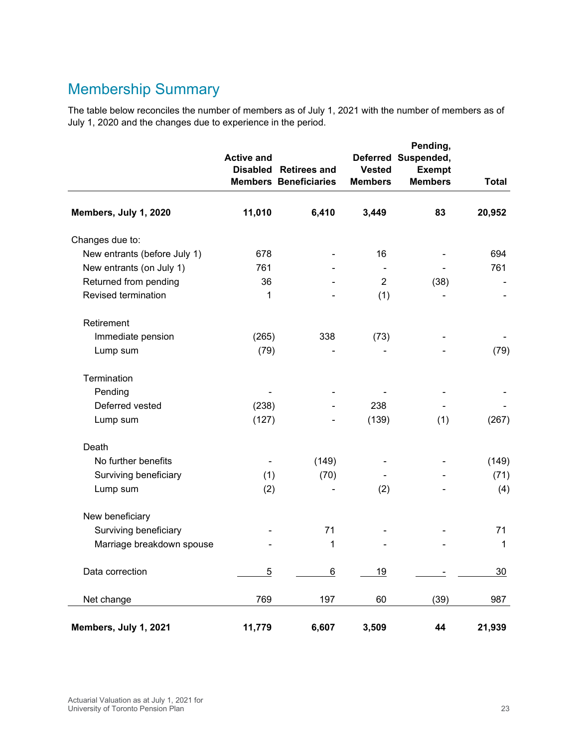## Membership Summary

The table below reconciles the number of members as of July 1, 2021 with the number of members as of July 1, 2020 and the changes due to experience in the period.

| | Active and Disabled Members | Retirees and Beneficiaries | Deferred Vested Members | Pending, Suspended, Exempt Members | Total |
|---|---|---|---|---|---|
| **Members, July 1, 2020** | **11,010** | **6,410** | **3,449** | **83** | **20,952** |
| Changes due to: | | | | | |
| New entrants (before July 1) | 678 | - | 16 | - | 694 |
| New entrants (on July 1) | 761 | - | - | - | 761 |
| Returned from pending | 36 | - | 2 | (38) | - |
| Revised termination | 1 | - | (1) | - | - |
| Retirement | | | | | |
| Immediate pension | (265) | 338 | (73) | - | - |
| Lump sum | (79) | - | - | - | (79) |
| Termination | | | | | |
| Pending | - | - | - | - | - |
| Deferred vested | (238) | - | 238 | - | - |
| Lump sum | (127) | - | (139) | (1) | (267) |
| Death | | | | | |
| No further benefits | - | (149) | - | - | (149) |
| Surviving beneficiary | (1) | (70) | - | - | (71) |
| Lump sum | (2) | - | (2) | - | (4) |
| New beneficiary | | | | | |
| Surviving beneficiary | - | 71 | - | - | 71 |
| Marriage breakdown spouse | - | 1 | - | - | 1 |
| Data correction | 5 | 6 | 19 | - | 30 |
| Net change | 769 | 197 | 60 | (39) | 987 |
| **Members, July 1, 2021** | **11,779** | **6,607** | **3,509** | **44** | **21,939** |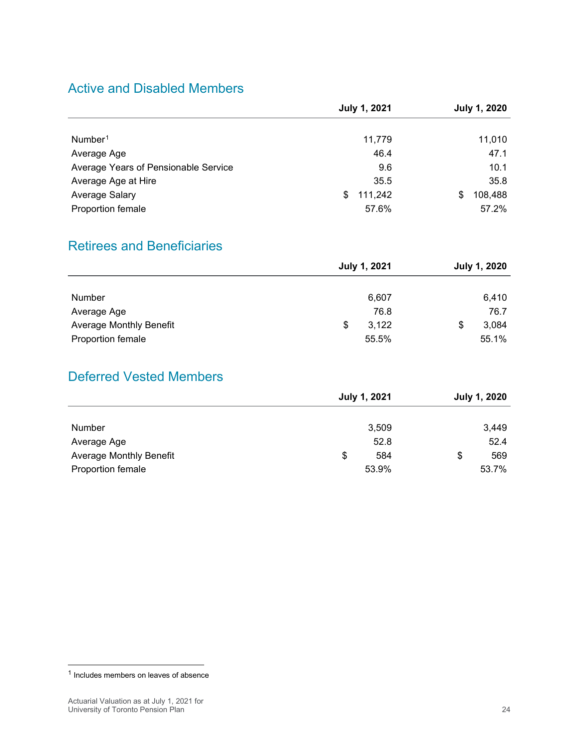## Active and Disabled Members

| | July 1, 2021 | July 1, 2020 |
|---|---|---|
| Number[1] | 11,779 | 11,010 |
| Average Age | 46.4 | 47.1 |
| Average Years of Pensionable Service | 9.6 | 10.1 |
| Average Age at Hire | 35.5 | 35.8 |
| Average Salary | $ 111,242 | $ 108,488 |
| Proportion female | 57.6% | 57.2% |

## Retirees and Beneficiaries

| | July 1, 2021 | July 1, 2020 |
|---|---|---|
| Number | 6,607 | 6,410 |
| Average Age | 76.8 | 76.7 |
| Average Monthly Benefit | $ 3,122 | $ 3,084 |
| Proportion female | 55.5% | 55.1% |

## Deferred Vested Members

| | July 1, 2021 | July 1, 2020 |
|---|---|---|
| Number | 3,509 | 3,449 |
| Average Age | 52.8 | 52.4 |
| Average Monthly Benefit | $ 584 | $ 569 |
| Proportion female | 53.9% | 53.7% |

[1] Includes members on leaves of absence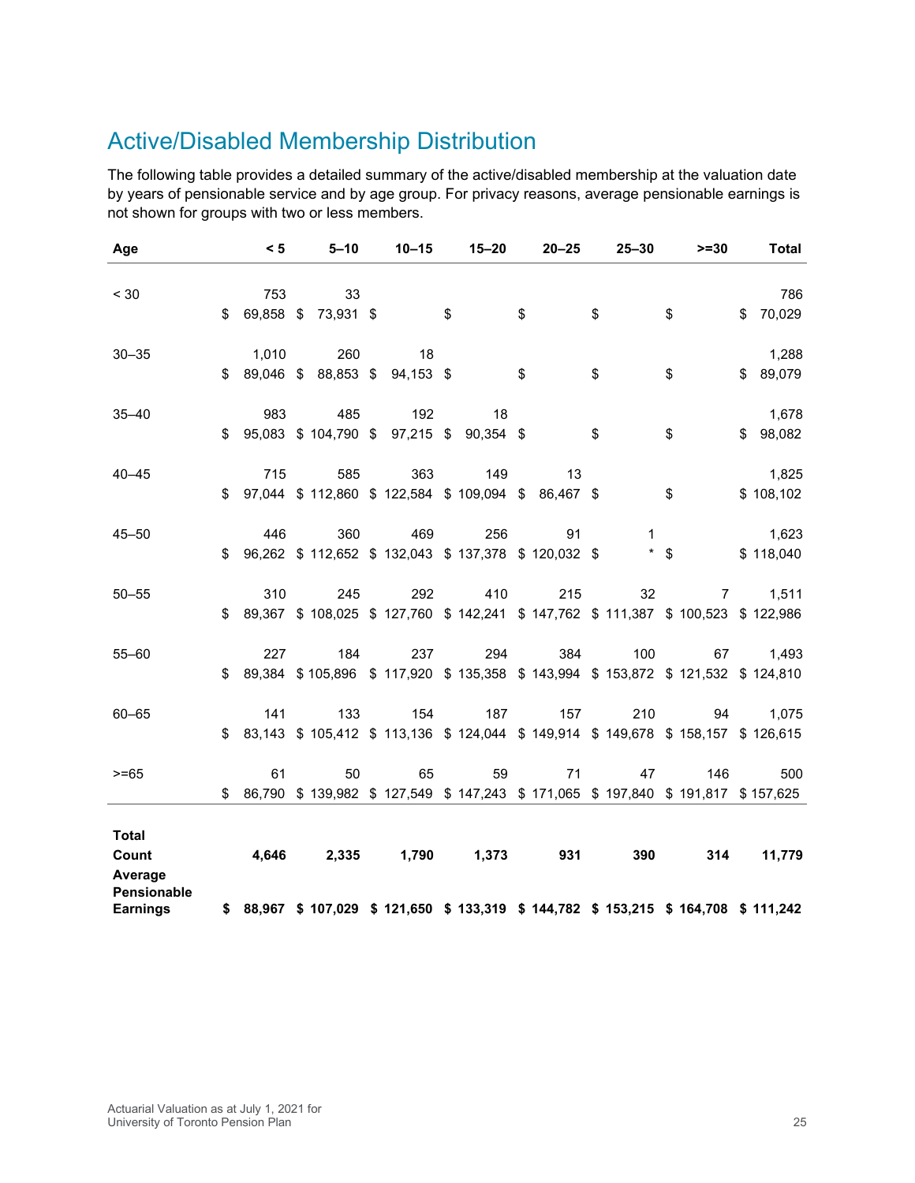## Active/Disabled Membership Distribution

The following table provides a detailed summary of the active/disabled membership at the valuation date by years of pensionable service and by age group. For privacy reasons, average pensionable earnings is not shown for groups with two or less members.

| Age | < 5 | 5–10 | 10–15 | 15–20 | 20–25 | 25–30 | >=30 | Total |
|---|---|---|---|---|---|---|---|---|
| < 30 | 753 | 33 | | | | | | 786 |
| | $ 69,858 | $ 73,931 | $ | $ | $ | $ | $ | $ 70,029 |
| 30–35 | 1,010 | 260 | 18 | | | | | 1,288 |
| | $ 89,046 | $ 88,853 | $ 94,153 | $ | $ | $ | $ | $ 89,079 |
| 35–40 | 983 | 485 | 192 | 18 | | | | 1,678 |
| | $ 95,083 | $ 104,790 | $ 97,215 | $ 90,354 | $ | $ | $ | $ 98,082 |
| 40–45 | 715 | 585 | 363 | 149 | 13 | | | 1,825 |
| | $ 97,044 | $ 112,860 | $ 122,584 | $ 109,094 | $ 86,467 | $ | $ | $ 108,102 |
| 45–50 | 446 | 360 | 469 | 256 | 91 | 1 | | 1,623 |
| | $ 96,262 | $ 112,652 | $ 132,043 | $ 137,378 | $ 120,032 | $ * | $ | $ 118,040 |
| 50–55 | 310 | 245 | 292 | 410 | 215 | 32 | 7 | 1,511 |
| | $ 89,367 | $ 108,025 | $ 127,760 | $ 142,241 | $ 147,762 | $ 111,387 | $ 100,523 | $ 122,986 |
| 55–60 | 227 | 184 | 237 | 294 | 384 | 100 | 67 | 1,493 |
| | $ 89,384 | $ 105,896 | $ 117,920 | $ 135,358 | $ 143,994 | $ 153,872 | $ 121,532 | $ 124,810 |
| 60–65 | 141 | 133 | 154 | 187 | 157 | 210 | 94 | 1,075 |
| | $ 83,143 | $ 105,412 | $ 113,136 | $ 124,044 | $ 149,914 | $ 149,678 | $ 158,157 | $ 126,615 |
| >=65 | 61 | 50 | 65 | 59 | 71 | 47 | 146 | 500 |
| | $ 86,790 | $ 139,982 | $ 127,549 | $ 147,243 | $ 171,065 | $ 197,840 | $ 191,817 | $ 157,625 |
| **Total Count** | **4,646** | **2,335** | **1,790** | **1,373** | **931** | **390** | **314** | **11,779** |
| **Average Pensionable Earnings** | **$ 88,967** | **$ 107,029** | **$ 121,650** | **$ 133,319** | **$ 144,782** | **$ 153,215** | **$ 164,708** | **$ 111,242** |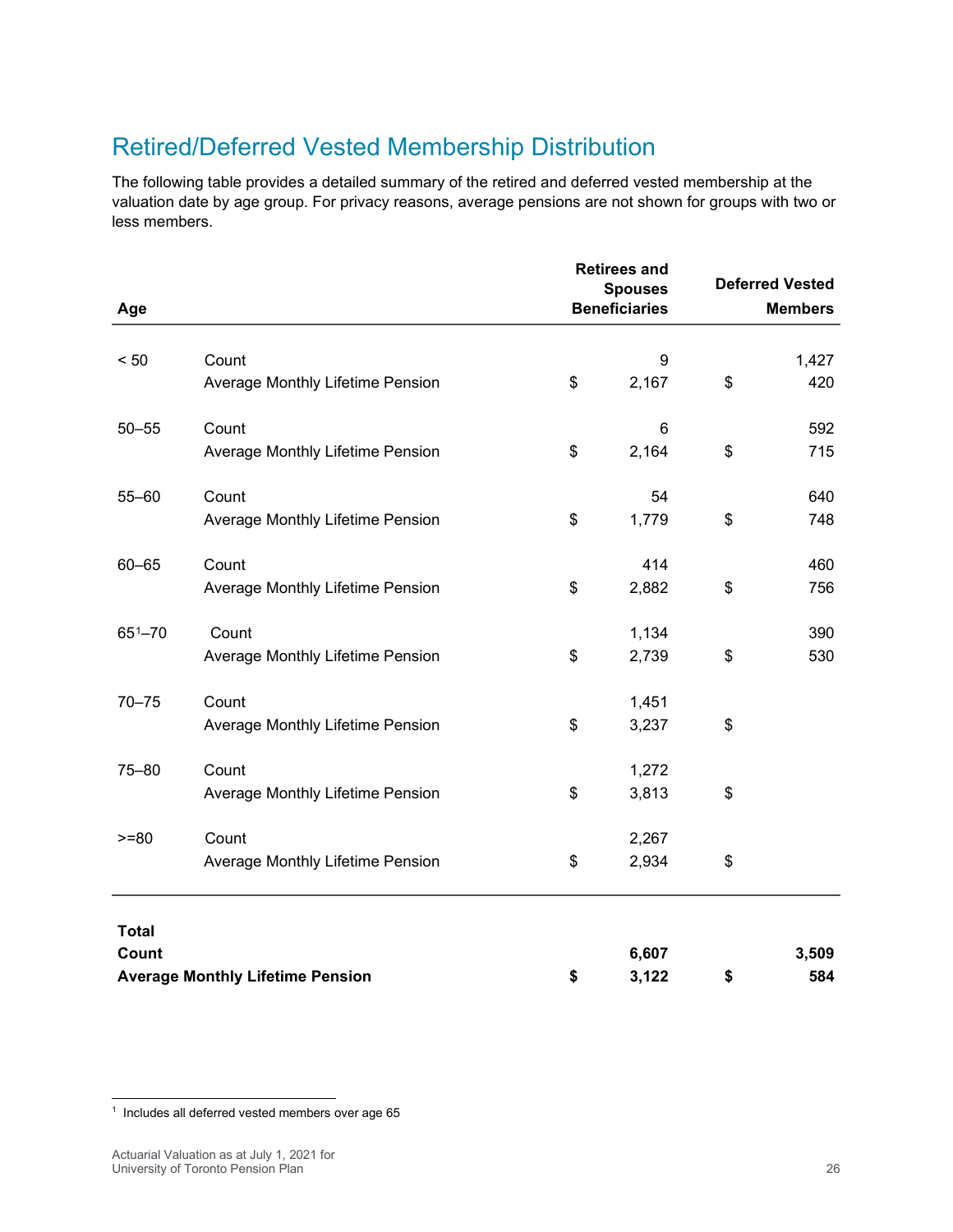## Retired/Deferred Vested Membership Distribution

The following table provides a detailed summary of the retired and deferred vested membership at the valuation date by age group. For privacy reasons, average pensions are not shown for groups with two or less members.

| Age | | Retirees and Spouses Beneficiaries | Deferred Vested Members |
|---|---|---|---|
| < 50 | Count | 9 | 1,427 |
| | Average Monthly Lifetime Pension | $ 2,167 | $ 420 |
| 50–55 | Count | 6 | 592 |
| | Average Monthly Lifetime Pension | $ 2,164 | $ 715 |
| 55–60 | Count | 54 | 640 |
| | Average Monthly Lifetime Pension | $ 1,779 | $ 748 |
| 60–65 | Count | 414 | 460 |
| | Average Monthly Lifetime Pension | $ 2,882 | $ 756 |
| 65[1]–70 | Count | 1,134 | 390 |
| | Average Monthly Lifetime Pension | $ 2,739 | $ 530 |
| 70–75 | Count | 1,451 | |
| | Average Monthly Lifetime Pension | $ 3,237 | $ |
| 75–80 | Count | 1,272 | |
| | Average Monthly Lifetime Pension | $ 3,813 | $ |
| >=80 | Count | 2,267 | |
| | Average Monthly Lifetime Pension | $ 2,934 | $ |
| **Total** | | | |
| **Count** | | **6,607** | **3,509** |
| **Average Monthly Lifetime Pension** | | **$ 3,122** | **$ 584** |

[1] Includes all deferred vested members over age 65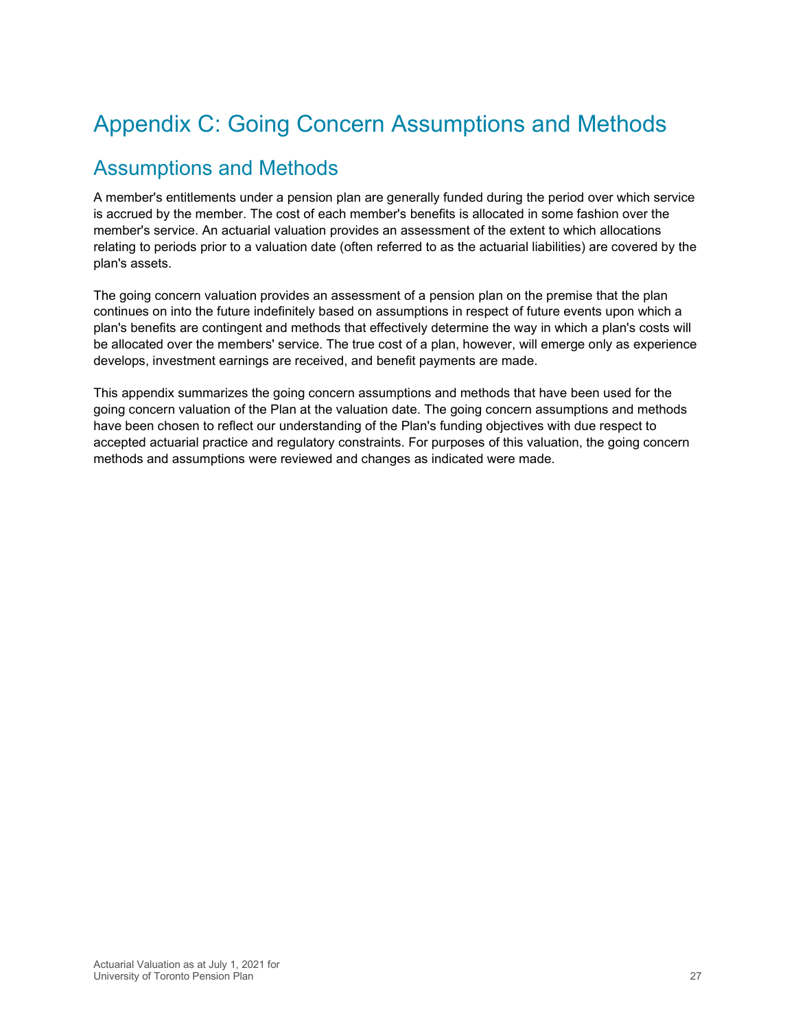# Appendix C: Going Concern Assumptions and Methods

## Assumptions and Methods

A member's entitlements under a pension plan are generally funded during the period over which service is accrued by the member. The cost of each member's benefits is allocated in some fashion over the member's service. An actuarial valuation provides an assessment of the extent to which allocations relating to periods prior to a valuation date (often referred to as the actuarial liabilities) are covered by the plan's assets.

The going concern valuation provides an assessment of a pension plan on the premise that the plan continues on into the future indefinitely based on assumptions in respect of future events upon which a plan's benefits are contingent and methods that effectively determine the way in which a plan's costs will be allocated over the members' service. The true cost of a plan, however, will emerge only as experience develops, investment earnings are received, and benefit payments are made.

This appendix summarizes the going concern assumptions and methods that have been used for the going concern valuation of the Plan at the valuation date. The going concern assumptions and methods have been chosen to reflect our understanding of the Plan's funding objectives with due respect to accepted actuarial practice and regulatory constraints. For purposes of this valuation, the going concern methods and assumptions were reviewed and changes as indicated were made.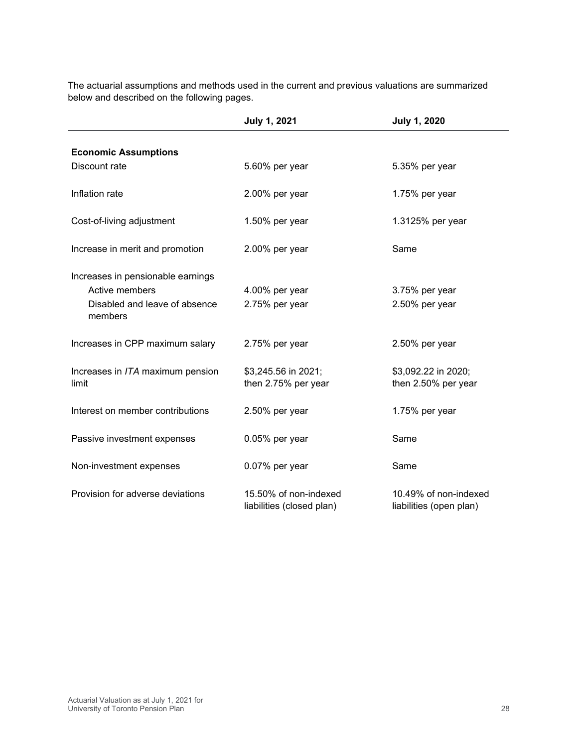The actuarial assumptions and methods used in the current and previous valuations are summarized below and described on the following pages.

| | July 1, 2021 | July 1, 2020 |
|---|---|---|
| **Economic Assumptions** | | |
| Discount rate | 5.60% per year | 5.35% per year |
| Inflation rate | 2.00% per year | 1.75% per year |
| Cost-of-living adjustment | 1.50% per year | 1.3125% per year |
| Increase in merit and promotion | 2.00% per year | Same |
| Increases in pensionable earnings | | |
| Active members | 4.00% per year | 3.75% per year |
| Disabled and leave of absence members | 2.75% per year | 2.50% per year |
| Increases in CPP maximum salary | 2.75% per year | 2.50% per year |
| Increases in *ITA* maximum pension limit | $3,245.56 in 2021; then 2.75% per year | $3,092.22 in 2020; then 2.50% per year |
| Interest on member contributions | 2.50% per year | 1.75% per year |
| Passive investment expenses | 0.05% per year | Same |
| Non-investment expenses | 0.07% per year | Same |
| Provision for adverse deviations | 15.50% of non-indexed liabilities (closed plan) | 10.49% of non-indexed liabilities (open plan) |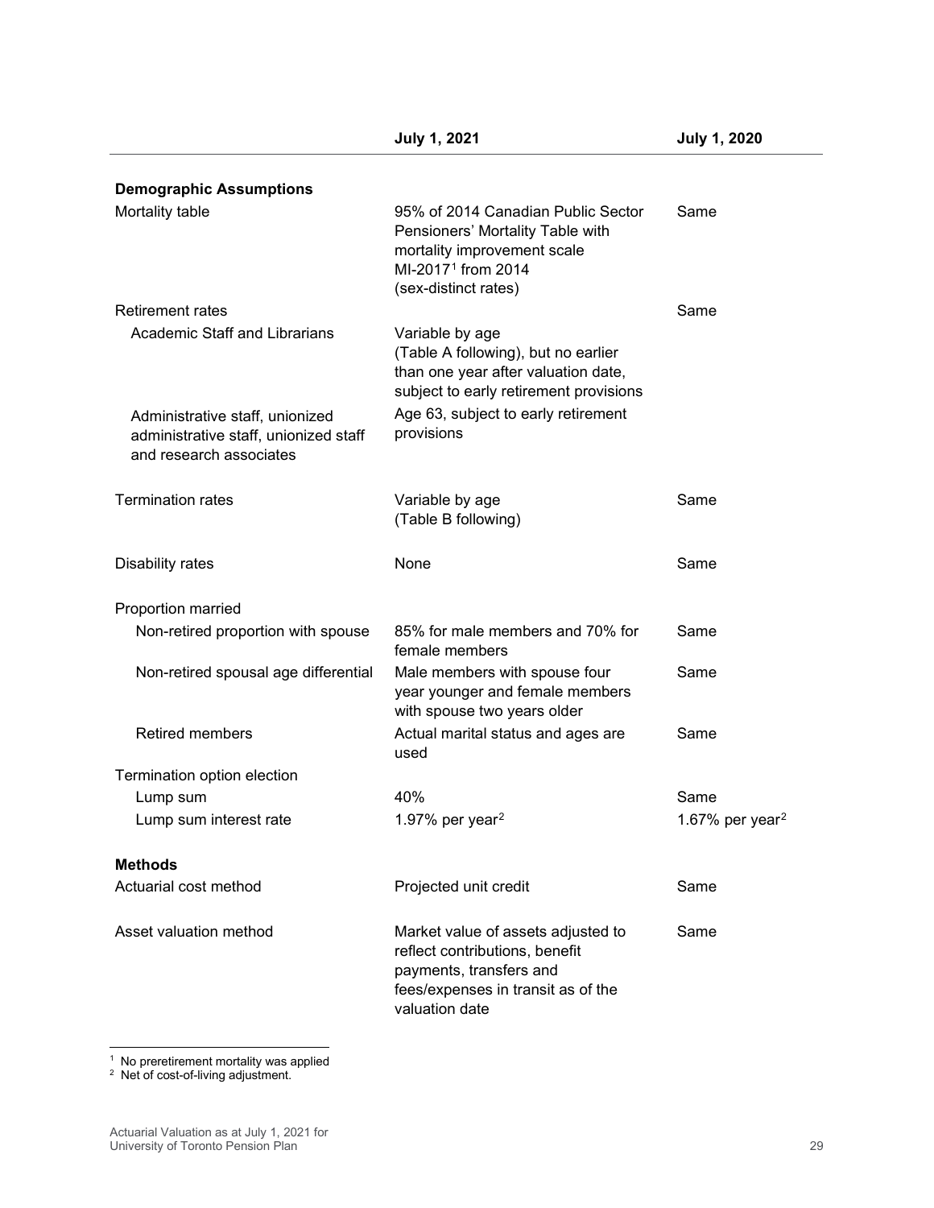| | July 1, 2021 | July 1, 2020 |
|---|---|---|
| **Demographic Assumptions** | | |
| Mortality table | 95% of 2014 Canadian Public Sector Pensioners' Mortality Table with mortality improvement scale MI-2017[1] from 2014 (sex-distinct rates) | Same |
| Retirement rates | | Same |
| Academic Staff and Librarians | Variable by age (Table A following), but no earlier than one year after valuation date, subject to early retirement provisions | |
| Administrative staff, unionized administrative staff, unionized staff and research associates | Age 63, subject to early retirement provisions | |
| Termination rates | Variable by age (Table B following) | Same |
| Disability rates | None | Same |
| Proportion married | | |
| Non-retired proportion with spouse | 85% for male members and 70% for female members | Same |
| Non-retired spousal age differential | Male members with spouse four year younger and female members with spouse two years older | Same |
| Retired members | Actual marital status and ages are used | Same |
| Termination option election | | |
| Lump sum | 40% | Same |
| Lump sum interest rate | 1.97% per year[2] | 1.67% per year[2] |
| **Methods** | | |
| Actuarial cost method | Projected unit credit | Same |
| Asset valuation method | Market value of assets adjusted to reflect contributions, benefit payments, transfers and fees/expenses in transit as of the valuation date | Same |

[1] No preretirement mortality was applied

[2] Net of cost-of-living adjustment.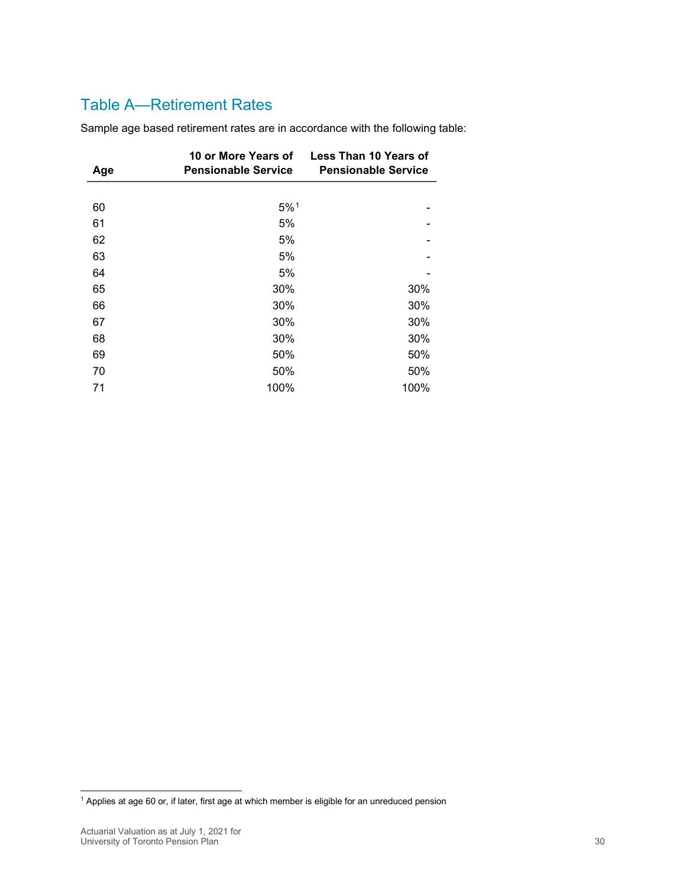## Table A—Retirement Rates

Sample age based retirement rates are in accordance with the following table:

| Age | 10 or More Years of Pensionable Service | Less Than 10 Years of Pensionable Service |
|---|---|---|
| 60 | 5%[1] | - |
| 61 | 5% | - |
| 62 | 5% | - |
| 63 | 5% | - |
| 64 | 5% | - |
| 65 | 30% | 30% |
| 66 | 30% | 30% |
| 67 | 30% | 30% |
| 68 | 30% | 30% |
| 69 | 50% | 50% |
| 70 | 50% | 50% |
| 71 | 100% | 100% |

[1] Applies at age 60 or, if later, first age at which member is eligible for an unreduced pension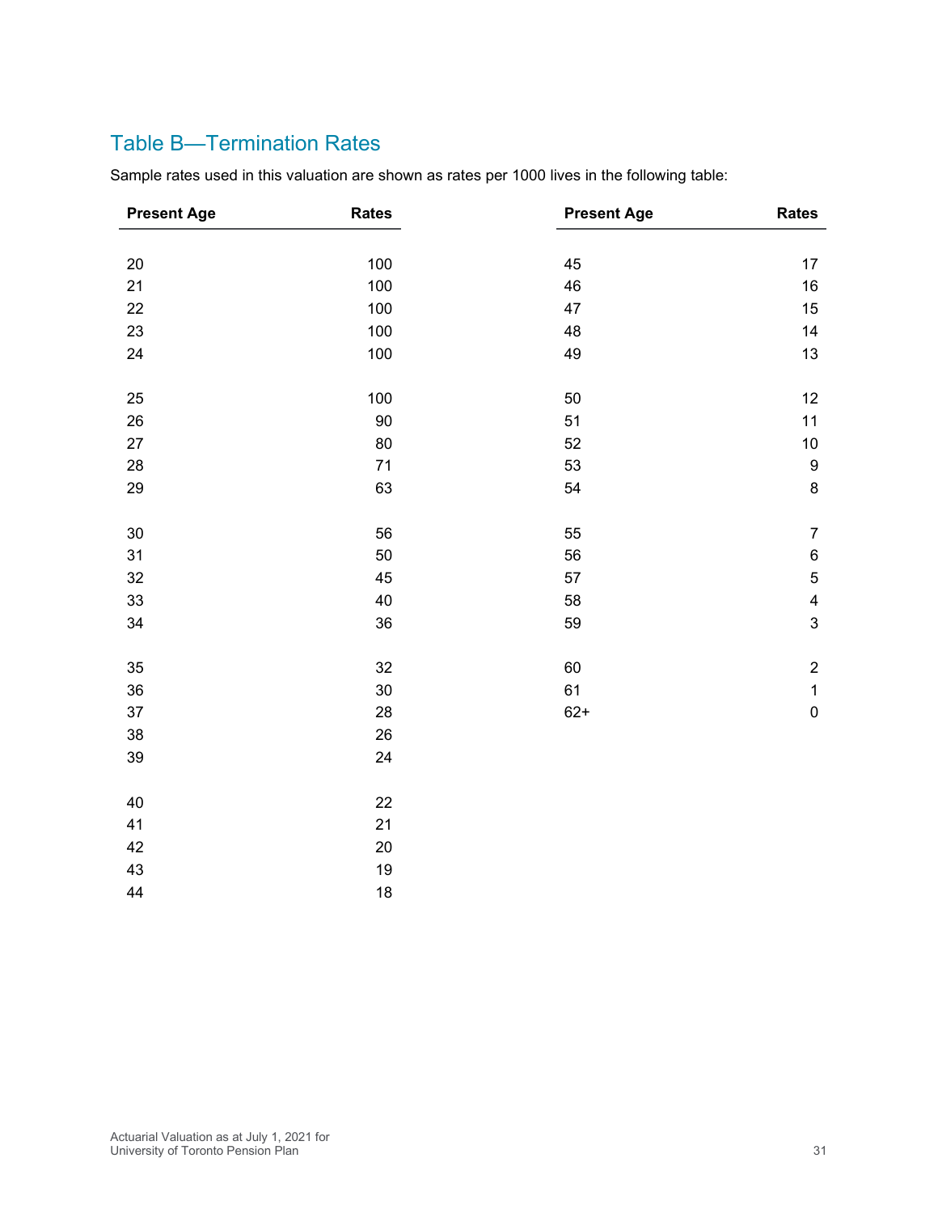## Table B—Termination Rates

Sample rates used in this valuation are shown as rates per 1000 lives in the following table:

| Present Age | Rates | Present Age | Rates |
|---|---|---|---|
| 20 | 100 | 45 | 17 |
| 21 | 100 | 46 | 16 |
| 22 | 100 | 47 | 15 |
| 23 | 100 | 48 | 14 |
| 24 | 100 | 49 | 13 |
| 25 | 100 | 50 | 12 |
| 26 | 90 | 51 | 11 |
| 27 | 80 | 52 | 10 |
| 28 | 71 | 53 | 9 |
| 29 | 63 | 54 | 8 |
| 30 | 56 | 55 | 7 |
| 31 | 50 | 56 | 6 |
| 32 | 45 | 57 | 5 |
| 33 | 40 | 58 | 4 |
| 34 | 36 | 59 | 3 |
| 35 | 32 | 60 | 2 |
| 36 | 30 | 61 | 1 |
| 37 | 28 | 62+ | 0 |
| 38 | 26 | | |
| 39 | 24 | | |
| 40 | 22 | | |
| 41 | 21 | | |
| 42 | 20 | | |
| 43 | 19 | | |
| 44 | 18 | | |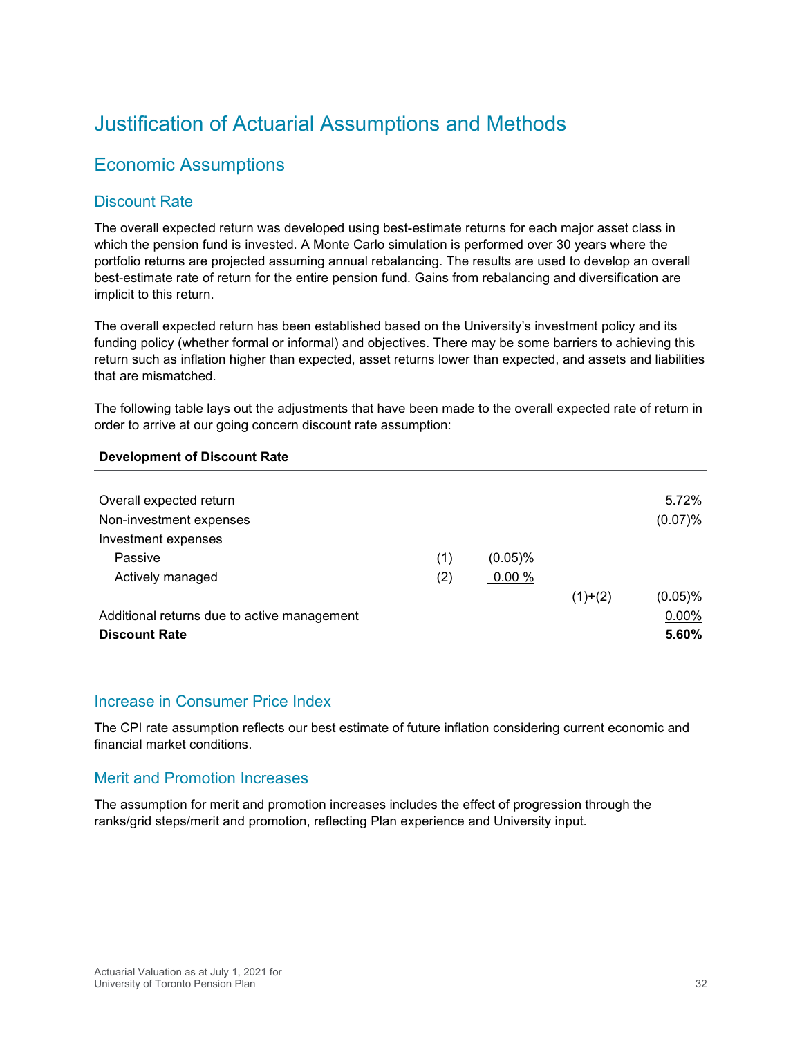// Justification of Actuarial Assumptions and Methods

# Justification of Actuarial Assumptions and Methods

## Economic Assumptions

### Discount Rate

The overall expected return was developed using best-estimate returns for each major asset class in which the pension fund is invested. A Monte Carlo simulation is performed over 30 years where the portfolio returns are projected assuming annual rebalancing. The results are used to develop an overall best-estimate rate of return for the entire pension fund. Gains from rebalancing and diversification are implicit to this return.

The overall expected return has been established based on the University's investment policy and its funding policy (whether formal or informal) and objectives. There may be some barriers to achieving this return such as inflation higher than expected, asset returns lower than expected, and assets and liabilities that are mismatched.

The following table lays out the adjustments that have been made to the overall expected rate of return in order to arrive at our going concern discount rate assumption:

**Development of Discount Rate**

| | | | | |
|---|---|---|---|---|
| Overall expected return | | | | 5.72% |
| Non-investment expenses | | | | (0.07)% |
| Investment expenses | | | | |
| Passive | (1) | (0.05)% | | |
| Actively managed | (2) | 0.00 % | | |
| | | | (1)+(2) | (0.05)% |
| Additional returns due to active management | | | | 0.00% |
| **Discount Rate** | | | | **5.60%** |

### Increase in Consumer Price Index

The CPI rate assumption reflects our best estimate of future inflation considering current economic and financial market conditions.

### Merit and Promotion Increases

The assumption for merit and promotion increases includes the effect of progression through the ranks/grid steps/merit and promotion, reflecting Plan experience and University input.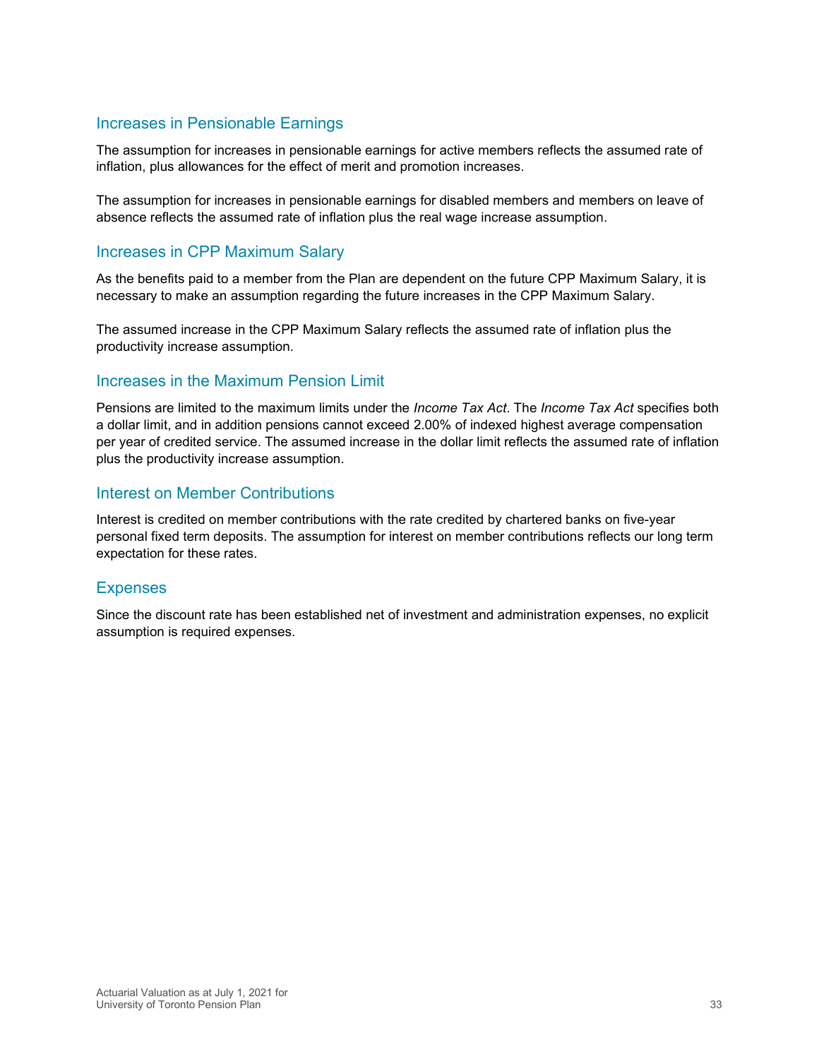## Increases in Pensionable Earnings

The assumption for increases in pensionable earnings for active members reflects the assumed rate of inflation, plus allowances for the effect of merit and promotion increases.

The assumption for increases in pensionable earnings for disabled members and members on leave of absence reflects the assumed rate of inflation plus the real wage increase assumption.

## Increases in CPP Maximum Salary

As the benefits paid to a member from the Plan are dependent on the future CPP Maximum Salary, it is necessary to make an assumption regarding the future increases in the CPP Maximum Salary.

The assumed increase in the CPP Maximum Salary reflects the assumed rate of inflation plus the productivity increase assumption.

## Increases in the Maximum Pension Limit

Pensions are limited to the maximum limits under the *Income Tax Act*. The *Income Tax Act* specifies both a dollar limit, and in addition pensions cannot exceed 2.00% of indexed highest average compensation per year of credited service. The assumed increase in the dollar limit reflects the assumed rate of inflation plus the productivity increase assumption.

## Interest on Member Contributions

Interest is credited on member contributions with the rate credited by chartered banks on five-year personal fixed term deposits. The assumption for interest on member contributions reflects our long term expectation for these rates.

## Expenses

Since the discount rate has been established net of investment and administration expenses, no explicit assumption is required expenses.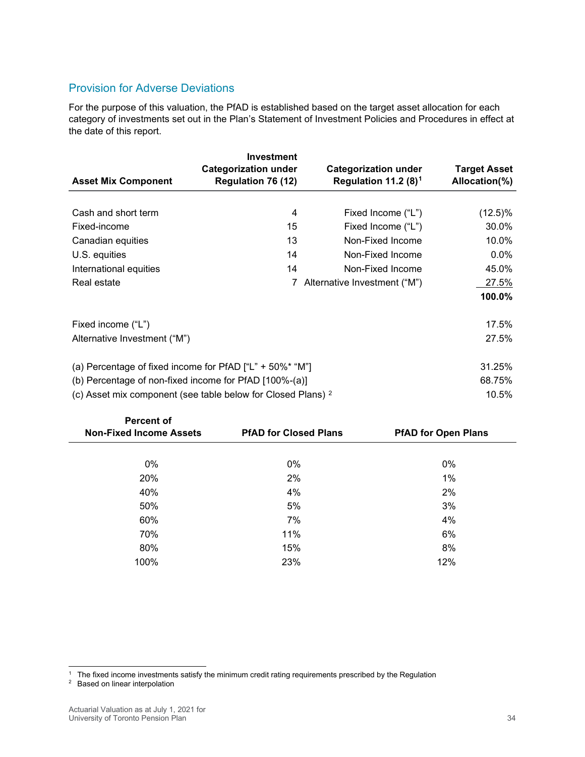## Provision for Adverse Deviations

For the purpose of this valuation, the PfAD is established based on the target asset allocation for each category of investments set out in the Plan's Statement of Investment Policies and Procedures in effect at the date of this report.

| Asset Mix Component | Investment Categorization under Regulation 76 (12) | Categorization under Regulation 11.2 (8)[1] | Target Asset Allocation(%) |
|---|---|---|---|
| Cash and short term | 4 | Fixed Income ("L") | (12.5)% |
| Fixed-income | 15 | Fixed Income ("L") | 30.0% |
| Canadian equities | 13 | Non-Fixed Income | 10.0% |
| U.S. equities | 14 | Non-Fixed Income | 0.0% |
| International equities | 14 | Non-Fixed Income | 45.0% |
| Real estate | 7 | Alternative Investment ("M") | 27.5% |
| | | | **100.0%** |
| Fixed income ("L") | | | 17.5% |
| Alternative Investment ("M") | | | 27.5% |
| (a) Percentage of fixed income for PfAD ["L" + 50%* "M"] | | | 31.25% |
| (b) Percentage of non-fixed income for PfAD [100%-(a)] | | | 68.75% |
| (c) Asset mix component (see table below for Closed Plans) [2] | | | 10.5% |

| Percent of Non-Fixed Income Assets | PfAD for Closed Plans | PfAD for Open Plans |
|---|---|---|
| 0% | 0% | 0% |
| 20% | 2% | 1% |
| 40% | 4% | 2% |
| 50% | 5% | 3% |
| 60% | 7% | 4% |
| 70% | 11% | 6% |
| 80% | 15% | 8% |
| 100% | 23% | 12% |

[1] The fixed income investments satisfy the minimum credit rating requirements prescribed by the Regulation

[2] Based on linear interpolation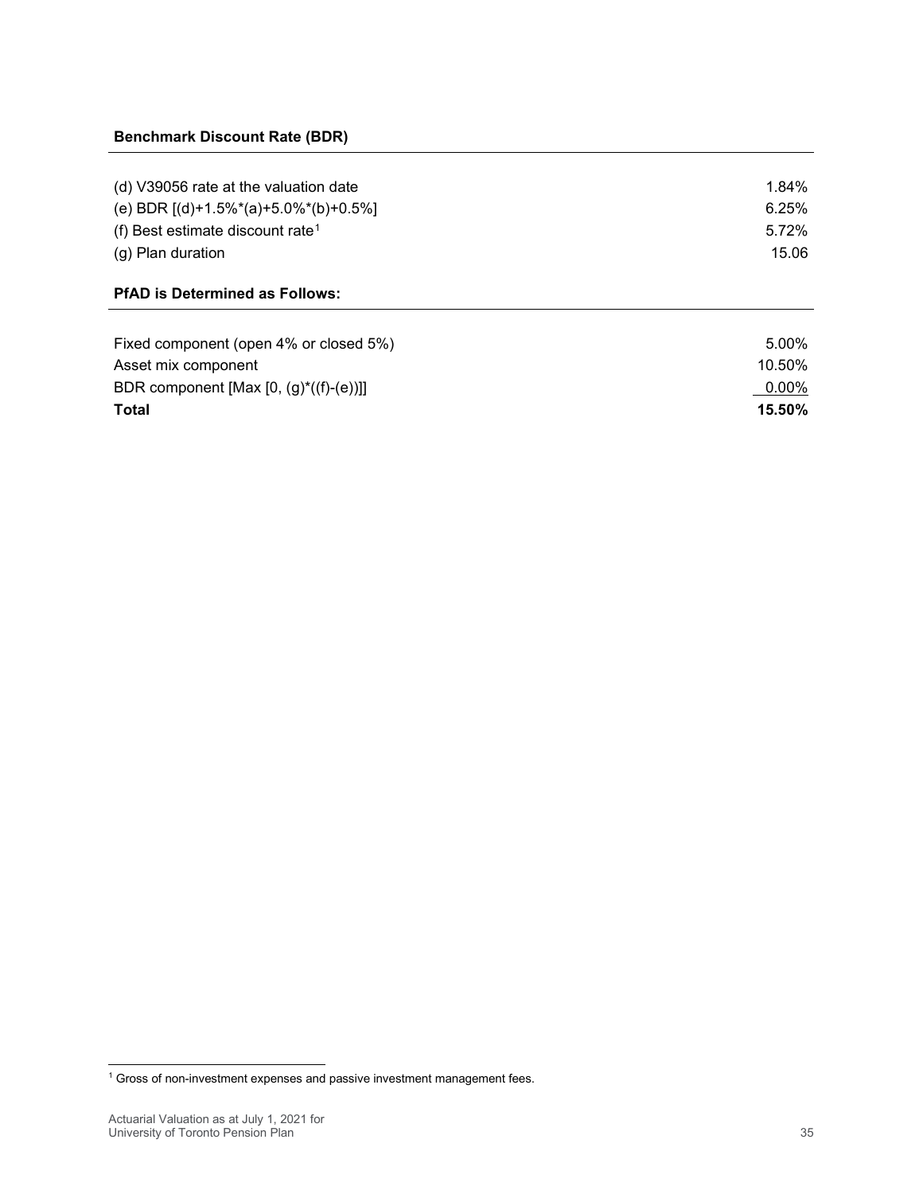**Benchmark Discount Rate (BDR)**

| | |
|---|---|
| (d) V39056 rate at the valuation date | 1.84% |
| (e) BDR [(d)+1.5%*(a)+5.0%*(b)+0.5%] | 6.25% |
| (f) Best estimate discount rate[1] | 5.72% |
| (g) Plan duration | 15.06 |

**PfAD is Determined as Follows:**

| | |
|---|---|
| Fixed component (open 4% or closed 5%) | 5.00% |
| Asset mix component | 10.50% |
| BDR component [Max [0, (g)*((f)-(e))]] | 0.00% |
| **Total** | **15.50%** |

[1] Gross of non-investment expenses and passive investment management fees.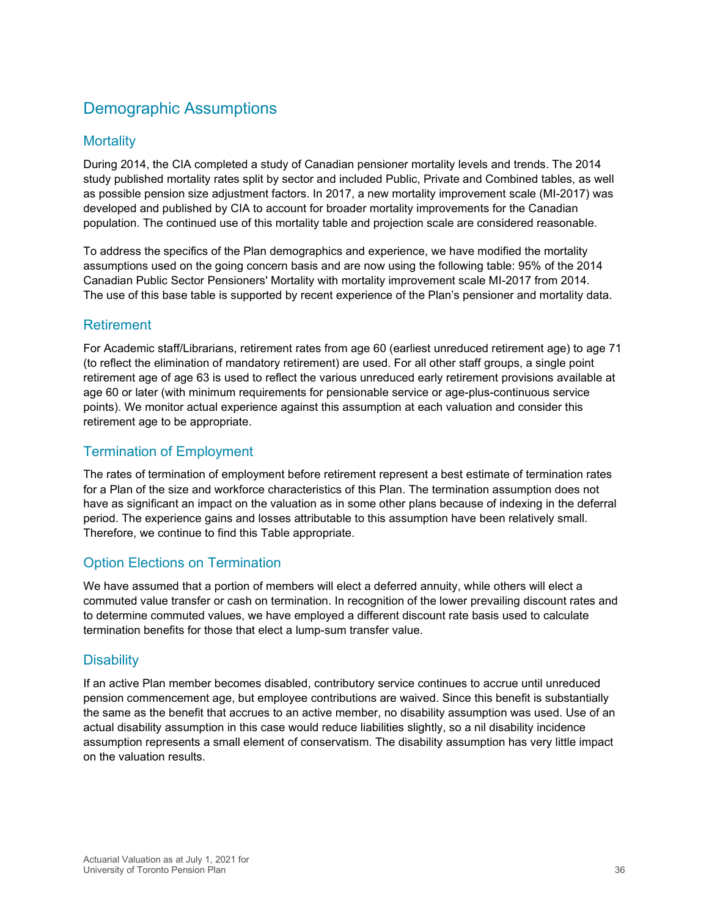# Demographic Assumptions

## Mortality

During 2014, the CIA completed a study of Canadian pensioner mortality levels and trends. The 2014 study published mortality rates split by sector and included Public, Private and Combined tables, as well as possible pension size adjustment factors. In 2017, a new mortality improvement scale (MI-2017) was developed and published by CIA to account for broader mortality improvements for the Canadian population. The continued use of this mortality table and projection scale are considered reasonable.

To address the specifics of the Plan demographics and experience, we have modified the mortality assumptions used on the going concern basis and are now using the following table: 95% of the 2014 Canadian Public Sector Pensioners' Mortality with mortality improvement scale MI-2017 from 2014. The use of this base table is supported by recent experience of the Plan's pensioner and mortality data.

## Retirement

For Academic staff/Librarians, retirement rates from age 60 (earliest unreduced retirement age) to age 71 (to reflect the elimination of mandatory retirement) are used. For all other staff groups, a single point retirement age of age 63 is used to reflect the various unreduced early retirement provisions available at age 60 or later (with minimum requirements for pensionable service or age-plus-continuous service points). We monitor actual experience against this assumption at each valuation and consider this retirement age to be appropriate.

## Termination of Employment

The rates of termination of employment before retirement represent a best estimate of termination rates for a Plan of the size and workforce characteristics of this Plan. The termination assumption does not have as significant an impact on the valuation as in some other plans because of indexing in the deferral period. The experience gains and losses attributable to this assumption have been relatively small. Therefore, we continue to find this Table appropriate.

## Option Elections on Termination

We have assumed that a portion of members will elect a deferred annuity, while others will elect a commuted value transfer or cash on termination. In recognition of the lower prevailing discount rates and to determine commuted values, we have employed a different discount rate basis used to calculate termination benefits for those that elect a lump-sum transfer value.

## Disability

If an active Plan member becomes disabled, contributory service continues to accrue until unreduced pension commencement age, but employee contributions are waived. Since this benefit is substantially the same as the benefit that accrues to an active member, no disability assumption was used. Use of an actual disability assumption in this case would reduce liabilities slightly, so a nil disability incidence assumption represents a small element of conservatism. The disability assumption has very little impact on the valuation results.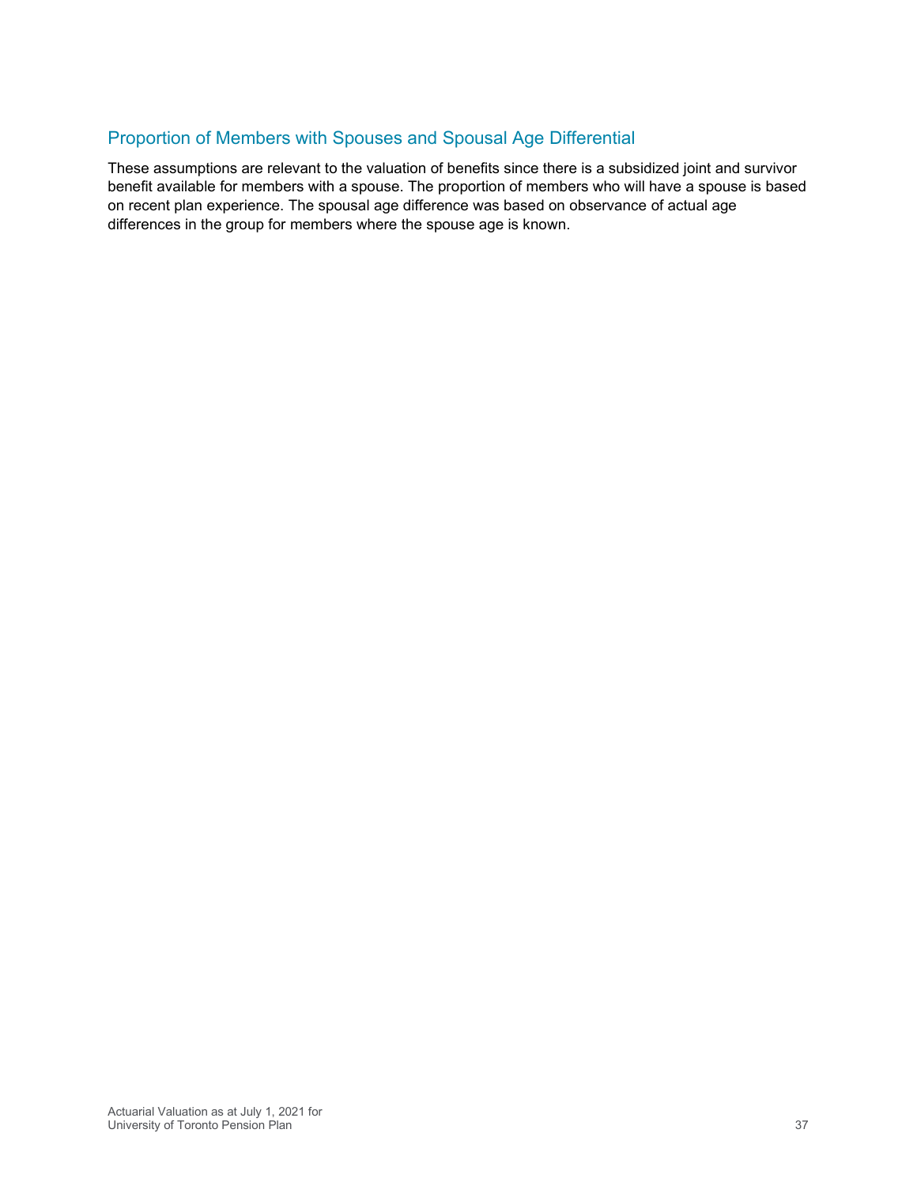## Proportion of Members with Spouses and Spousal Age Differential

These assumptions are relevant to the valuation of benefits since there is a subsidized joint and survivor benefit available for members with a spouse. The proportion of members who will have a spouse is based on recent plan experience. The spousal age difference was based on observance of actual age differences in the group for members where the spouse age is known.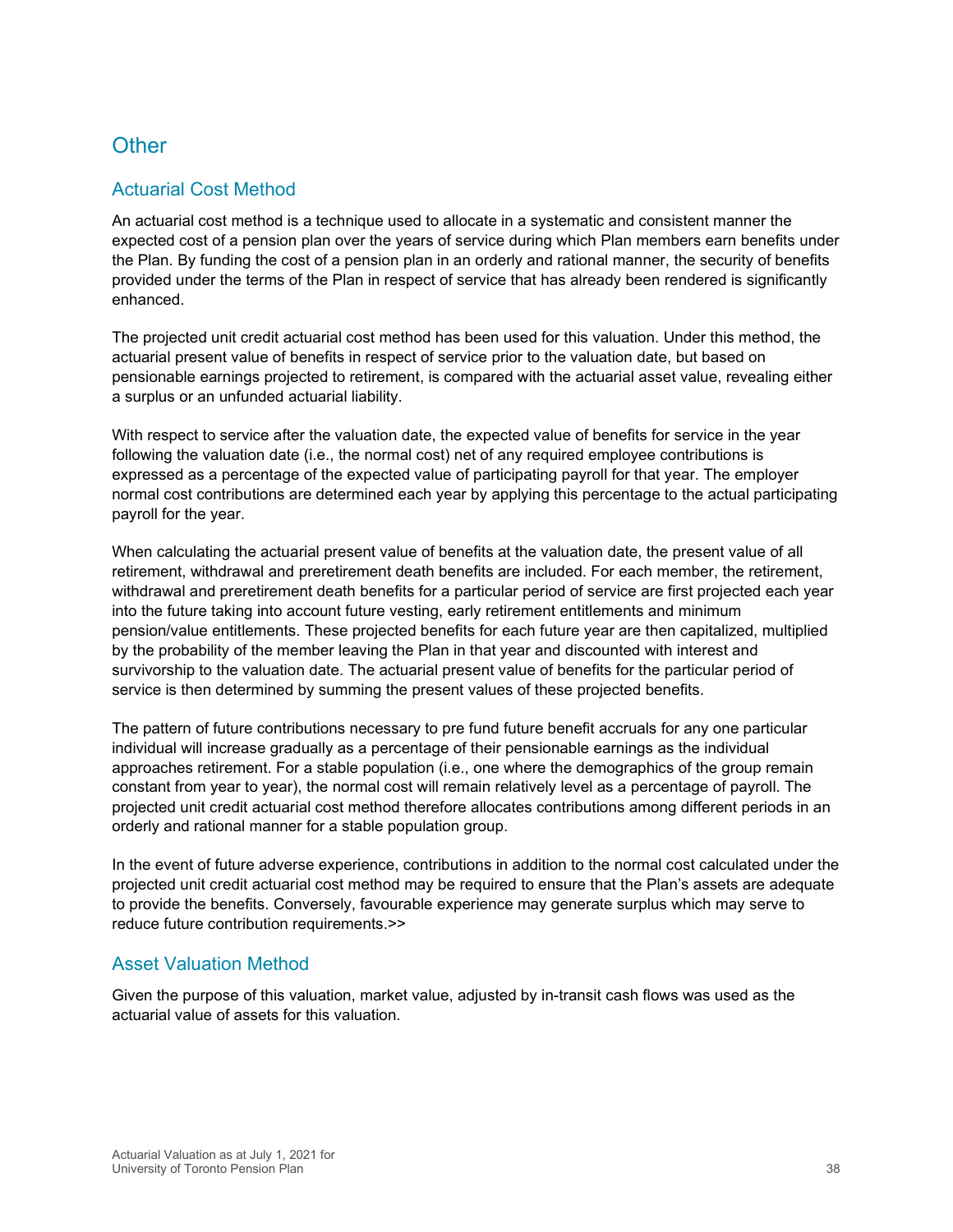## Other

### Actuarial Cost Method

An actuarial cost method is a technique used to allocate in a systematic and consistent manner the expected cost of a pension plan over the years of service during which Plan members earn benefits under the Plan. By funding the cost of a pension plan in an orderly and rational manner, the security of benefits provided under the terms of the Plan in respect of service that has already been rendered is significantly enhanced.

The projected unit credit actuarial cost method has been used for this valuation. Under this method, the actuarial present value of benefits in respect of service prior to the valuation date, but based on pensionable earnings projected to retirement, is compared with the actuarial asset value, revealing either a surplus or an unfunded actuarial liability.

With respect to service after the valuation date, the expected value of benefits for service in the year following the valuation date (i.e., the normal cost) net of any required employee contributions is expressed as a percentage of the expected value of participating payroll for that year. The employer normal cost contributions are determined each year by applying this percentage to the actual participating payroll for the year.

When calculating the actuarial present value of benefits at the valuation date, the present value of all retirement, withdrawal and preretirement death benefits are included. For each member, the retirement, withdrawal and preretirement death benefits for a particular period of service are first projected each year into the future taking into account future vesting, early retirement entitlements and minimum pension/value entitlements. These projected benefits for each future year are then capitalized, multiplied by the probability of the member leaving the Plan in that year and discounted with interest and survivorship to the valuation date. The actuarial present value of benefits for the particular period of service is then determined by summing the present values of these projected benefits.

The pattern of future contributions necessary to pre fund future benefit accruals for any one particular individual will increase gradually as a percentage of their pensionable earnings as the individual approaches retirement. For a stable population (i.e., one where the demographics of the group remain constant from year to year), the normal cost will remain relatively level as a percentage of payroll. The projected unit credit actuarial cost method therefore allocates contributions among different periods in an orderly and rational manner for a stable population group.

In the event of future adverse experience, contributions in addition to the normal cost calculated under the projected unit credit actuarial cost method may be required to ensure that the Plan's assets are adequate to provide the benefits. Conversely, favourable experience may generate surplus which may serve to reduce future contribution requirements.>>

### Asset Valuation Method

Given the purpose of this valuation, market value, adjusted by in-transit cash flows was used as the actuarial value of assets for this valuation.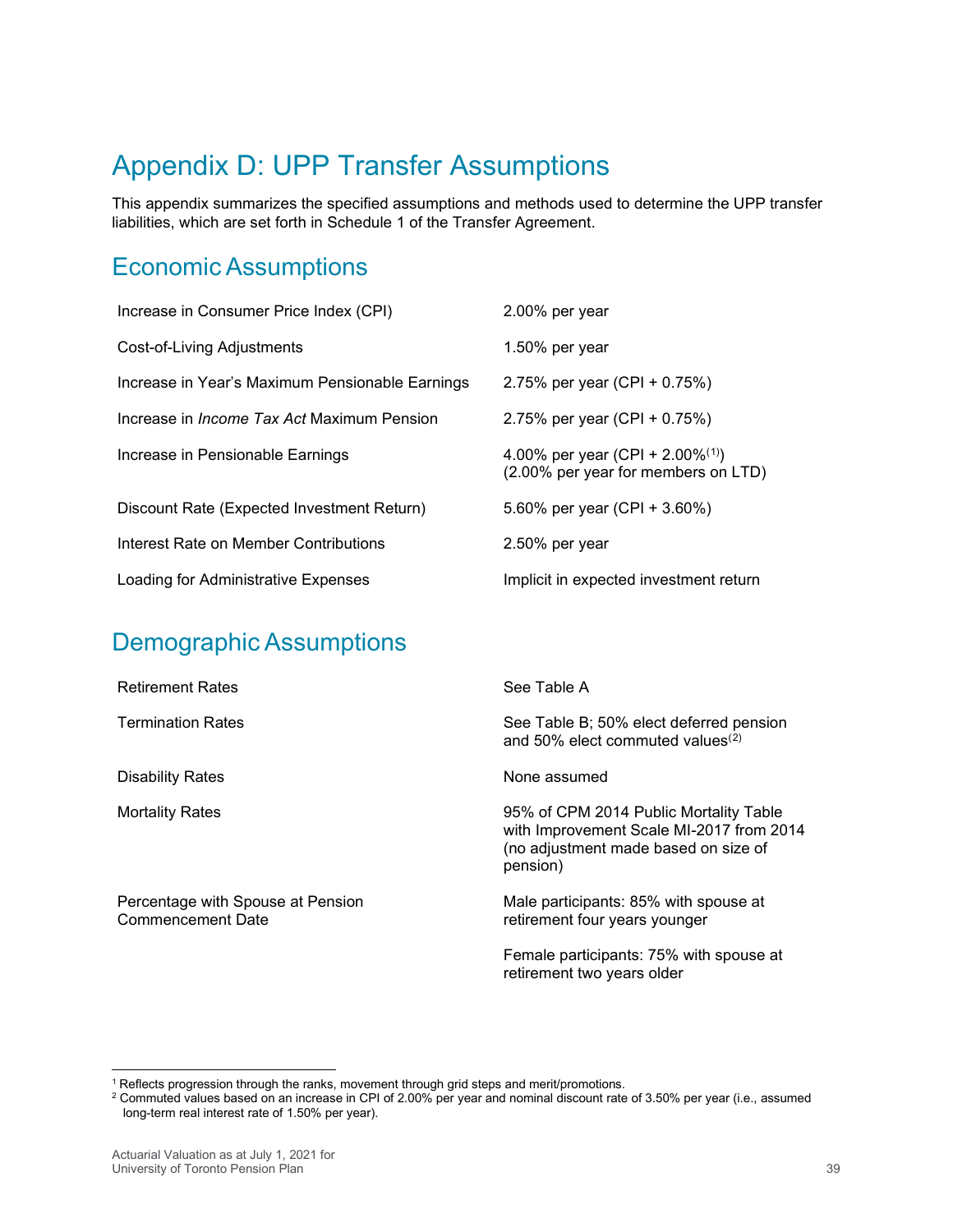# Appendix D: UPP Transfer Assumptions

This appendix summarizes the specified assumptions and methods used to determine the UPP transfer liabilities, which are set forth in Schedule 1 of the Transfer Agreement.

## Economic Assumptions

| | |
|---|---|
| Increase in Consumer Price Index (CPI) | 2.00% per year |
| Cost-of-Living Adjustments | 1.50% per year |
| Increase in Year's Maximum Pensionable Earnings | 2.75% per year (CPI + 0.75%) |
| Increase in *Income Tax Act* Maximum Pension | 2.75% per year (CPI + 0.75%) |
| Increase in Pensionable Earnings | 4.00% per year (CPI + 2.00%[1]) (2.00% per year for members on LTD) |
| Discount Rate (Expected Investment Return) | 5.60% per year (CPI + 3.60%) |
| Interest Rate on Member Contributions | 2.50% per year |
| Loading for Administrative Expenses | Implicit in expected investment return |

## Demographic Assumptions

| | |
|---|---|
| Retirement Rates | See Table A |
| Termination Rates | See Table B; 50% elect deferred pension and 50% elect commuted values[2] |
| Disability Rates | None assumed |
| Mortality Rates | 95% of CPM 2014 Public Mortality Table with Improvement Scale MI-2017 from 2014 (no adjustment made based on size of pension) |
| Percentage with Spouse at Pension Commencement Date | Male participants: 85% with spouse at retirement four years younger<br><br>Female participants: 75% with spouse at retirement two years older |

[1] Reflects progression through the ranks, movement through grid steps and merit/promotions.

[2] Commuted values based on an increase in CPI of 2.00% per year and nominal discount rate of 3.50% per year (i.e., assumed long-term real interest rate of 1.50% per year).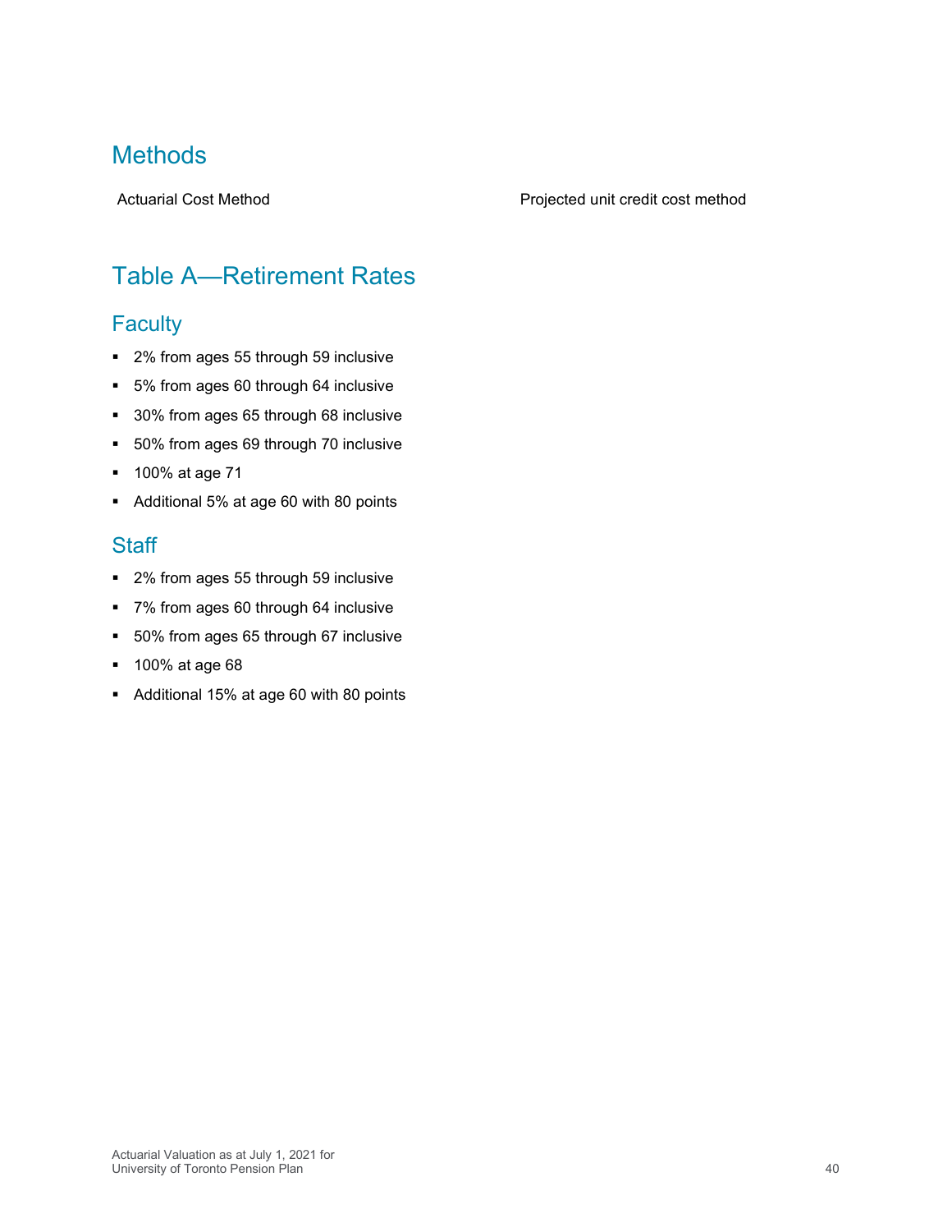## Methods

| | |
|---|---|
| Actuarial Cost Method | Projected unit credit cost method |

## Table A—Retirement Rates

### Faculty

- 2% from ages 55 through 59 inclusive
- 5% from ages 60 through 64 inclusive
- 30% from ages 65 through 68 inclusive
- 50% from ages 69 through 70 inclusive
- 100% at age 71
- Additional 5% at age 60 with 80 points

### Staff

- 2% from ages 55 through 59 inclusive
- 7% from ages 60 through 64 inclusive
- 50% from ages 65 through 67 inclusive
- 100% at age 68
- Additional 15% at age 60 with 80 points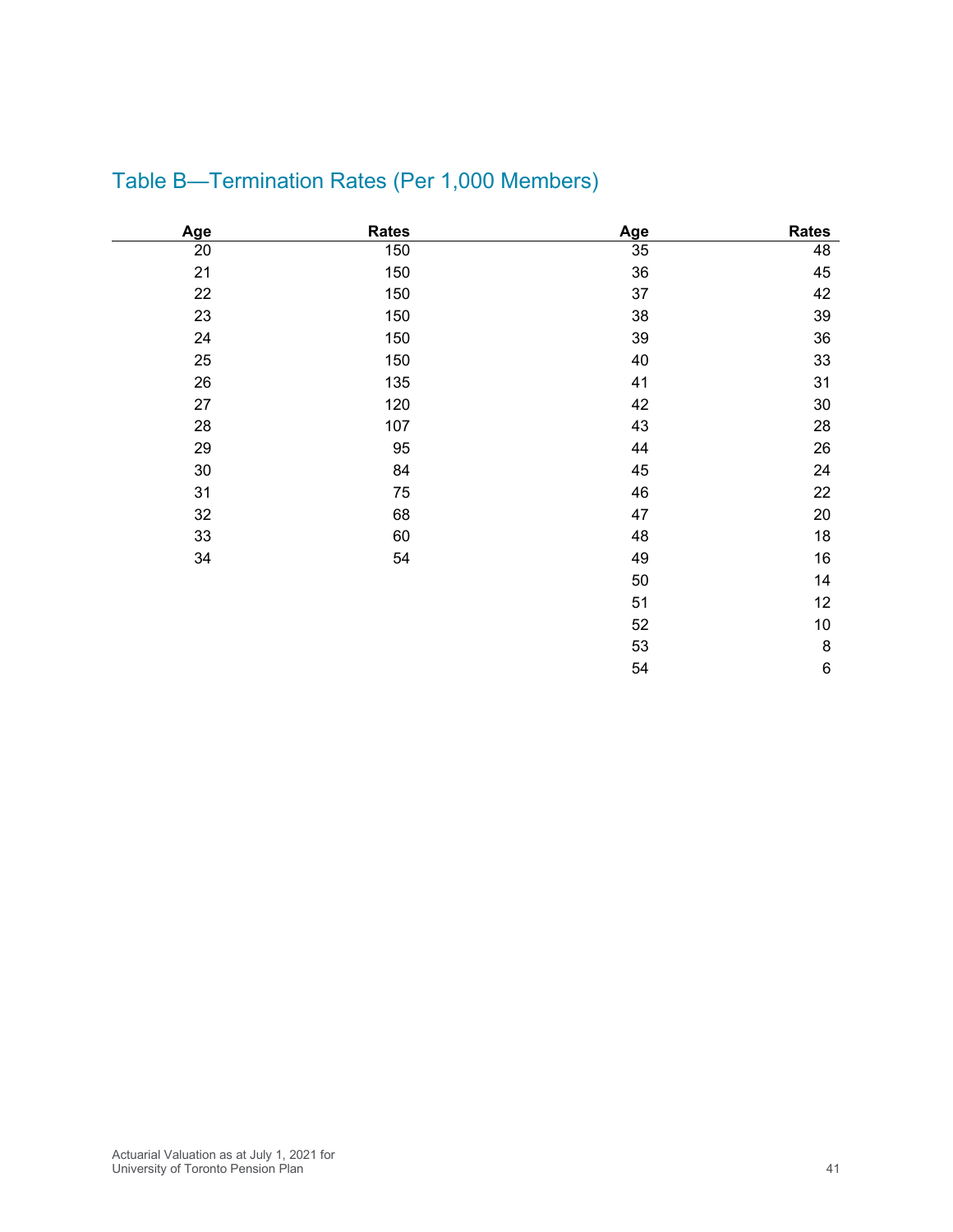## Table B—Termination Rates (Per 1,000 Members)

| Age | Rates | Age | Rates |
|---|---|---|---|
| 20 | 150 | 35 | 48 |
| 21 | 150 | 36 | 45 |
| 22 | 150 | 37 | 42 |
| 23 | 150 | 38 | 39 |
| 24 | 150 | 39 | 36 |
| 25 | 150 | 40 | 33 |
| 26 | 135 | 41 | 31 |
| 27 | 120 | 42 | 30 |
| 28 | 107 | 43 | 28 |
| 29 | 95 | 44 | 26 |
| 30 | 84 | 45 | 24 |
| 31 | 75 | 46 | 22 |
| 32 | 68 | 47 | 20 |
| 33 | 60 | 48 | 18 |
| 34 | 54 | 49 | 16 |
| | | 50 | 14 |
| | | 51 | 12 |
| | | 52 | 10 |
| | | 53 | 8 |
| | | 54 | 6 |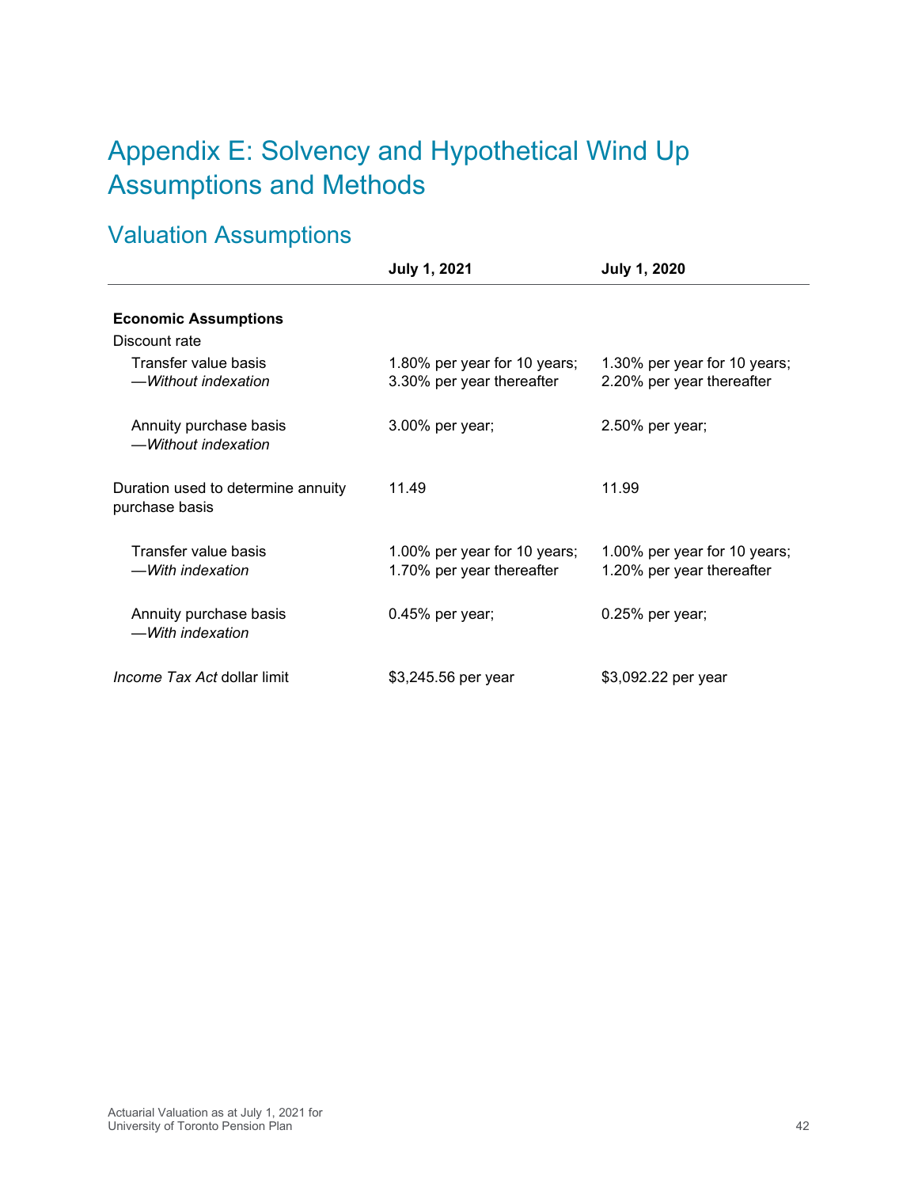# Appendix E: Solvency and Hypothetical Wind Up Assumptions and Methods

## Valuation Assumptions

| | July 1, 2021 | July 1, 2020 |
|---|---|---|
| **Economic Assumptions** | | |
| Discount rate | | |
| Transfer value basis —*Without indexation* | 1.80% per year for 10 years; 3.30% per year thereafter | 1.30% per year for 10 years; 2.20% per year thereafter |
| Annuity purchase basis —*Without indexation* | 3.00% per year; | 2.50% per year; |
| Duration used to determine annuity purchase basis | 11.49 | 11.99 |
| Transfer value basis —*With indexation* | 1.00% per year for 10 years; 1.70% per year thereafter | 1.00% per year for 10 years; 1.20% per year thereafter |
| Annuity purchase basis —*With indexation* | 0.45% per year; | 0.25% per year; |
| *Income Tax Act* dollar limit | $3,245.56 per year | $3,092.22 per year |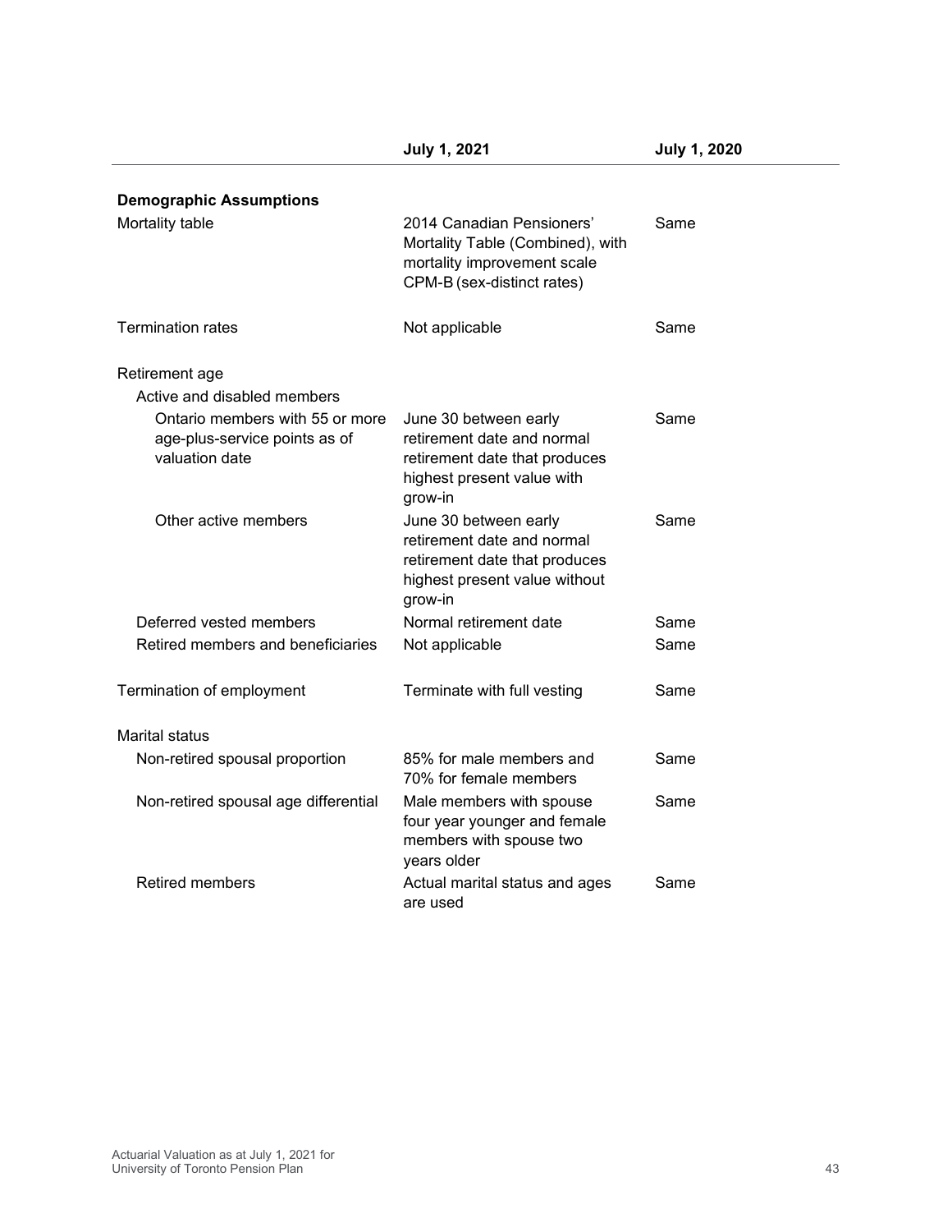| | July 1, 2021 | July 1, 2020 |
|---|---|---|
| **Demographic Assumptions** | | |
| Mortality table | 2014 Canadian Pensioners' Mortality Table (Combined), with mortality improvement scale CPM-B (sex-distinct rates) | Same |
| Termination rates | Not applicable | Same |
| Retirement age | | |
| Active and disabled members | | |
| Ontario members with 55 or more age-plus-service points as of valuation date | June 30 between early retirement date and normal retirement date that produces highest present value with grow-in | Same |
| Other active members | June 30 between early retirement date and normal retirement date that produces highest present value without grow-in | Same |
| Deferred vested members | Normal retirement date | Same |
| Retired members and beneficiaries | Not applicable | Same |
| Termination of employment | Terminate with full vesting | Same |
| Marital status | | |
| Non-retired spousal proportion | 85% for male members and 70% for female members | Same |
| Non-retired spousal age differential | Male members with spouse four year younger and female members with spouse two years older | Same |
| Retired members | Actual marital status and ages are used | Same |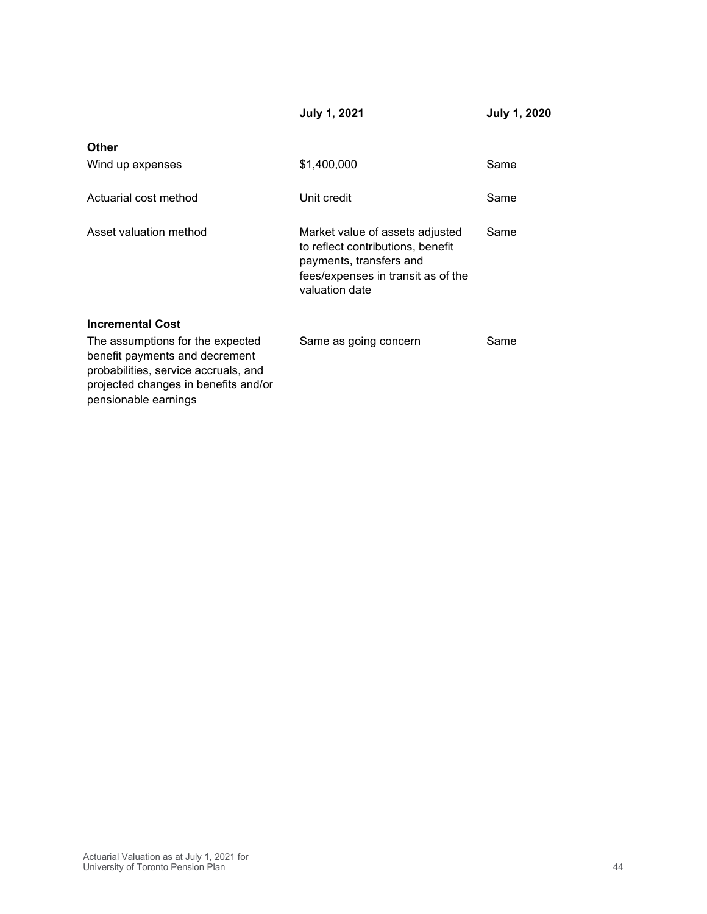| | July 1, 2021 | July 1, 2020 |
|---|---|---|
| **Other** | | |
| Wind up expenses | $1,400,000 | Same |
| Actuarial cost method | Unit credit | Same |
| Asset valuation method | Market value of assets adjusted to reflect contributions, benefit payments, transfers and fees/expenses in transit as of the valuation date | Same |
| **Incremental Cost** | | |
| The assumptions for the expected benefit payments and decrement probabilities, service accruals, and projected changes in benefits and/or pensionable earnings | Same as going concern | Same |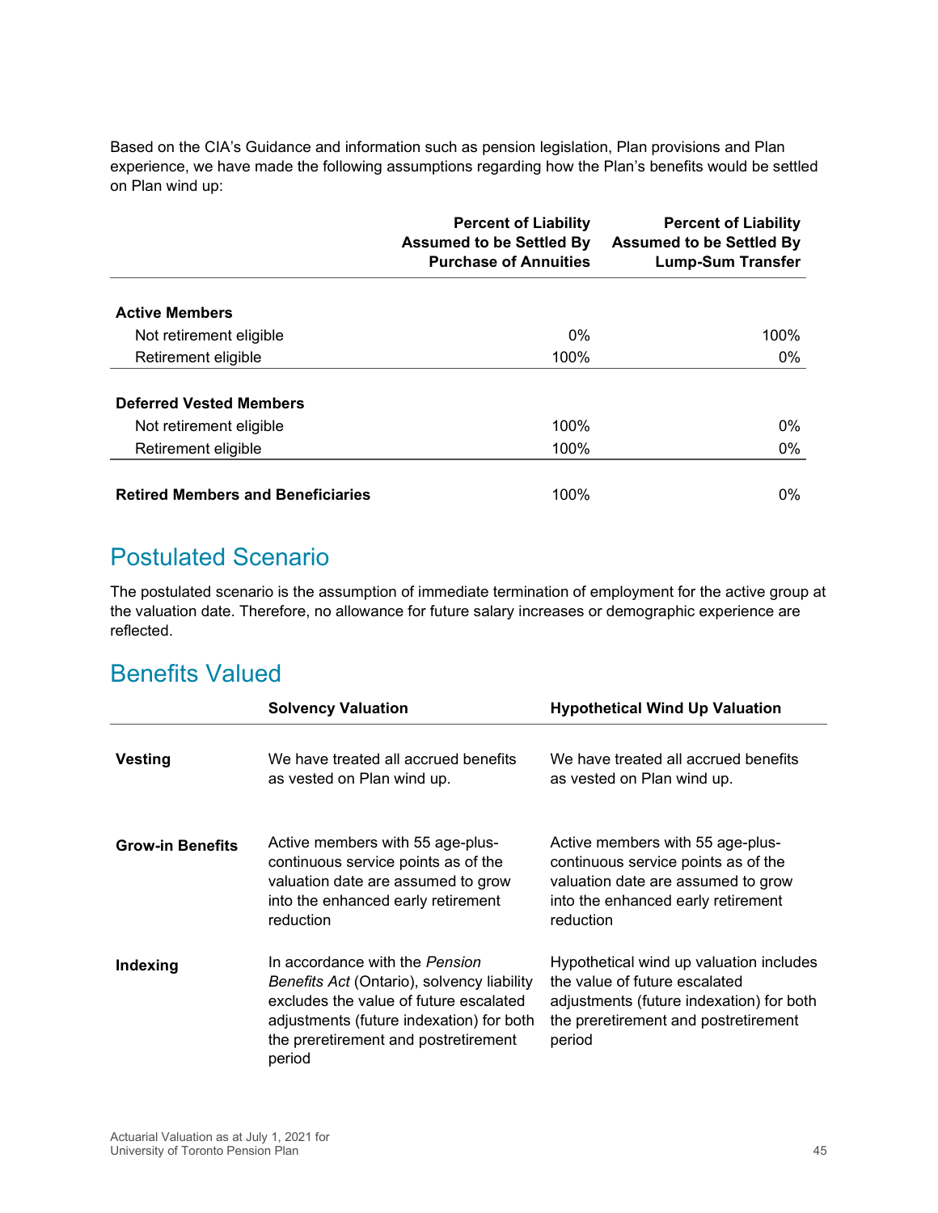Based on the CIA's Guidance and information such as pension legislation, Plan provisions and Plan experience, we have made the following assumptions regarding how the Plan's benefits would be settled on Plan wind up:

| | Percent of Liability Assumed to be Settled By Purchase of Annuities | Percent of Liability Assumed to be Settled By Lump-Sum Transfer |
|---|---|---|
| **Active Members** | | |
| Not retirement eligible | 0% | 100% |
| Retirement eligible | 100% | 0% |
| **Deferred Vested Members** | | |
| Not retirement eligible | 100% | 0% |
| Retirement eligible | 100% | 0% |
| **Retired Members and Beneficiaries** | 100% | 0% |

## Postulated Scenario

The postulated scenario is the assumption of immediate termination of employment for the active group at the valuation date. Therefore, no allowance for future salary increases or demographic experience are reflected.

## Benefits Valued

| | Solvency Valuation | Hypothetical Wind Up Valuation |
|---|---|---|
| **Vesting** | We have treated all accrued benefits as vested on Plan wind up. | We have treated all accrued benefits as vested on Plan wind up. |
| **Grow-in Benefits** | Active members with 55 age-plus-continuous service points as of the valuation date are assumed to grow into the enhanced early retirement reduction | Active members with 55 age-plus-continuous service points as of the valuation date are assumed to grow into the enhanced early retirement reduction |
| **Indexing** | In accordance with the *Pension Benefits Act* (Ontario), solvency liability excludes the value of future escalated adjustments (future indexation) for both the preretirement and postretirement period | Hypothetical wind up valuation includes the value of future escalated adjustments (future indexation) for both the preretirement and postretirement period |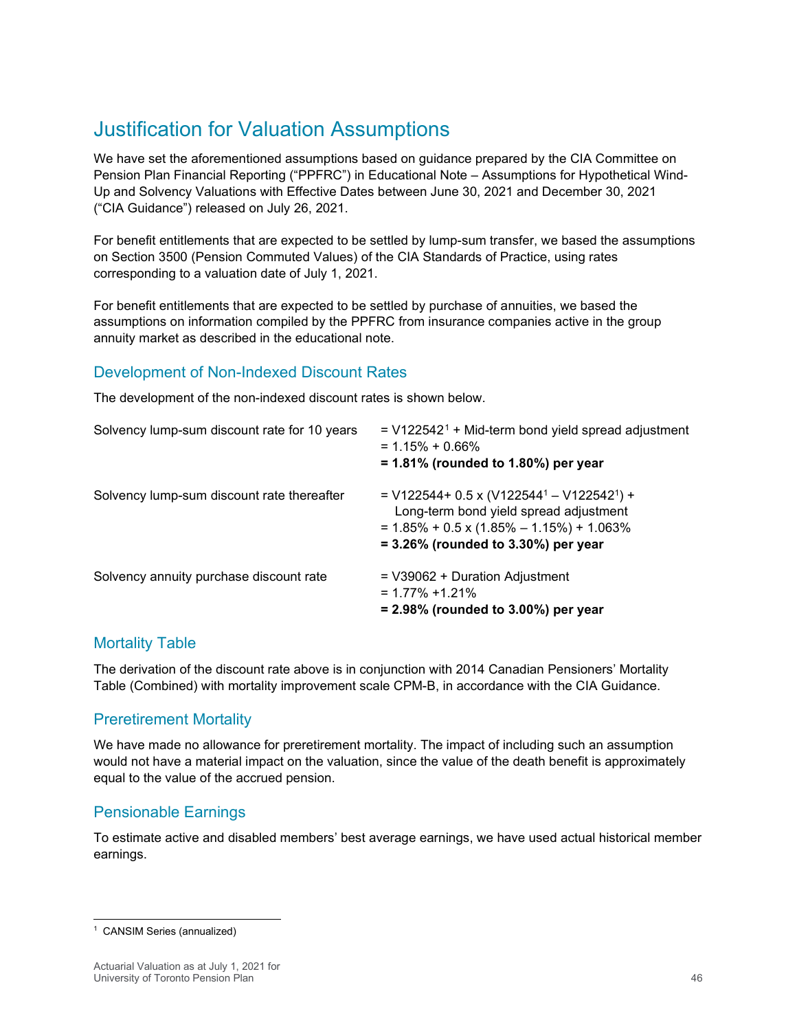# Justification for Valuation Assumptions

We have set the aforementioned assumptions based on guidance prepared by the CIA Committee on Pension Plan Financial Reporting ("PPFRC") in Educational Note – Assumptions for Hypothetical Wind-Up and Solvency Valuations with Effective Dates between June 30, 2021 and December 30, 2021 ("CIA Guidance") released on July 26, 2021.

For benefit entitlements that are expected to be settled by lump-sum transfer, we based the assumptions on Section 3500 (Pension Commuted Values) of the CIA Standards of Practice, using rates corresponding to a valuation date of July 1, 2021.

For benefit entitlements that are expected to be settled by purchase of annuities, we based the assumptions on information compiled by the PPFRC from insurance companies active in the group annuity market as described in the educational note.

## Development of Non-Indexed Discount Rates

The development of the non-indexed discount rates is shown below.

| | |
|---|---|
| Solvency lump-sum discount rate for 10 years | = V122542[1] + Mid-term bond yield spread adjustment<br>= 1.15% + 0.66%<br>**= 1.81% (rounded to 1.80%) per year** |
| Solvency lump-sum discount rate thereafter | = V122544+ 0.5 x (V122544[1] – V122542[1]) + Long-term bond yield spread adjustment<br>= 1.85% + 0.5 x (1.85% – 1.15%) + 1.063%<br>**= 3.26% (rounded to 3.30%) per year** |
| Solvency annuity purchase discount rate | = V39062 + Duration Adjustment<br>= 1.77% +1.21%<br>**= 2.98% (rounded to 3.00%) per year** |

## Mortality Table

The derivation of the discount rate above is in conjunction with 2014 Canadian Pensioners' Mortality Table (Combined) with mortality improvement scale CPM-B, in accordance with the CIA Guidance.

## Preretirement Mortality

We have made no allowance for preretirement mortality. The impact of including such an assumption would not have a material impact on the valuation, since the value of the death benefit is approximately equal to the value of the accrued pension.

## Pensionable Earnings

To estimate active and disabled members' best average earnings, we have used actual historical member earnings.

---

[1] CANSIM Series (annualized)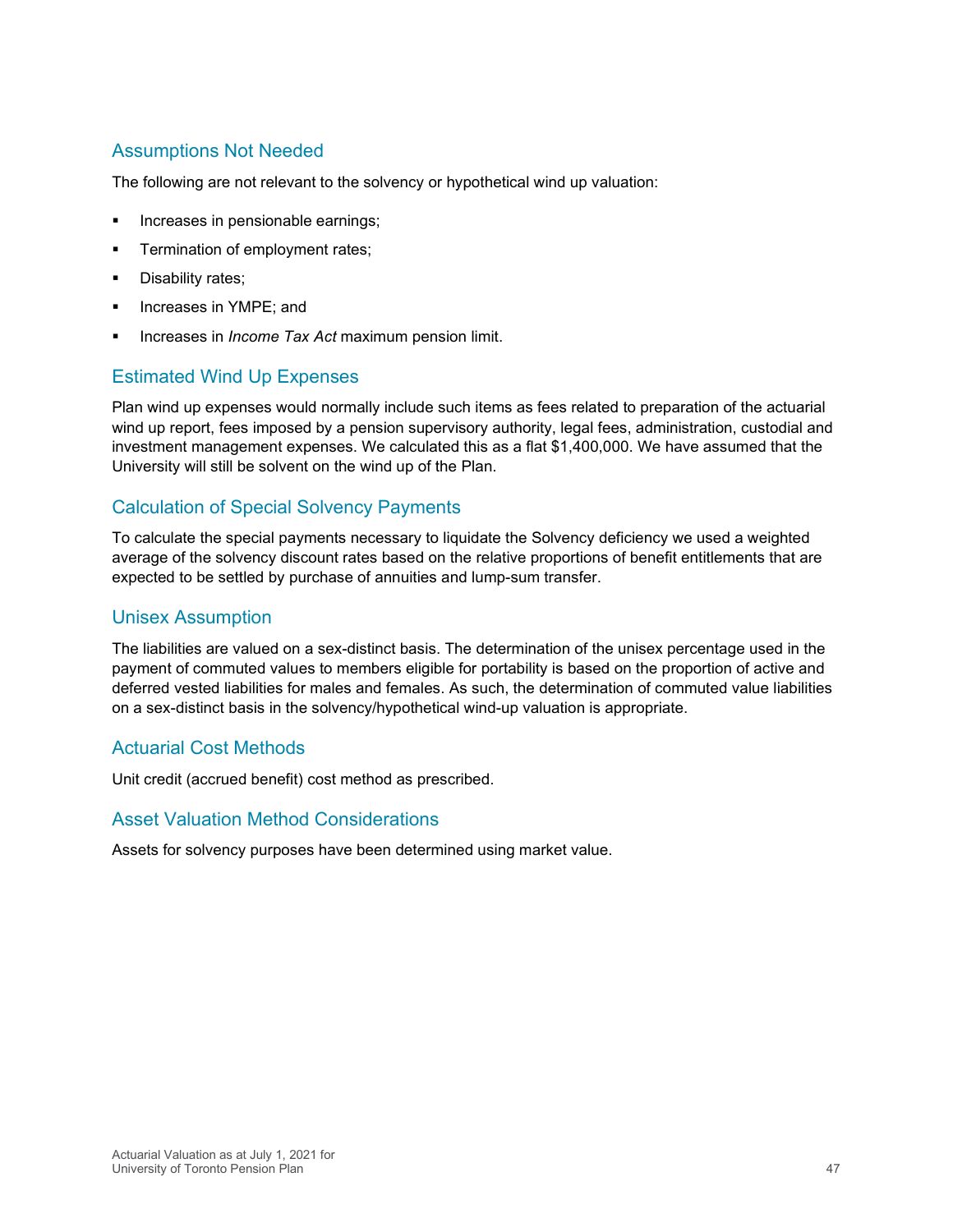## Assumptions Not Needed

The following are not relevant to the solvency or hypothetical wind up valuation:

- Increases in pensionable earnings;
- Termination of employment rates;
- Disability rates;
- Increases in YMPE; and
- Increases in *Income Tax Act* maximum pension limit.

## Estimated Wind Up Expenses

Plan wind up expenses would normally include such items as fees related to preparation of the actuarial wind up report, fees imposed by a pension supervisory authority, legal fees, administration, custodial and investment management expenses. We calculated this as a flat $1,400,000. We have assumed that the University will still be solvent on the wind up of the Plan.

## Calculation of Special Solvency Payments

To calculate the special payments necessary to liquidate the Solvency deficiency we used a weighted average of the solvency discount rates based on the relative proportions of benefit entitlements that are expected to be settled by purchase of annuities and lump-sum transfer.

## Unisex Assumption

The liabilities are valued on a sex-distinct basis. The determination of the unisex percentage used in the payment of commuted values to members eligible for portability is based on the proportion of active and deferred vested liabilities for males and females. As such, the determination of commuted value liabilities on a sex-distinct basis in the solvency/hypothetical wind-up valuation is appropriate.

## Actuarial Cost Methods

Unit credit (accrued benefit) cost method as prescribed.

## Asset Valuation Method Considerations

Assets for solvency purposes have been determined using market value.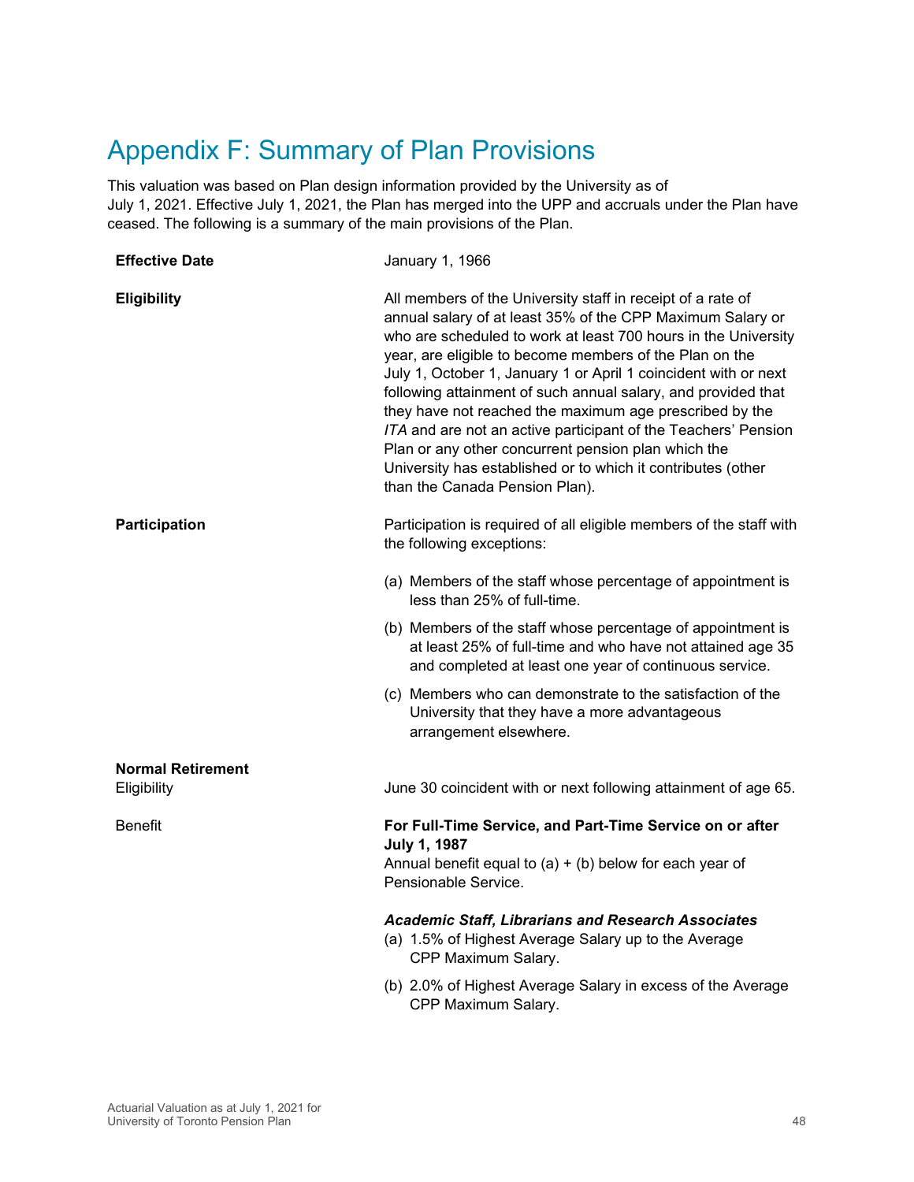# Appendix F: Summary of Plan Provisions

This valuation was based on Plan design information provided by the University as of July 1, 2021. Effective July 1, 2021, the Plan has merged into the UPP and accruals under the Plan have ceased. The following is a summary of the main provisions of the Plan.

**Effective Date**

January 1, 1966

**Eligibility**

All members of the University staff in receipt of a rate of annual salary of at least 35% of the CPP Maximum Salary or who are scheduled to work at least 700 hours in the University year, are eligible to become members of the Plan on the July 1, October 1, January 1 or April 1 coincident with or next following attainment of such annual salary, and provided that they have not reached the maximum age prescribed by the *ITA* and are not an active participant of the Teachers' Pension Plan or any other concurrent pension plan which the University has established or to which it contributes (other than the Canada Pension Plan).

**Participation**

Participation is required of all eligible members of the staff with the following exceptions:

(a) Members of the staff whose percentage of appointment is less than 25% of full-time.

(b) Members of the staff whose percentage of appointment is at least 25% of full-time and who have not attained age 35 and completed at least one year of continuous service.

(c) Members who can demonstrate to the satisfaction of the University that they have a more advantageous arrangement elsewhere.

**Normal Retirement**

Eligibility

June 30 coincident with or next following attainment of age 65.

Benefit

**For Full-Time Service, and Part-Time Service on or after July 1, 1987**

Annual benefit equal to (a) + (b) below for each year of Pensionable Service.

***Academic Staff, Librarians and Research Associates***

(a) 1.5% of Highest Average Salary up to the Average CPP Maximum Salary.

(b) 2.0% of Highest Average Salary in excess of the Average CPP Maximum Salary.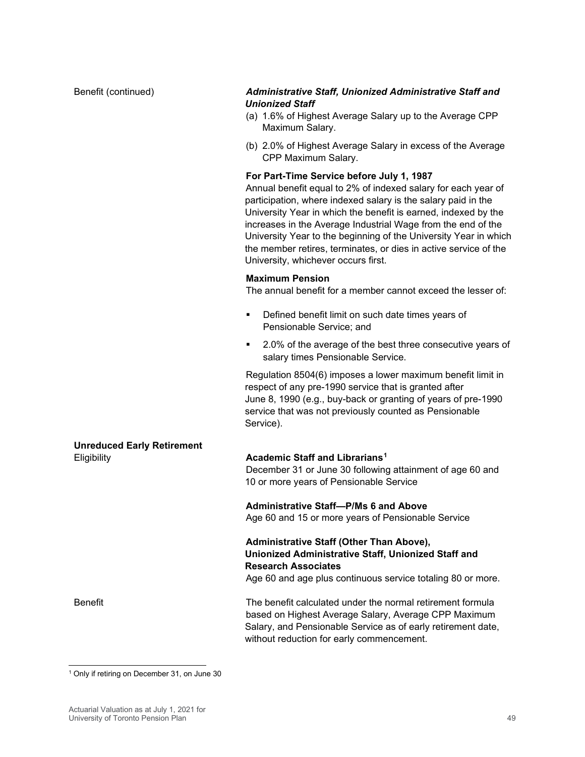Benefit (continued)

***Administrative Staff, Unionized Administrative Staff and Unionized Staff***

(a) 1.6% of Highest Average Salary up to the Average CPP Maximum Salary.

(b) 2.0% of Highest Average Salary in excess of the Average CPP Maximum Salary.

**For Part-Time Service before July 1, 1987**

Annual benefit equal to 2% of indexed salary for each year of participation, where indexed salary is the salary paid in the University Year in which the benefit is earned, indexed by the increases in the Average Industrial Wage from the end of the University Year to the beginning of the University Year in which the member retires, terminates, or dies in active service of the University, whichever occurs first.

**Maximum Pension**

The annual benefit for a member cannot exceed the lesser of:

- Defined benefit limit on such date times years of Pensionable Service; and
- 2.0% of the average of the best three consecutive years of salary times Pensionable Service.

Regulation 8504(6) imposes a lower maximum benefit limit in respect of any pre-1990 service that is granted after June 8, 1990 (e.g., buy-back or granting of years of pre-1990 service that was not previously counted as Pensionable Service).

**Unreduced Early Retirement**

Eligibility

**Academic Staff and Librarians**[1]

December 31 or June 30 following attainment of age 60 and 10 or more years of Pensionable Service

**Administrative Staff—P/Ms 6 and Above**

Age 60 and 15 or more years of Pensionable Service

**Administrative Staff (Other Than Above), Unionized Administrative Staff, Unionized Staff and Research Associates**

Age 60 and age plus continuous service totaling 80 or more.

Benefit

The benefit calculated under the normal retirement formula based on Highest Average Salary, Average CPP Maximum Salary, and Pensionable Service as of early retirement date, without reduction for early commencement.

[1] Only if retiring on December 31, on June 30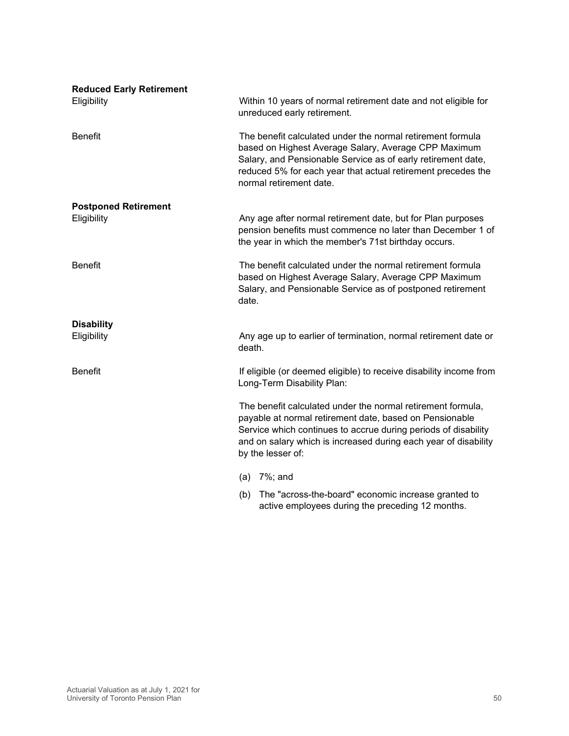**Reduced Early Retirement**

| | |
|---|---|
| Eligibility | Within 10 years of normal retirement date and not eligible for unreduced early retirement. |
| Benefit | The benefit calculated under the normal retirement formula based on Highest Average Salary, Average CPP Maximum Salary, and Pensionable Service as of early retirement date, reduced 5% for each year that actual retirement precedes the normal retirement date. |

**Postponed Retirement**

| | |
|---|---|
| Eligibility | Any age after normal retirement date, but for Plan purposes pension benefits must commence no later than December 1 of the year in which the member's 71st birthday occurs. |
| Benefit | The benefit calculated under the normal retirement formula based on Highest Average Salary, Average CPP Maximum Salary, and Pensionable Service as of postponed retirement date. |

**Disability**

Eligibility

Any age up to earlier of termination, normal retirement date or death.

Benefit

If eligible (or deemed eligible) to receive disability income from Long-Term Disability Plan:

The benefit calculated under the normal retirement formula, payable at normal retirement date, based on Pensionable Service which continues to accrue during periods of disability and on salary which is increased during each year of disability by the lesser of:

(a) 7%; and

(b) The "across-the-board" economic increase granted to active employees during the preceding 12 months.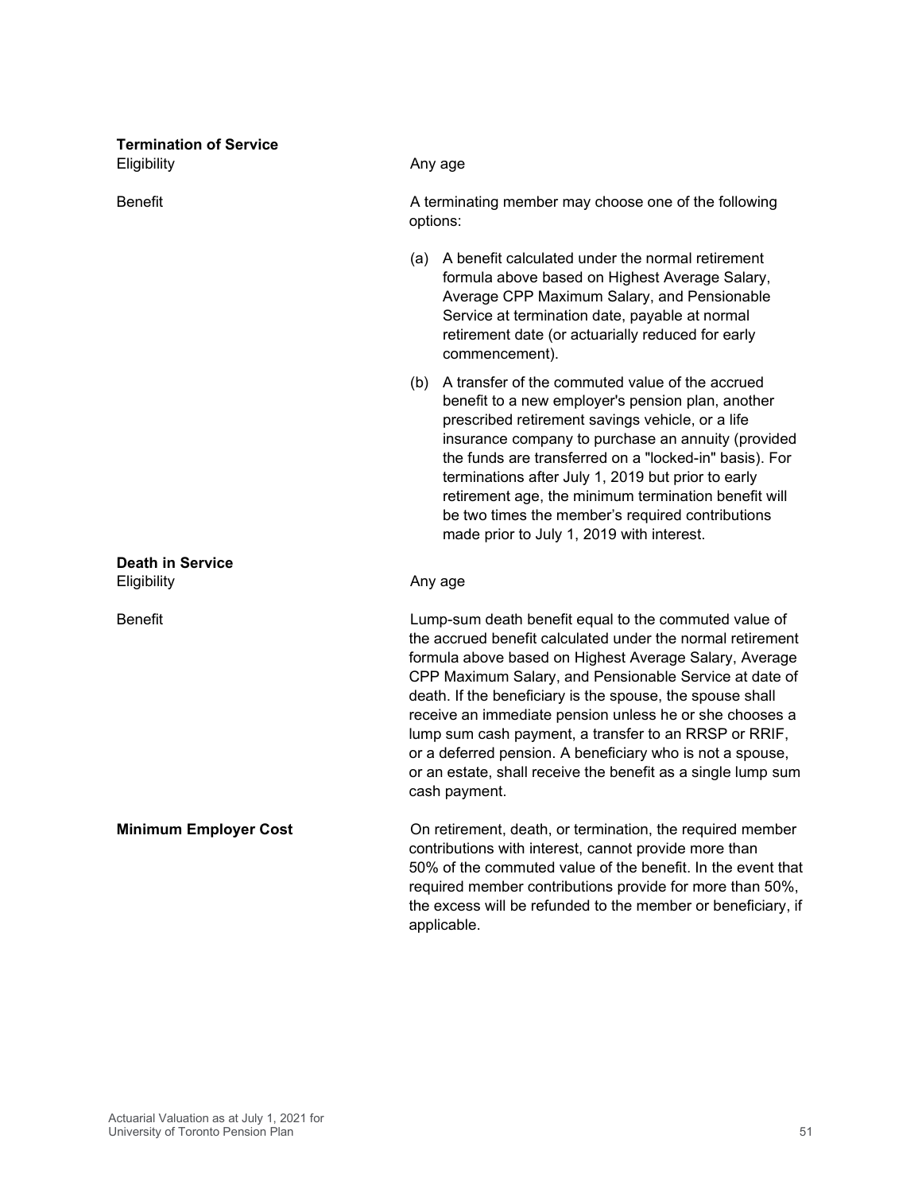**Termination of Service**

Eligibility

Any age

Benefit

A terminating member may choose one of the following options:

(a) A benefit calculated under the normal retirement formula above based on Highest Average Salary, Average CPP Maximum Salary, and Pensionable Service at termination date, payable at normal retirement date (or actuarially reduced for early commencement).

(b) A transfer of the commuted value of the accrued benefit to a new employer's pension plan, another prescribed retirement savings vehicle, or a life insurance company to purchase an annuity (provided the funds are transferred on a "locked-in" basis). For terminations after July 1, 2019 but prior to early retirement age, the minimum termination benefit will be two times the member's required contributions made prior to July 1, 2019 with interest.

**Death in Service**

Eligibility

Any age

Benefit

Lump-sum death benefit equal to the commuted value of the accrued benefit calculated under the normal retirement formula above based on Highest Average Salary, Average CPP Maximum Salary, and Pensionable Service at date of death. If the beneficiary is the spouse, the spouse shall receive an immediate pension unless he or she chooses a lump sum cash payment, a transfer to an RRSP or RRIF, or a deferred pension. A beneficiary who is not a spouse, or an estate, shall receive the benefit as a single lump sum cash payment.

**Minimum Employer Cost**

On retirement, death, or termination, the required member contributions with interest, cannot provide more than 50% of the commuted value of the benefit. In the event that required member contributions provide for more than 50%, the excess will be refunded to the member or beneficiary, if applicable.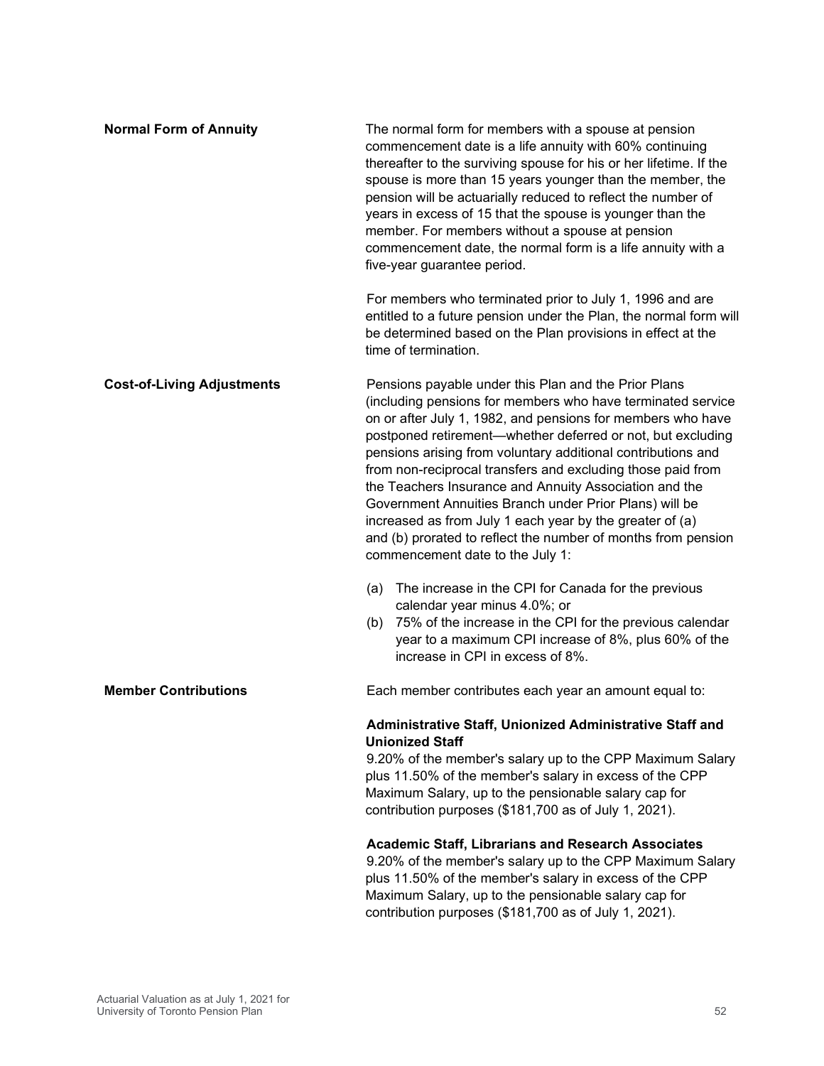**Normal Form of Annuity**

The normal form for members with a spouse at pension commencement date is a life annuity with 60% continuing thereafter to the surviving spouse for his or her lifetime. If the spouse is more than 15 years younger than the member, the pension will be actuarially reduced to reflect the number of years in excess of 15 that the spouse is younger than the member. For members without a spouse at pension commencement date, the normal form is a life annuity with a five-year guarantee period.

For members who terminated prior to July 1, 1996 and are entitled to a future pension under the Plan, the normal form will be determined based on the Plan provisions in effect at the time of termination.

**Cost-of-Living Adjustments**

Pensions payable under this Plan and the Prior Plans (including pensions for members who have terminated service on or after July 1, 1982, and pensions for members who have postponed retirement—whether deferred or not, but excluding pensions arising from voluntary additional contributions and from non-reciprocal transfers and excluding those paid from the Teachers Insurance and Annuity Association and the Government Annuities Branch under Prior Plans) will be increased as from July 1 each year by the greater of (a) and (b) prorated to reflect the number of months from pension commencement date to the July 1:

(a) The increase in the CPI for Canada for the previous calendar year minus 4.0%; or
(b) 75% of the increase in the CPI for the previous calendar year to a maximum CPI increase of 8%, plus 60% of the increase in CPI in excess of 8%.

**Member Contributions**

Each member contributes each year an amount equal to:

**Administrative Staff, Unionized Administrative Staff and Unionized Staff**
9.20% of the member's salary up to the CPP Maximum Salary plus 11.50% of the member's salary in excess of the CPP Maximum Salary, up to the pensionable salary cap for contribution purposes ($181,700 as of July 1, 2021).

**Academic Staff, Librarians and Research Associates**
9.20% of the member's salary up to the CPP Maximum Salary plus 11.50% of the member's salary in excess of the CPP Maximum Salary, up to the pensionable salary cap for contribution purposes ($181,700 as of July 1, 2021).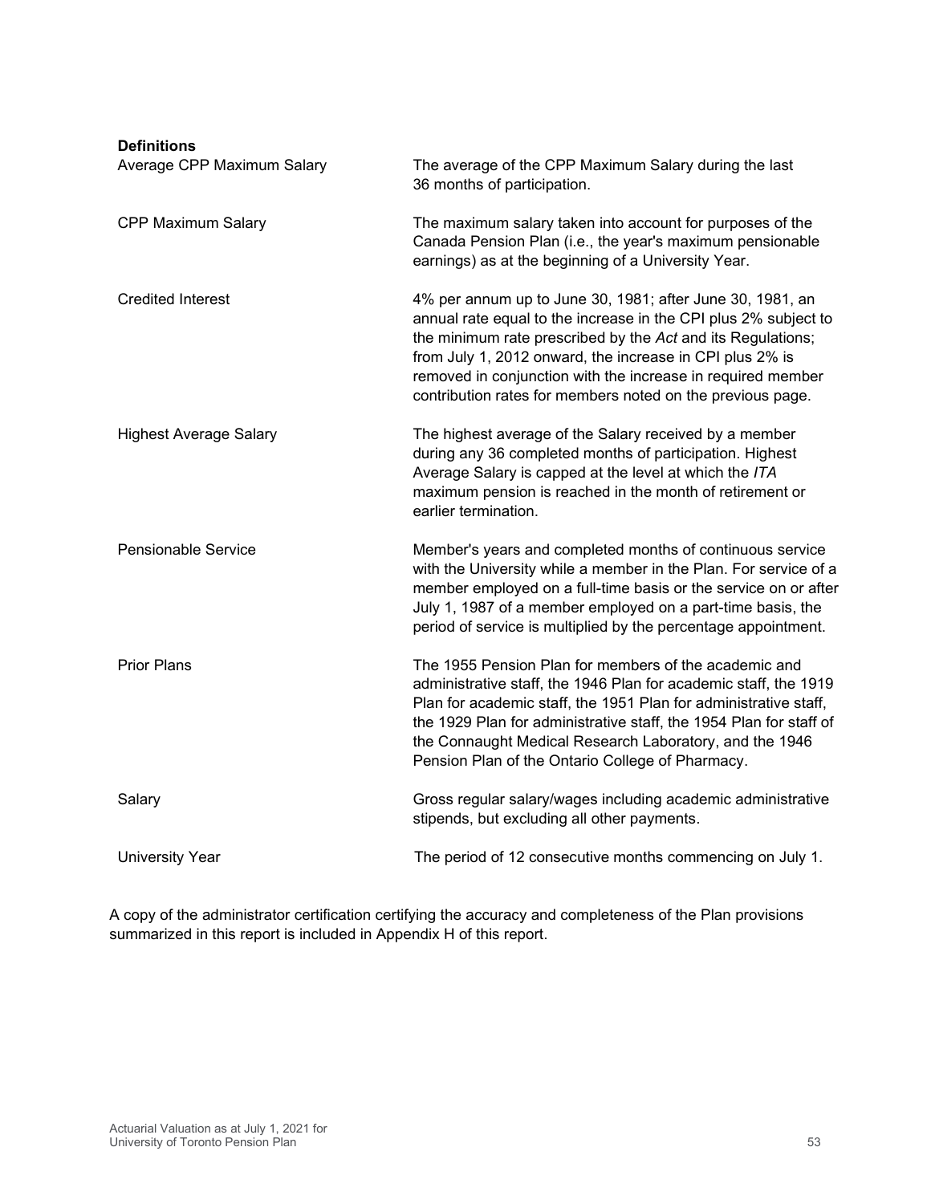**Definitions**

| | |
|---|---|
| Average CPP Maximum Salary | The average of the CPP Maximum Salary during the last 36 months of participation. |
| CPP Maximum Salary | The maximum salary taken into account for purposes of the Canada Pension Plan (i.e., the year's maximum pensionable earnings) as at the beginning of a University Year. |
| Credited Interest | 4% per annum up to June 30, 1981; after June 30, 1981, an annual rate equal to the increase in the CPI plus 2% subject to the minimum rate prescribed by the *Act* and its Regulations; from July 1, 2012 onward, the increase in CPI plus 2% is removed in conjunction with the increase in required member contribution rates for members noted on the previous page. |
| Highest Average Salary | The highest average of the Salary received by a member during any 36 completed months of participation. Highest Average Salary is capped at the level at which the *ITA* maximum pension is reached in the month of retirement or earlier termination. |
| Pensionable Service | Member's years and completed months of continuous service with the University while a member in the Plan. For service of a member employed on a full-time basis or the service on or after July 1, 1987 of a member employed on a part-time basis, the period of service is multiplied by the percentage appointment. |
| Prior Plans | The 1955 Pension Plan for members of the academic and administrative staff, the 1946 Plan for academic staff, the 1919 Plan for academic staff, the 1951 Plan for administrative staff, the 1929 Plan for administrative staff, the 1954 Plan for staff of the Connaught Medical Research Laboratory, and the 1946 Pension Plan of the Ontario College of Pharmacy. |
| Salary | Gross regular salary/wages including academic administrative stipends, but excluding all other payments. |
| University Year | The period of 12 consecutive months commencing on July 1. |

A copy of the administrator certification certifying the accuracy and completeness of the Plan provisions summarized in this report is included in Appendix H of this report.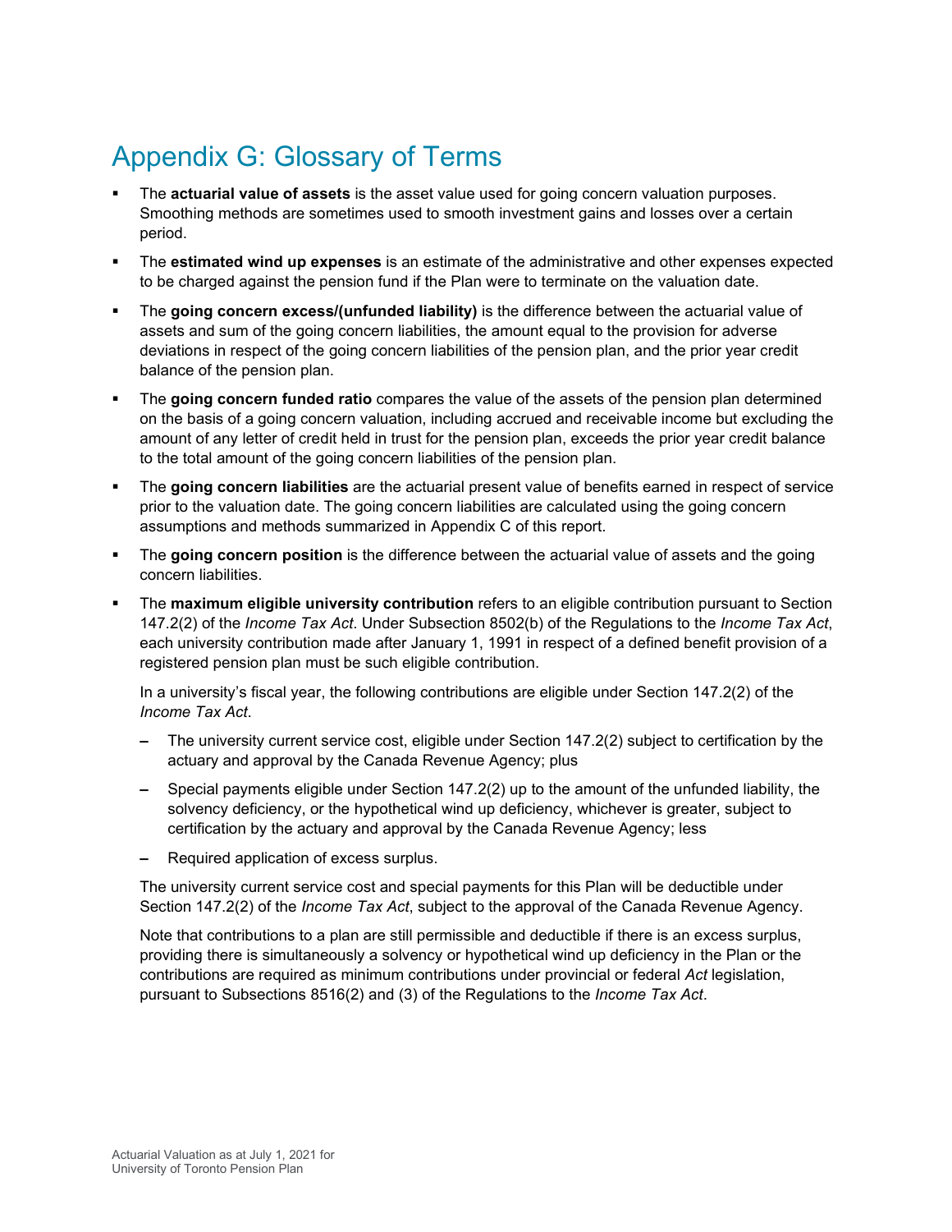# Appendix G: Glossary of Terms

- The **actuarial value of assets** is the asset value used for going concern valuation purposes. Smoothing methods are sometimes used to smooth investment gains and losses over a certain period.
- The **estimated wind up expenses** is an estimate of the administrative and other expenses expected to be charged against the pension fund if the Plan were to terminate on the valuation date.
- The **going concern excess/(unfunded liability)** is the difference between the actuarial value of assets and sum of the going concern liabilities, the amount equal to the provision for adverse deviations in respect of the going concern liabilities of the pension plan, and the prior year credit balance of the pension plan.
- The **going concern funded ratio** compares the value of the assets of the pension plan determined on the basis of a going concern valuation, including accrued and receivable income but excluding the amount of any letter of credit held in trust for the pension plan, exceeds the prior year credit balance to the total amount of the going concern liabilities of the pension plan.
- The **going concern liabilities** are the actuarial present value of benefits earned in respect of service prior to the valuation date. The going concern liabilities are calculated using the going concern assumptions and methods summarized in Appendix C of this report.
- The **going concern position** is the difference between the actuarial value of assets and the going concern liabilities.
- The **maximum eligible university contribution** refers to an eligible contribution pursuant to Section 147.2(2) of the *Income Tax Act*. Under Subsection 8502(b) of the Regulations to the *Income Tax Act*, each university contribution made after January 1, 1991 in respect of a defined benefit provision of a registered pension plan must be such eligible contribution.

  In a university's fiscal year, the following contributions are eligible under Section 147.2(2) of the *Income Tax Act*.

  - The university current service cost, eligible under Section 147.2(2) subject to certification by the actuary and approval by the Canada Revenue Agency; plus
  - Special payments eligible under Section 147.2(2) up to the amount of the unfunded liability, the solvency deficiency, or the hypothetical wind up deficiency, whichever is greater, subject to certification by the actuary and approval by the Canada Revenue Agency; less
  - Required application of excess surplus.

  The university current service cost and special payments for this Plan will be deductible under Section 147.2(2) of the *Income Tax Act*, subject to the approval of the Canada Revenue Agency.

  Note that contributions to a plan are still permissible and deductible if there is an excess surplus, providing there is simultaneously a solvency or hypothetical wind up deficiency in the Plan or the contributions are required as minimum contributions under provincial or federal *Act* legislation, pursuant to Subsections 8516(2) and (3) of the Regulations to the *Income Tax Act*.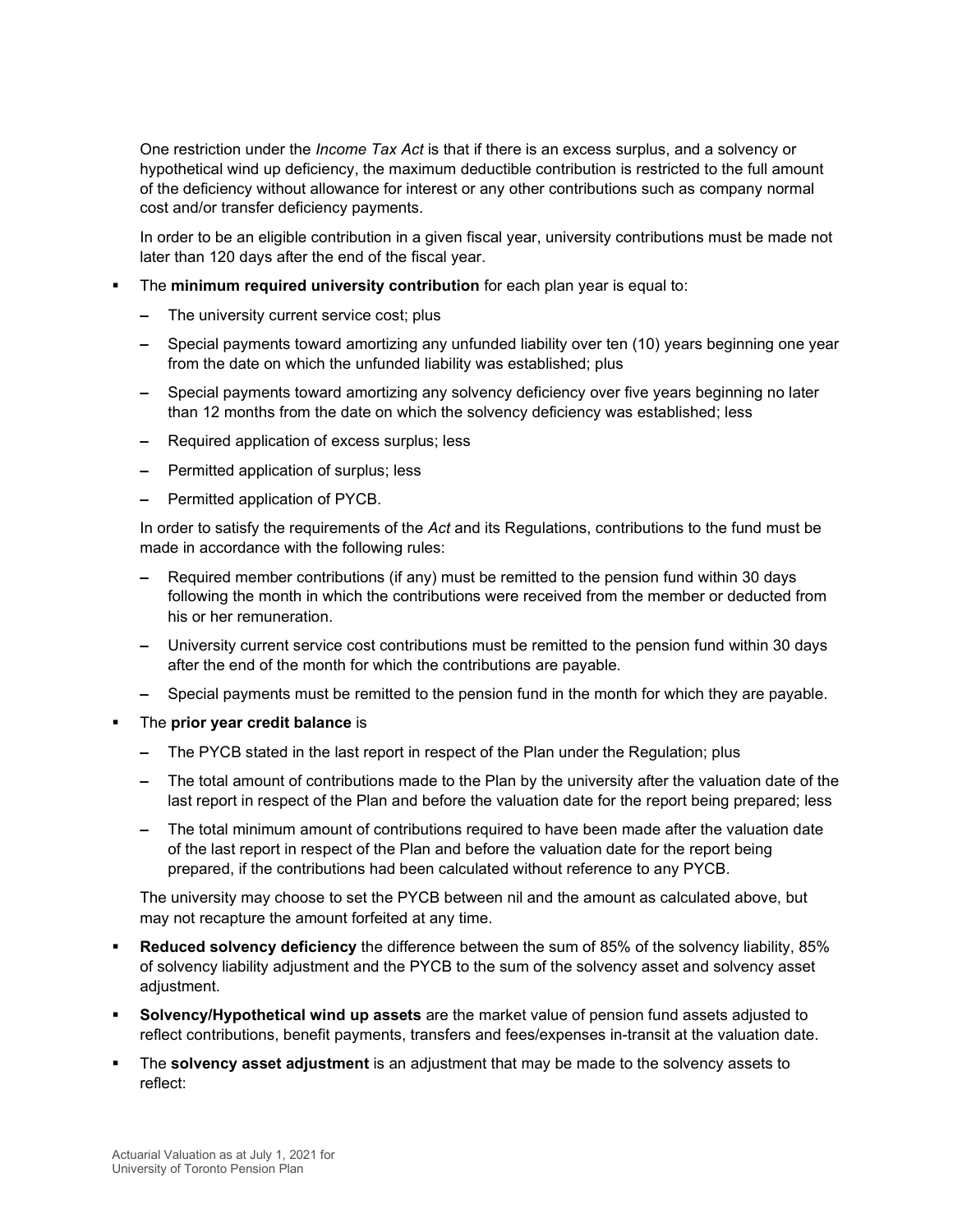One restriction under the *Income Tax Act* is that if there is an excess surplus, and a solvency or hypothetical wind up deficiency, the maximum deductible contribution is restricted to the full amount of the deficiency without allowance for interest or any other contributions such as company normal cost and/or transfer deficiency payments.

In order to be an eligible contribution in a given fiscal year, university contributions must be made not later than 120 days after the end of the fiscal year.

- The **minimum required university contribution** for each plan year is equal to:
  - The university current service cost; plus
  - Special payments toward amortizing any unfunded liability over ten (10) years beginning one year from the date on which the unfunded liability was established; plus
  - Special payments toward amortizing any solvency deficiency over five years beginning no later than 12 months from the date on which the solvency deficiency was established; less
  - Required application of excess surplus; less
  - Permitted application of surplus; less
  - Permitted application of PYCB.

  In order to satisfy the requirements of the *Act* and its Regulations, contributions to the fund must be made in accordance with the following rules:
  - Required member contributions (if any) must be remitted to the pension fund within 30 days following the month in which the contributions were received from the member or deducted from his or her remuneration.
  - University current service cost contributions must be remitted to the pension fund within 30 days after the end of the month for which the contributions are payable.
  - Special payments must be remitted to the pension fund in the month for which they are payable.
- The **prior year credit balance** is
  - The PYCB stated in the last report in respect of the Plan under the Regulation; plus
  - The total amount of contributions made to the Plan by the university after the valuation date of the last report in respect of the Plan and before the valuation date for the report being prepared; less
  - The total minimum amount of contributions required to have been made after the valuation date of the last report in respect of the Plan and before the valuation date for the report being prepared, if the contributions had been calculated without reference to any PYCB.

  The university may choose to set the PYCB between nil and the amount as calculated above, but may not recapture the amount forfeited at any time.
- **Reduced solvency deficiency** the difference between the sum of 85% of the solvency liability, 85% of solvency liability adjustment and the PYCB to the sum of the solvency asset and solvency asset adjustment.
- **Solvency/Hypothetical wind up assets** are the market value of pension fund assets adjusted to reflect contributions, benefit payments, transfers and fees/expenses in-transit at the valuation date.
- The **solvency asset adjustment** is an adjustment that may be made to the solvency assets to reflect: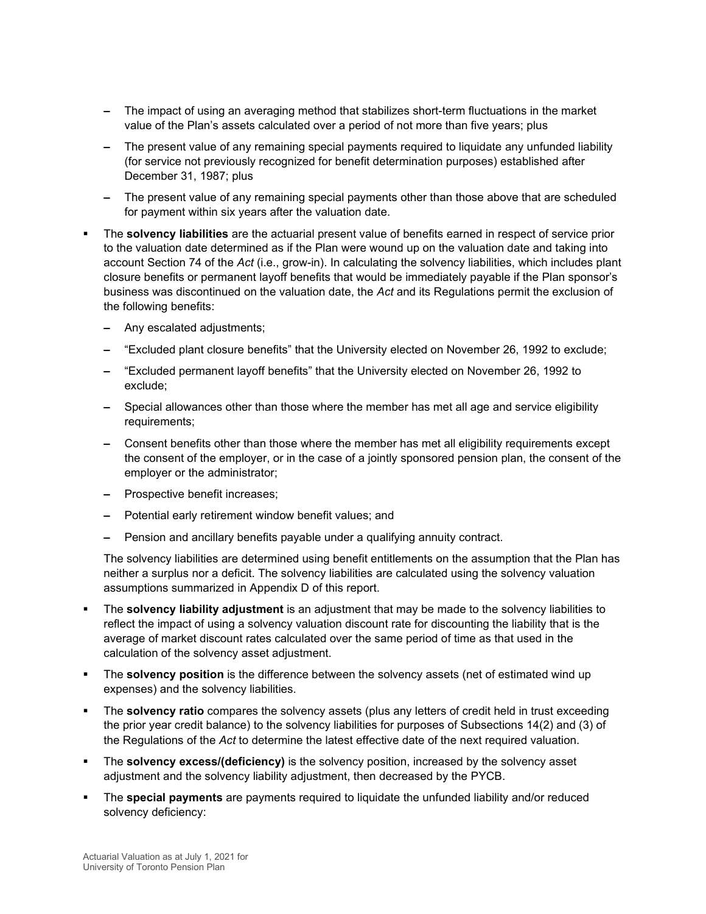- The impact of using an averaging method that stabilizes short-term fluctuations in the market value of the Plan's assets calculated over a period of not more than five years; plus
  - The present value of any remaining special payments required to liquidate any unfunded liability (for service not previously recognized for benefit determination purposes) established after December 31, 1987; plus
  - The present value of any remaining special payments other than those above that are scheduled for payment within six years after the valuation date.

- The **solvency liabilities** are the actuarial present value of benefits earned in respect of service prior to the valuation date determined as if the Plan were wound up on the valuation date and taking into account Section 74 of the *Act* (i.e., grow-in). In calculating the solvency liabilities, which includes plant closure benefits or permanent layoff benefits that would be immediately payable if the Plan sponsor's business was discontinued on the valuation date, the *Act* and its Regulations permit the exclusion of the following benefits:
  - Any escalated adjustments;
  - "Excluded plant closure benefits" that the University elected on November 26, 1992 to exclude;
  - "Excluded permanent layoff benefits" that the University elected on November 26, 1992 to exclude;
  - Special allowances other than those where the member has met all age and service eligibility requirements;
  - Consent benefits other than those where the member has met all eligibility requirements except the consent of the employer, or in the case of a jointly sponsored pension plan, the consent of the employer or the administrator;
  - Prospective benefit increases;
  - Potential early retirement window benefit values; and
  - Pension and ancillary benefits payable under a qualifying annuity contract.

  The solvency liabilities are determined using benefit entitlements on the assumption that the Plan has neither a surplus nor a deficit. The solvency liabilities are calculated using the solvency valuation assumptions summarized in Appendix D of this report.

- The **solvency liability adjustment** is an adjustment that may be made to the solvency liabilities to reflect the impact of using a solvency valuation discount rate for discounting the liability that is the average of market discount rates calculated over the same period of time as that used in the calculation of the solvency asset adjustment.
- The **solvency position** is the difference between the solvency assets (net of estimated wind up expenses) and the solvency liabilities.
- The **solvency ratio** compares the solvency assets (plus any letters of credit held in trust exceeding the prior year credit balance) to the solvency liabilities for purposes of Subsections 14(2) and (3) of the Regulations of the *Act* to determine the latest effective date of the next required valuation.
- The **solvency excess/(deficiency)** is the solvency position, increased by the solvency asset adjustment and the solvency liability adjustment, then decreased by the PYCB.
- The **special payments** are payments required to liquidate the unfunded liability and/or reduced solvency deficiency: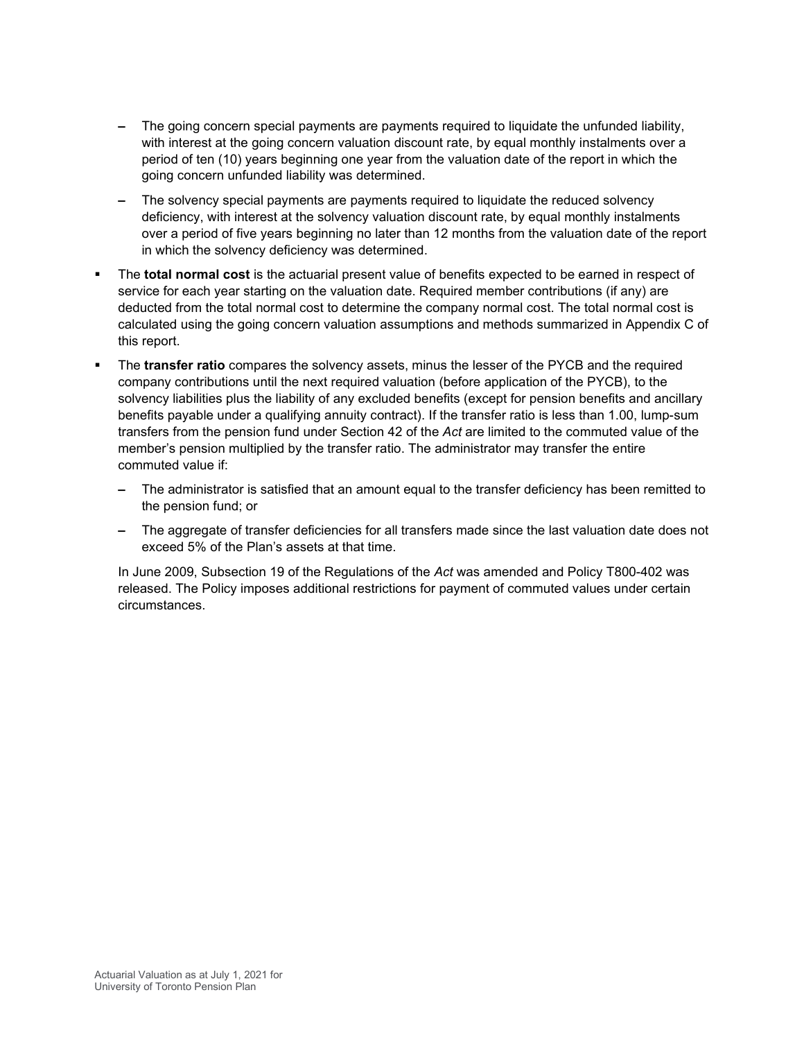- The going concern special payments are payments required to liquidate the unfunded liability, with interest at the going concern valuation discount rate, by equal monthly instalments over a period of ten (10) years beginning one year from the valuation date of the report in which the going concern unfunded liability was determined.
  - The solvency special payments are payments required to liquidate the reduced solvency deficiency, with interest at the solvency valuation discount rate, by equal monthly instalments over a period of five years beginning no later than 12 months from the valuation date of the report in which the solvency deficiency was determined.

- The **total normal cost** is the actuarial present value of benefits expected to be earned in respect of service for each year starting on the valuation date. Required member contributions (if any) are deducted from the total normal cost to determine the company normal cost. The total normal cost is calculated using the going concern valuation assumptions and methods summarized in Appendix C of this report.

- The **transfer ratio** compares the solvency assets, minus the lesser of the PYCB and the required company contributions until the next required valuation (before application of the PYCB), to the solvency liabilities plus the liability of any excluded benefits (except for pension benefits and ancillary benefits payable under a qualifying annuity contract). If the transfer ratio is less than 1.00, lump-sum transfers from the pension fund under Section 42 of the *Act* are limited to the commuted value of the member's pension multiplied by the transfer ratio. The administrator may transfer the entire commuted value if:

  - The administrator is satisfied that an amount equal to the transfer deficiency has been remitted to the pension fund; or
  - The aggregate of transfer deficiencies for all transfers made since the last valuation date does not exceed 5% of the Plan's assets at that time.

  In June 2009, Subsection 19 of the Regulations of the *Act* was amended and Policy T800-402 was released. The Policy imposes additional restrictions for payment of commuted values under certain circumstances.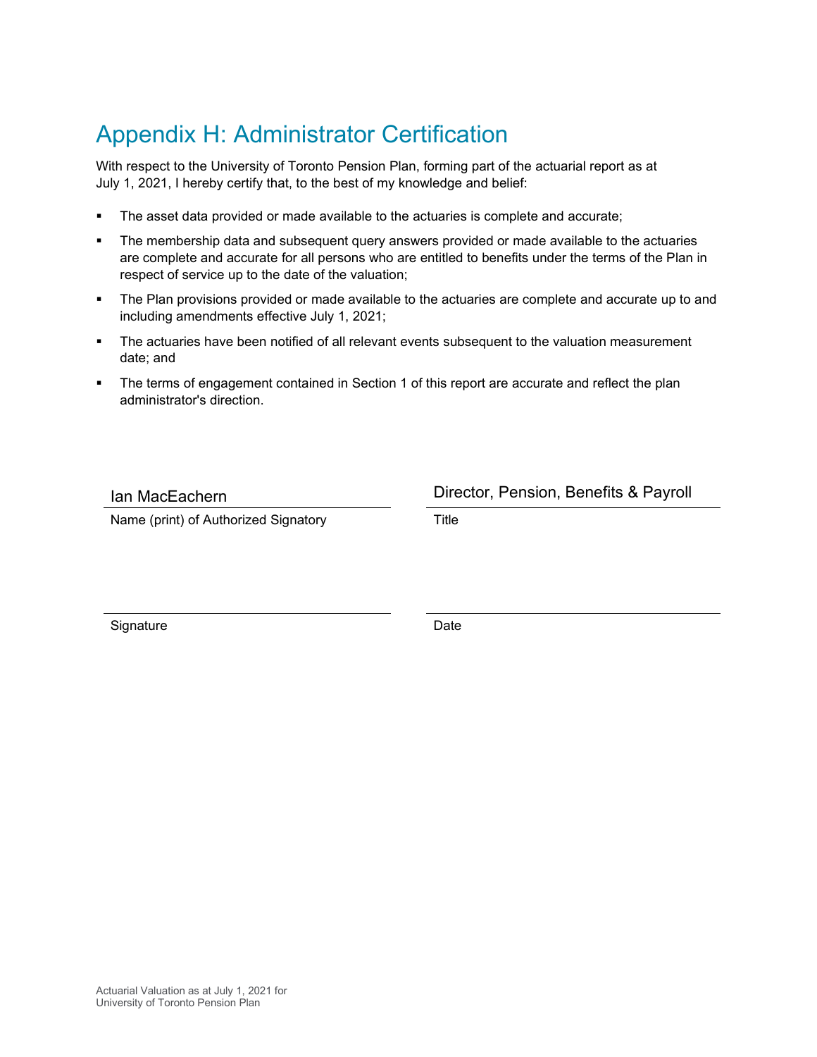# Appendix H: Administrator Certification

With respect to the University of Toronto Pension Plan, forming part of the actuarial report as at July 1, 2021, I hereby certify that, to the best of my knowledge and belief:

- The asset data provided or made available to the actuaries is complete and accurate;
- The membership data and subsequent query answers provided or made available to the actuaries are complete and accurate for all persons who are entitled to benefits under the terms of the Plan in respect of service up to the date of the valuation;
- The Plan provisions provided or made available to the actuaries are complete and accurate up to and including amendments effective July 1, 2021;
- The actuaries have been notified of all relevant events subsequent to the valuation measurement date; and
- The terms of engagement contained in Section 1 of this report are accurate and reflect the plan administrator's direction.

| | |
|---|---|
| Ian MacEachern | Director, Pension, Benefits & Payroll |
| Name (print) of Authorized Signatory | Title |
| | |
| Signature | Date |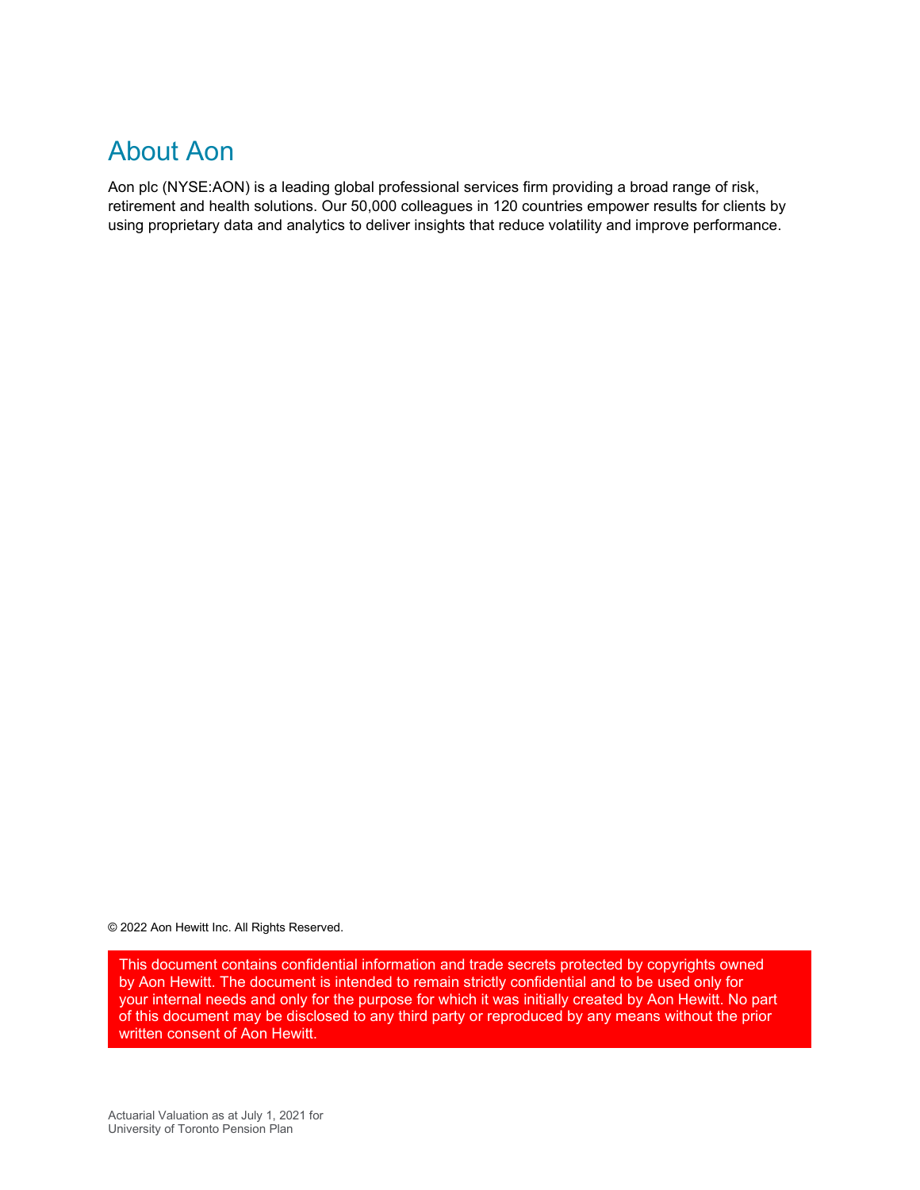# About Aon

Aon plc (NYSE:AON) is a leading global professional services firm providing a broad range of risk, retirement and health solutions. Our 50,000 colleagues in 120 countries empower results for clients by using proprietary data and analytics to deliver insights that reduce volatility and improve performance.

© 2022 Aon Hewitt Inc. All Rights Reserved.

This document contains confidential information and trade secrets protected by copyrights owned by Aon Hewitt. The document is intended to remain strictly confidential and to be used only for your internal needs and only for the purpose for which it was initially created by Aon Hewitt. No part of this document may be disclosed to any third party or reproduced by any means without the prior written consent of Aon Hewitt.